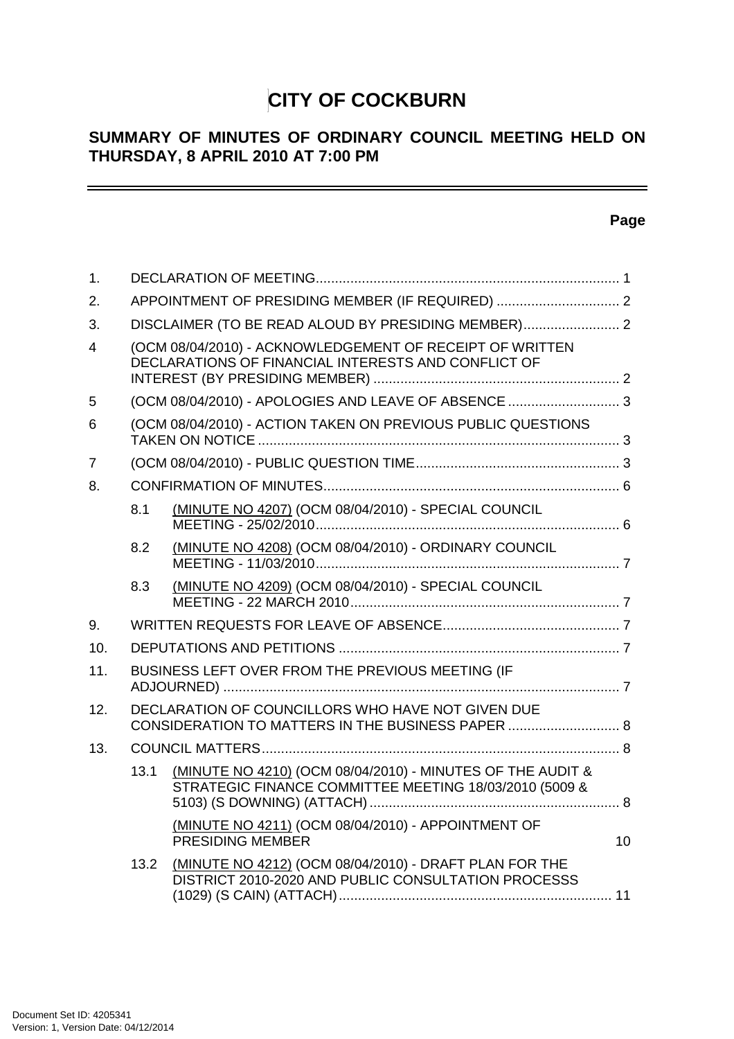# CITY OF COCKBURN

## SUMMARY OF MINUTES OF ORDINARY COUNCIL MEETING HELD ON THURSDAY, 8 APRIL 2010 AT 7:00 PM

**Page**

| | | | |
|---|---|---|---|
| 1. | DECLARATION OF MEETING | | 1 |
| 2. | APPOINTMENT OF PRESIDING MEMBER (IF REQUIRED) | | 2 |
| 3. | DISCLAIMER (TO BE READ ALOUD BY PRESIDING MEMBER) | | 2 |
| 4 | (OCM 08/04/2010) - ACKNOWLEDGEMENT OF RECEIPT OF WRITTEN DECLARATIONS OF FINANCIAL INTERESTS AND CONFLICT OF INTEREST (BY PRESIDING MEMBER) | | 2 |
| 5 | (OCM 08/04/2010) - APOLOGIES AND LEAVE OF ABSENCE | | 3 |
| 6 | (OCM 08/04/2010) - ACTION TAKEN ON PREVIOUS PUBLIC QUESTIONS TAKEN ON NOTICE | | 3 |
| 7 | (OCM 08/04/2010) - PUBLIC QUESTION TIME | | 3 |
| 8. | CONFIRMATION OF MINUTES | | 6 |
| | 8.1 | (MINUTE NO 4207) (OCM 08/04/2010) - SPECIAL COUNCIL MEETING - 25/02/2010 | 6 |
| | 8.2 | (MINUTE NO 4208) (OCM 08/04/2010) - ORDINARY COUNCIL MEETING - 11/03/2010 | 7 |
| | 8.3 | (MINUTE NO 4209) (OCM 08/04/2010) - SPECIAL COUNCIL MEETING - 22 MARCH 2010 | 7 |
| 9. | WRITTEN REQUESTS FOR LEAVE OF ABSENCE | | 7 |
| 10. | DEPUTATIONS AND PETITIONS | | 7 |
| 11. | BUSINESS LEFT OVER FROM THE PREVIOUS MEETING (IF ADJOURNED) | | 7 |
| 12. | DECLARATION OF COUNCILLORS WHO HAVE NOT GIVEN DUE CONSIDERATION TO MATTERS IN THE BUSINESS PAPER | | 8 |
| 13. | COUNCIL MATTERS | | 8 |
| | 13.1 | (MINUTE NO 4210) (OCM 08/04/2010) - MINUTES OF THE AUDIT & STRATEGIC FINANCE COMMITTEE MEETING 18/03/2010 (5009 & 5103) (S DOWNING) (ATTACH) | 8 |
| | | (MINUTE NO 4211) (OCM 08/04/2010) - APPOINTMENT OF PRESIDING MEMBER | 10 |
| | 13.2 | (MINUTE NO 4212) (OCM 08/04/2010) - DRAFT PLAN FOR THE DISTRICT 2010-2020 AND PUBLIC CONSULTATION PROCESSS (1029) (S CAIN) (ATTACH) | 11 |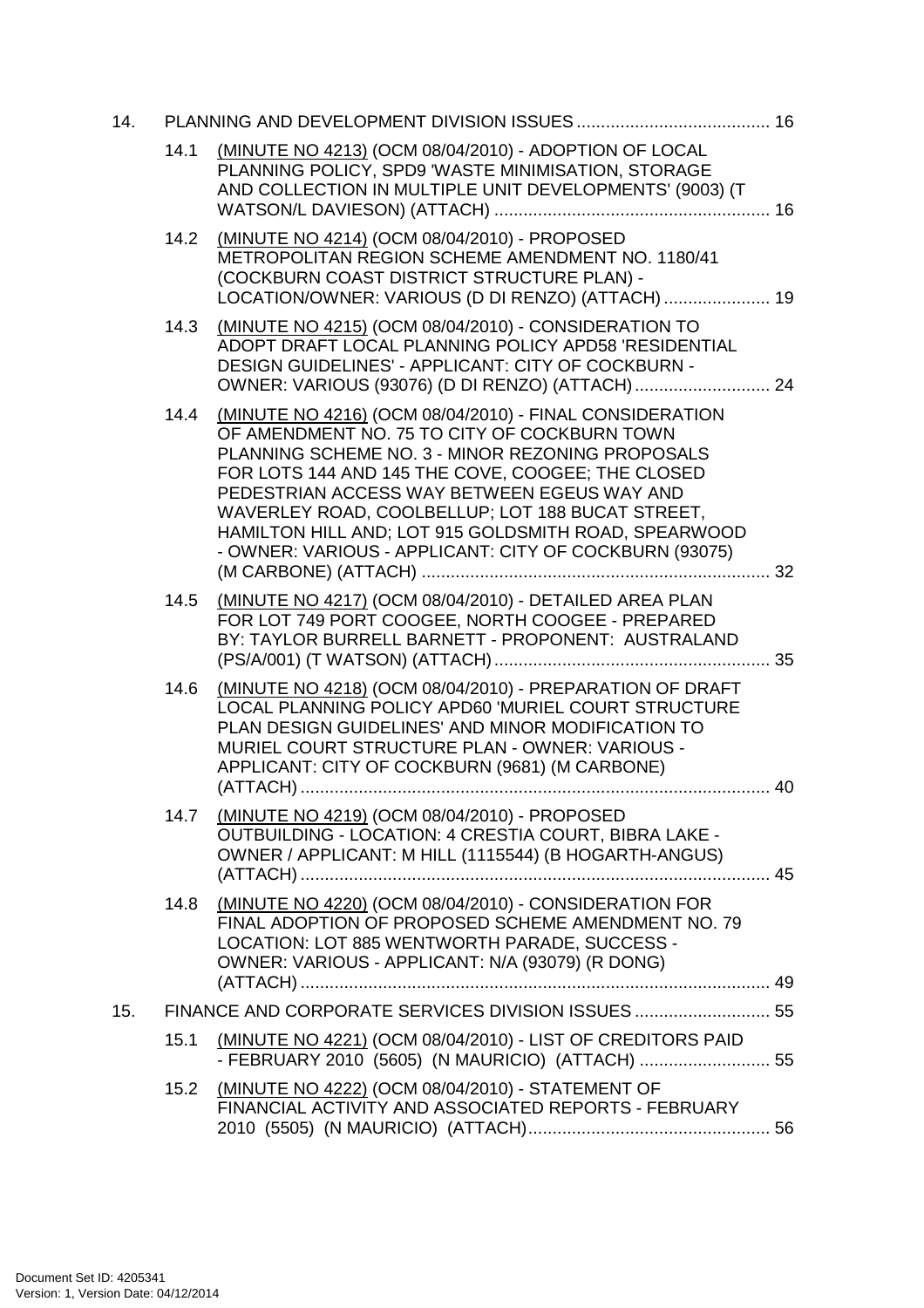| | | | |
|---|---|---|---|
| 14. | | PLANNING AND DEVELOPMENT DIVISION ISSUES | 16 |
| | 14.1 | (MINUTE NO 4213) (OCM 08/04/2010) - ADOPTION OF LOCAL PLANNING POLICY, SPD9 'WASTE MINIMISATION, STORAGE AND COLLECTION IN MULTIPLE UNIT DEVELOPMENTS' (9003) (T WATSON/L DAVIESON) (ATTACH) | 16 |
| | 14.2 | (MINUTE NO 4214) (OCM 08/04/2010) - PROPOSED METROPOLITAN REGION SCHEME AMENDMENT NO. 1180/41 (COCKBURN COAST DISTRICT STRUCTURE PLAN) - LOCATION/OWNER: VARIOUS (D DI RENZO) (ATTACH) | 19 |
| | 14.3 | (MINUTE NO 4215) (OCM 08/04/2010) - CONSIDERATION TO ADOPT DRAFT LOCAL PLANNING POLICY APD58 'RESIDENTIAL DESIGN GUIDELINES' - APPLICANT: CITY OF COCKBURN - OWNER: VARIOUS (93076) (D DI RENZO) (ATTACH) | 24 |
| | 14.4 | (MINUTE NO 4216) (OCM 08/04/2010) - FINAL CONSIDERATION OF AMENDMENT NO. 75 TO CITY OF COCKBURN TOWN PLANNING SCHEME NO. 3 - MINOR REZONING PROPOSALS FOR LOTS 144 AND 145 THE COVE, COOGEE; THE CLOSED PEDESTRIAN ACCESS WAY BETWEEN EGEUS WAY AND WAVERLEY ROAD, COOLBELLUP; LOT 188 BUCAT STREET, HAMILTON HILL AND; LOT 915 GOLDSMITH ROAD, SPEARWOOD - OWNER: VARIOUS - APPLICANT: CITY OF COCKBURN (93075) (M CARBONE) (ATTACH) | 32 |
| | 14.5 | (MINUTE NO 4217) (OCM 08/04/2010) - DETAILED AREA PLAN FOR LOT 749 PORT COOGEE, NORTH COOGEE - PREPARED BY: TAYLOR BURRELL BARNETT - PROPONENT: AUSTRALAND (PS/A/001) (T WATSON) (ATTACH) | 35 |
| | 14.6 | (MINUTE NO 4218) (OCM 08/04/2010) - PREPARATION OF DRAFT LOCAL PLANNING POLICY APD60 'MURIEL COURT STRUCTURE PLAN DESIGN GUIDELINES' AND MINOR MODIFICATION TO MURIEL COURT STRUCTURE PLAN - OWNER: VARIOUS - APPLICANT: CITY OF COCKBURN (9681) (M CARBONE) (ATTACH) | 40 |
| | 14.7 | (MINUTE NO 4219) (OCM 08/04/2010) - PROPOSED OUTBUILDING - LOCATION: 4 CRESTIA COURT, BIBRA LAKE - OWNER / APPLICANT: M HILL (1115544) (B HOGARTH-ANGUS) (ATTACH) | 45 |
| | 14.8 | (MINUTE NO 4220) (OCM 08/04/2010) - CONSIDERATION FOR FINAL ADOPTION OF PROPOSED SCHEME AMENDMENT NO. 79 LOCATION: LOT 885 WENTWORTH PARADE, SUCCESS - OWNER: VARIOUS - APPLICANT: N/A (93079) (R DONG) (ATTACH) | 49 |
| 15. | | FINANCE AND CORPORATE SERVICES DIVISION ISSUES | 55 |
| | 15.1 | (MINUTE NO 4221) (OCM 08/04/2010) - LIST OF CREDITORS PAID - FEBRUARY 2010 (5605) (N MAURICIO) (ATTACH) | 55 |
| | 15.2 | (MINUTE NO 4222) (OCM 08/04/2010) - STATEMENT OF FINANCIAL ACTIVITY AND ASSOCIATED REPORTS - FEBRUARY 2010 (5505) (N MAURICIO) (ATTACH) | 56 |

Document Set ID: 4205341
Version: 1, Version Date: 04/12/2014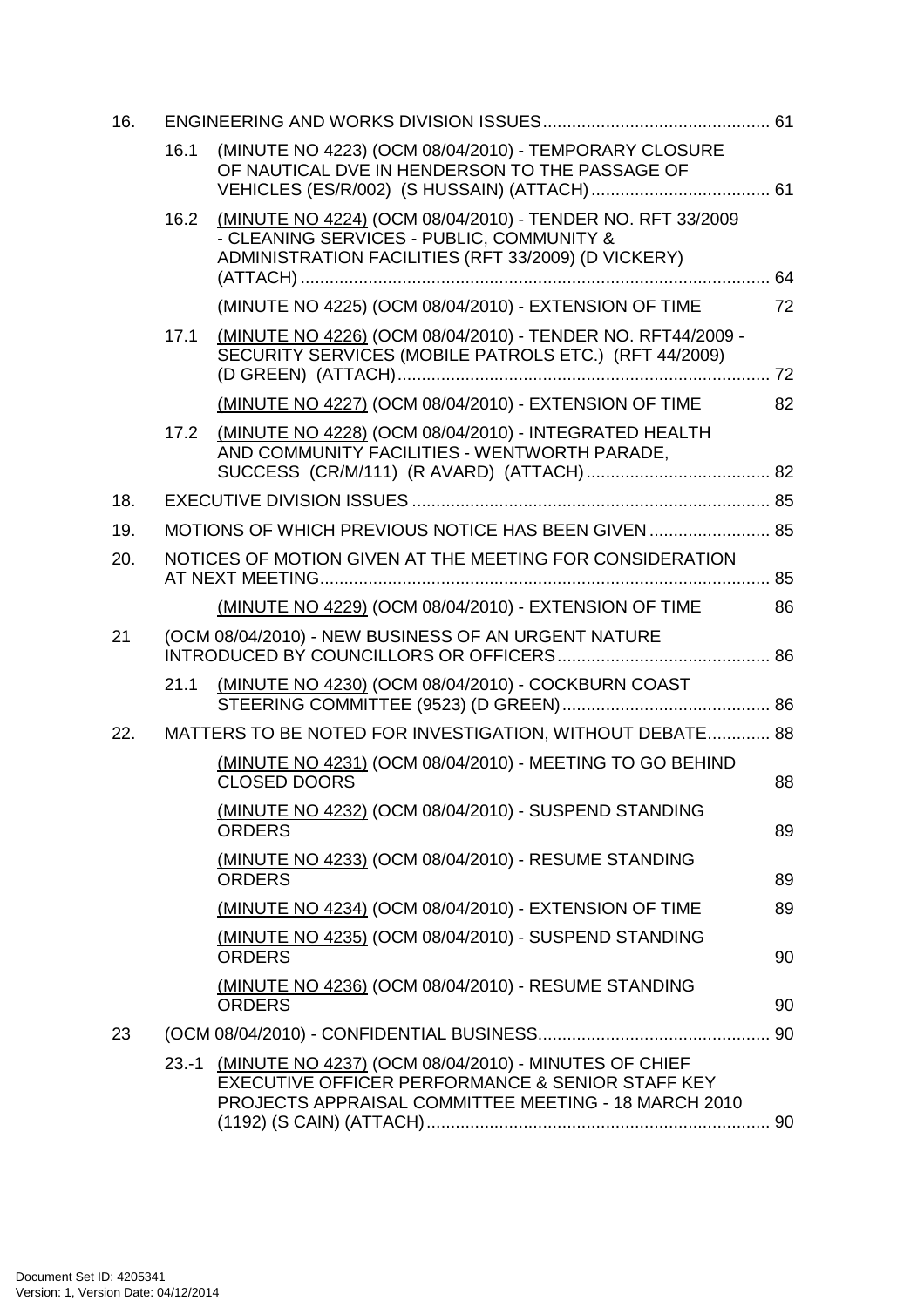| | | | |
|---|---|---|---|
| 16. | | ENGINEERING AND WORKS DIVISION ISSUES | 61 |
| | 16.1 | (MINUTE NO 4223) (OCM 08/04/2010) - TEMPORARY CLOSURE OF NAUTICAL DVE IN HENDERSON TO THE PASSAGE OF VEHICLES (ES/R/002) (S HUSSAIN) (ATTACH) | 61 |
| | 16.2 | (MINUTE NO 4224) (OCM 08/04/2010) - TENDER NO. RFT 33/2009 - CLEANING SERVICES - PUBLIC, COMMUNITY & ADMINISTRATION FACILITIES (RFT 33/2009) (D VICKERY) (ATTACH) | 64 |
| | | (MINUTE NO 4225) (OCM 08/04/2010) - EXTENSION OF TIME | 72 |
| | 17.1 | (MINUTE NO 4226) (OCM 08/04/2010) - TENDER NO. RFT44/2009 - SECURITY SERVICES (MOBILE PATROLS ETC.) (RFT 44/2009) (D GREEN) (ATTACH) | 72 |
| | | (MINUTE NO 4227) (OCM 08/04/2010) - EXTENSION OF TIME | 82 |
| | 17.2 | (MINUTE NO 4228) (OCM 08/04/2010) - INTEGRATED HEALTH AND COMMUNITY FACILITIES - WENTWORTH PARADE, SUCCESS (CR/M/111) (R AVARD) (ATTACH) | 82 |
| 18. | | EXECUTIVE DIVISION ISSUES | 85 |
| 19. | | MOTIONS OF WHICH PREVIOUS NOTICE HAS BEEN GIVEN | 85 |
| 20. | | NOTICES OF MOTION GIVEN AT THE MEETING FOR CONSIDERATION AT NEXT MEETING | 85 |
| | | (MINUTE NO 4229) (OCM 08/04/2010) - EXTENSION OF TIME | 86 |
| 21 | | (OCM 08/04/2010) - NEW BUSINESS OF AN URGENT NATURE INTRODUCED BY COUNCILLORS OR OFFICERS | 86 |
| | 21.1 | (MINUTE NO 4230) (OCM 08/04/2010) - COCKBURN COAST STEERING COMMITTEE (9523) (D GREEN) | 86 |
| 22. | | MATTERS TO BE NOTED FOR INVESTIGATION, WITHOUT DEBATE | 88 |
| | | (MINUTE NO 4231) (OCM 08/04/2010) - MEETING TO GO BEHIND CLOSED DOORS | 88 |
| | | (MINUTE NO 4232) (OCM 08/04/2010) - SUSPEND STANDING ORDERS | 89 |
| | | (MINUTE NO 4233) (OCM 08/04/2010) - RESUME STANDING ORDERS | 89 |
| | | (MINUTE NO 4234) (OCM 08/04/2010) - EXTENSION OF TIME | 89 |
| | | (MINUTE NO 4235) (OCM 08/04/2010) - SUSPEND STANDING ORDERS | 90 |
| | | (MINUTE NO 4236) (OCM 08/04/2010) - RESUME STANDING ORDERS | 90 |
| 23 | | (OCM 08/04/2010) - CONFIDENTIAL BUSINESS | 90 |
| | 23.-1 | (MINUTE NO 4237) (OCM 08/04/2010) - MINUTES OF CHIEF EXECUTIVE OFFICER PERFORMANCE & SENIOR STAFF KEY PROJECTS APPRAISAL COMMITTEE MEETING - 18 MARCH 2010 (1192) (S CAIN) (ATTACH) | 90 |

Document Set ID: 4205341
Version: 1, Version Date: 04/12/2014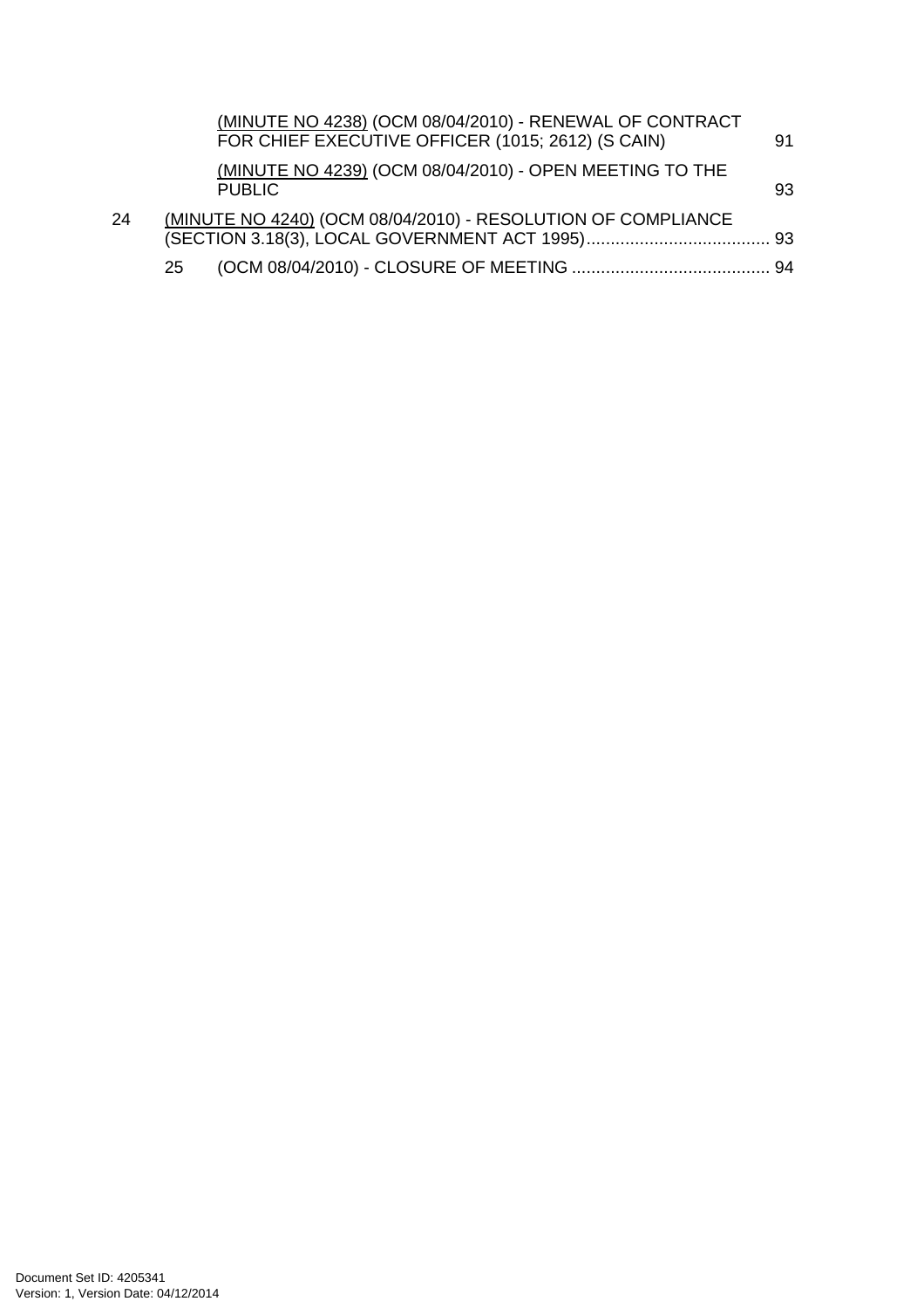(MINUTE NO 4238) (OCM 08/04/2010) - RENEWAL OF CONTRACT FOR CHIEF EXECUTIVE OFFICER (1015; 2612) (S CAIN) 91

(MINUTE NO 4239) (OCM 08/04/2010) - OPEN MEETING TO THE PUBLIC 93

24 (MINUTE NO 4240) (OCM 08/04/2010) - RESOLUTION OF COMPLIANCE (SECTION 3.18(3), LOCAL GOVERNMENT ACT 1995) 93

25 (OCM 08/04/2010) - CLOSURE OF MEETING 94

Document Set ID: 4205341
Version: 1, Version Date: 04/12/2014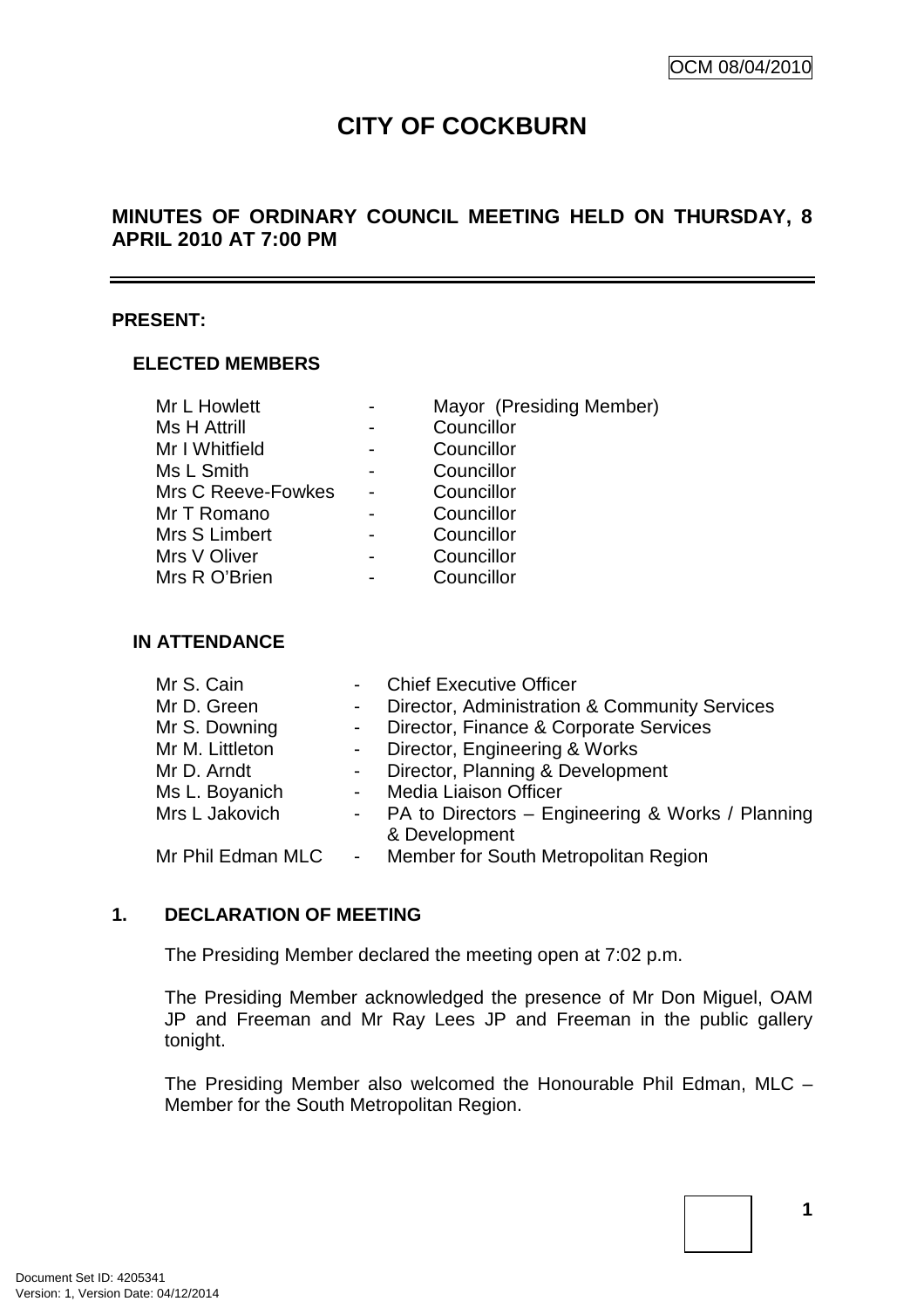OCM 08/04/2010

# CITY OF COCKBURN

## MINUTES OF ORDINARY COUNCIL MEETING HELD ON THURSDAY, 8 APRIL 2010 AT 7:00 PM

**PRESENT:**

**ELECTED MEMBERS**

| | | |
|---|---|---|
| Mr L Howlett | - | Mayor (Presiding Member) |
| Ms H Attrill | - | Councillor |
| Mr I Whitfield | - | Councillor |
| Ms L Smith | - | Councillor |
| Mrs C Reeve-Fowkes | - | Councillor |
| Mr T Romano | - | Councillor |
| Mrs S Limbert | - | Councillor |
| Mrs V Oliver | - | Councillor |
| Mrs R O'Brien | - | Councillor |

**IN ATTENDANCE**

| | | |
|---|---|---|
| Mr S. Cain | - | Chief Executive Officer |
| Mr D. Green | - | Director, Administration & Community Services |
| Mr S. Downing | - | Director, Finance & Corporate Services |
| Mr M. Littleton | - | Director, Engineering & Works |
| Mr D. Arndt | - | Director, Planning & Development |
| Ms L. Boyanich | - | Media Liaison Officer |
| Mrs L Jakovich | - | PA to Directors – Engineering & Works / Planning & Development |
| Mr Phil Edman MLC | - | Member for South Metropolitan Region |

### 1. DECLARATION OF MEETING

The Presiding Member declared the meeting open at 7:02 p.m.

The Presiding Member acknowledged the presence of Mr Don Miguel, OAM JP and Freeman and Mr Ray Lees JP and Freeman in the public gallery tonight.

The Presiding Member also welcomed the Honourable Phil Edman, MLC – Member for the South Metropolitan Region.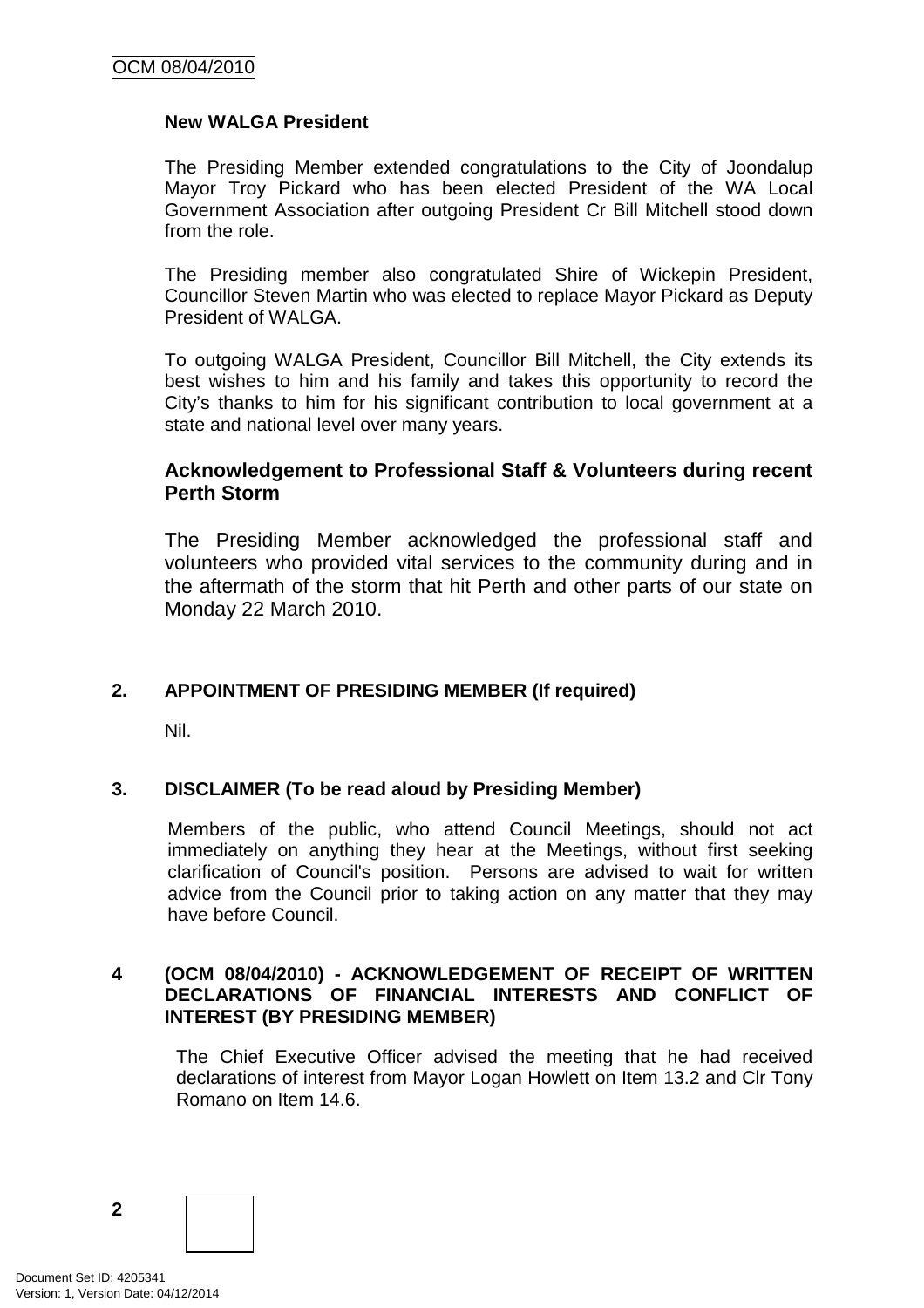**New WALGA President**

The Presiding Member extended congratulations to the City of Joondalup Mayor Troy Pickard who has been elected President of the WA Local Government Association after outgoing President Cr Bill Mitchell stood down from the role.

The Presiding member also congratulated Shire of Wickepin President, Councillor Steven Martin who was elected to replace Mayor Pickard as Deputy President of WALGA.

To outgoing WALGA President, Councillor Bill Mitchell, the City extends its best wishes to him and his family and takes this opportunity to record the City's thanks to him for his significant contribution to local government at a state and national level over many years.

### Acknowledgement to Professional Staff & Volunteers during recent Perth Storm

The Presiding Member acknowledged the professional staff and volunteers who provided vital services to the community during and in the aftermath of the storm that hit Perth and other parts of our state on Monday 22 March 2010.

## 2. APPOINTMENT OF PRESIDING MEMBER (If required)

Nil.

## 3. DISCLAIMER (To be read aloud by Presiding Member)

Members of the public, who attend Council Meetings, should not act immediately on anything they hear at the Meetings, without first seeking clarification of Council's position. Persons are advised to wait for written advice from the Council prior to taking action on any matter that they may have before Council.

## 4 (OCM 08/04/2010) - ACKNOWLEDGEMENT OF RECEIPT OF WRITTEN DECLARATIONS OF FINANCIAL INTERESTS AND CONFLICT OF INTEREST (BY PRESIDING MEMBER)

The Chief Executive Officer advised the meeting that he had received declarations of interest from Mayor Logan Howlett on Item 13.2 and Clr Tony Romano on Item 14.6.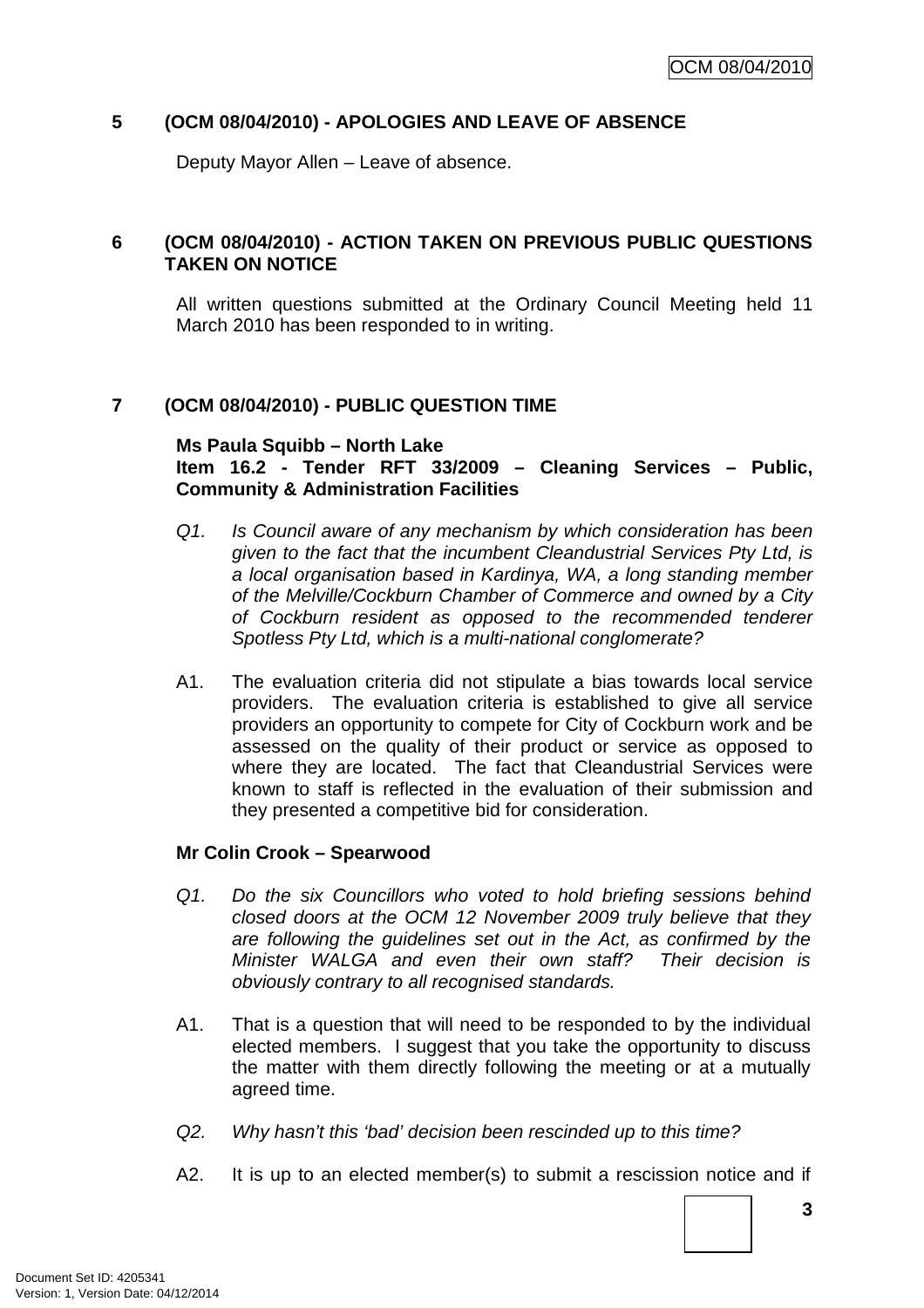## 5 (OCM 08/04/2010) - APOLOGIES AND LEAVE OF ABSENCE

Deputy Mayor Allen – Leave of absence.

## 6 (OCM 08/04/2010) - ACTION TAKEN ON PREVIOUS PUBLIC QUESTIONS TAKEN ON NOTICE

All written questions submitted at the Ordinary Council Meeting held 11 March 2010 has been responded to in writing.

## 7 (OCM 08/04/2010) - PUBLIC QUESTION TIME

**Ms Paula Squibb – North Lake**
**Item 16.2 - Tender RFT 33/2009 – Cleaning Services – Public, Community & Administration Facilities**

*Q1. Is Council aware of any mechanism by which consideration has been given to the fact that the incumbent Cleandustrial Services Pty Ltd, is a local organisation based in Kardinya, WA, a long standing member of the Melville/Cockburn Chamber of Commerce and owned by a City of Cockburn resident as opposed to the recommended tenderer Spotless Pty Ltd, which is a multi-national conglomerate?*

A1. The evaluation criteria did not stipulate a bias towards local service providers. The evaluation criteria is established to give all service providers an opportunity to compete for City of Cockburn work and be assessed on the quality of their product or service as opposed to where they are located. The fact that Cleandustrial Services were known to staff is reflected in the evaluation of their submission and they presented a competitive bid for consideration.

**Mr Colin Crook – Spearwood**

*Q1. Do the six Councillors who voted to hold briefing sessions behind closed doors at the OCM 12 November 2009 truly believe that they are following the guidelines set out in the Act, as confirmed by the Minister WALGA and even their own staff? Their decision is obviously contrary to all recognised standards.*

A1. That is a question that will need to be responded to by the individual elected members. I suggest that you take the opportunity to discuss the matter with them directly following the meeting or at a mutually agreed time.

*Q2. Why hasn't this 'bad' decision been rescinded up to this time?*

A2. It is up to an elected member(s) to submit a rescission notice and if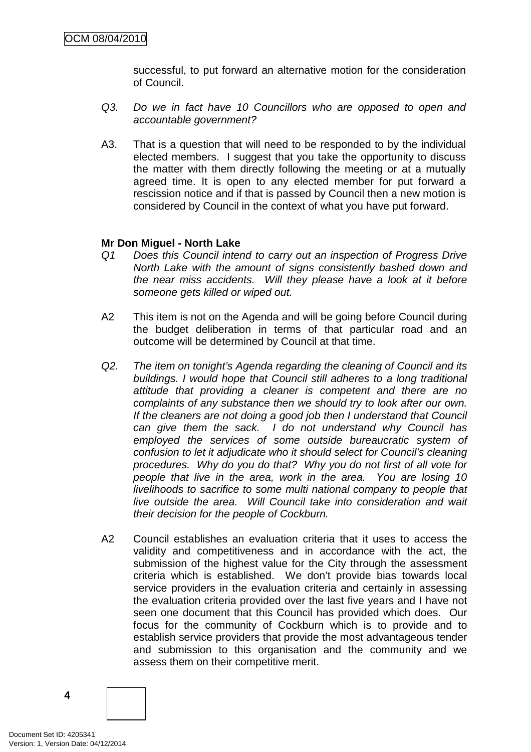successful, to put forward an alternative motion for the consideration of Council.

*Q3. Do we in fact have 10 Councillors who are opposed to open and accountable government?*

A3. That is a question that will need to be responded to by the individual elected members. I suggest that you take the opportunity to discuss the matter with them directly following the meeting or at a mutually agreed time. It is open to any elected member for put forward a rescission notice and if that is passed by Council then a new motion is considered by Council in the context of what you have put forward.

**Mr Don Miguel - North Lake**

*Q1 Does this Council intend to carry out an inspection of Progress Drive North Lake with the amount of signs consistently bashed down and the near miss accidents. Will they please have a look at it before someone gets killed or wiped out.*

A2 This item is not on the Agenda and will be going before Council during the budget deliberation in terms of that particular road and an outcome will be determined by Council at that time.

*Q2. The item on tonight's Agenda regarding the cleaning of Council and its buildings. I would hope that Council still adheres to a long traditional attitude that providing a cleaner is competent and there are no complaints of any substance then we should try to look after our own. If the cleaners are not doing a good job then I understand that Council can give them the sack. I do not understand why Council has employed the services of some outside bureaucratic system of confusion to let it adjudicate who it should select for Council's cleaning procedures. Why do you do that? Why you do not first of all vote for people that live in the area, work in the area. You are losing 10 livelihoods to sacrifice to some multi national company to people that live outside the area. Will Council take into consideration and wait their decision for the people of Cockburn.*

A2 Council establishes an evaluation criteria that it uses to access the validity and competitiveness and in accordance with the act, the submission of the highest value for the City through the assessment criteria which is established. We don't provide bias towards local service providers in the evaluation criteria and certainly in assessing the evaluation criteria provided over the last five years and I have not seen one document that this Council has provided which does. Our focus for the community of Cockburn which is to provide and to establish service providers that provide the most advantageous tender and submission to this organisation and the community and we assess them on their competitive merit.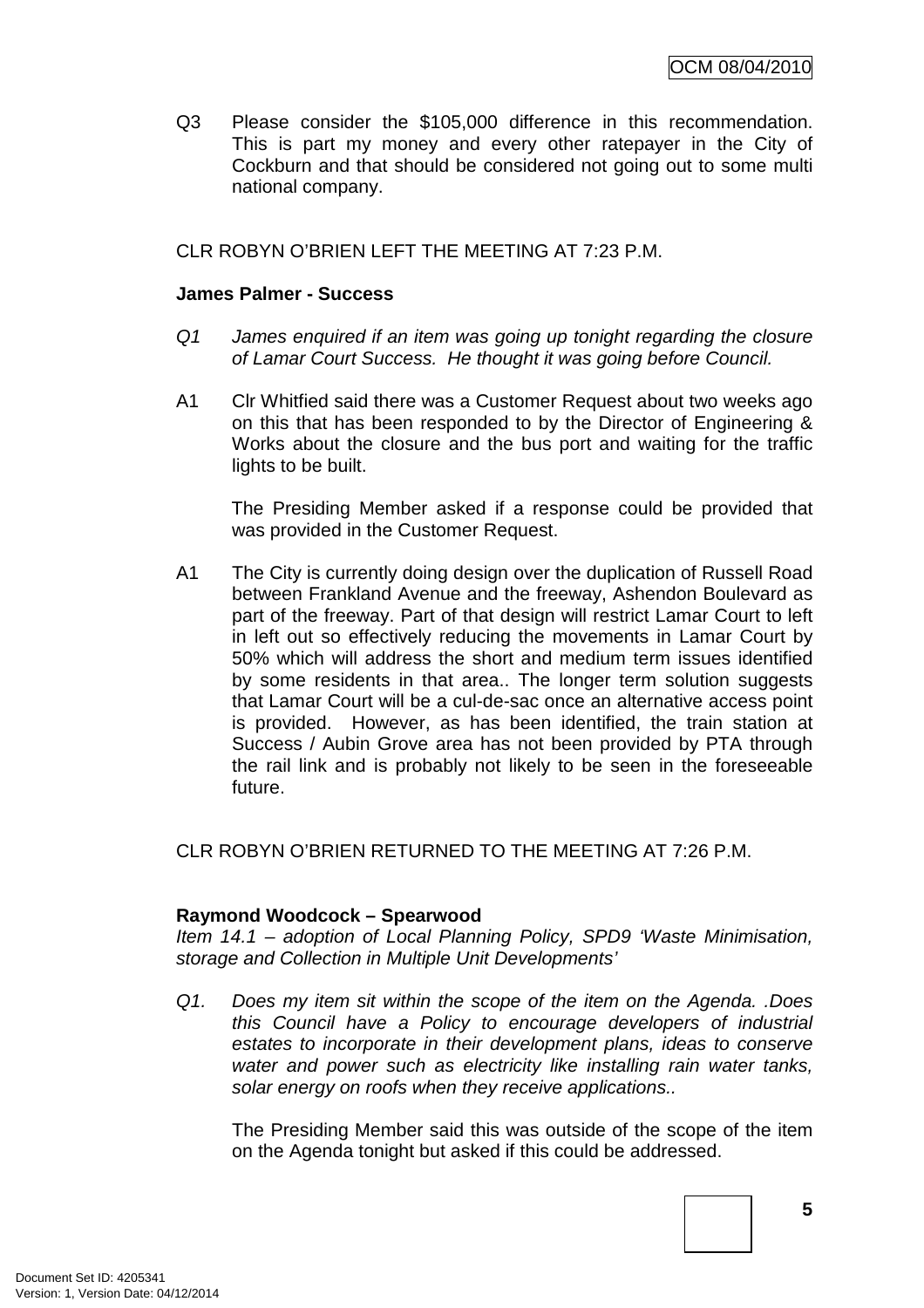Q3 Please consider the $105,000 difference in this recommendation. This is part my money and every other ratepayer in the City of Cockburn and that should be considered not going out to some multi national company.

CLR ROBYN O'BRIEN LEFT THE MEETING AT 7:23 P.M.

**James Palmer - Success**

*Q1 James enquired if an item was going up tonight regarding the closure of Lamar Court Success. He thought it was going before Council.*

A1 Clr Whitfied said there was a Customer Request about two weeks ago on this that has been responded to by the Director of Engineering & Works about the closure and the bus port and waiting for the traffic lights to be built.

The Presiding Member asked if a response could be provided that was provided in the Customer Request.

A1 The City is currently doing design over the duplication of Russell Road between Frankland Avenue and the freeway, Ashendon Boulevard as part of the freeway. Part of that design will restrict Lamar Court to left in left out so effectively reducing the movements in Lamar Court by 50% which will address the short and medium term issues identified by some residents in that area.. The longer term solution suggests that Lamar Court will be a cul-de-sac once an alternative access point is provided. However, as has been identified, the train station at Success / Aubin Grove area has not been provided by PTA through the rail link and is probably not likely to be seen in the foreseeable future.

CLR ROBYN O'BRIEN RETURNED TO THE MEETING AT 7:26 P.M.

**Raymond Woodcock – Spearwood**

*Item 14.1 – adoption of Local Planning Policy, SPD9 'Waste Minimisation, storage and Collection in Multiple Unit Developments'*

*Q1. Does my item sit within the scope of the item on the Agenda. .Does this Council have a Policy to encourage developers of industrial estates to incorporate in their development plans, ideas to conserve water and power such as electricity like installing rain water tanks, solar energy on roofs when they receive applications..*

The Presiding Member said this was outside of the scope of the item on the Agenda tonight but asked if this could be addressed.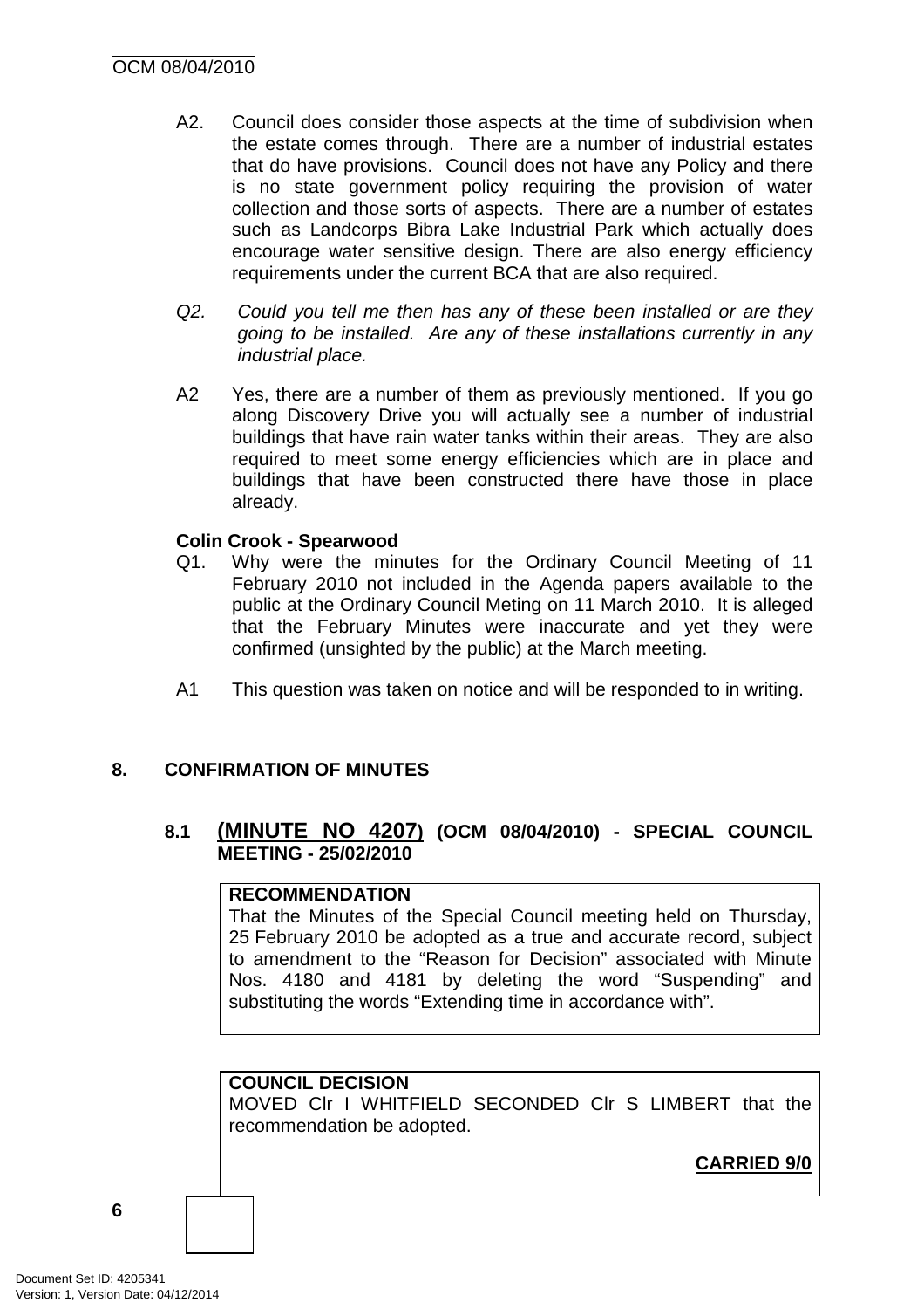A2. Council does consider those aspects at the time of subdivision when the estate comes through. There are a number of industrial estates that do have provisions. Council does not have any Policy and there is no state government policy requiring the provision of water collection and those sorts of aspects. There are a number of estates such as Landcorps Bibra Lake Industrial Park which actually does encourage water sensitive design. There are also energy efficiency requirements under the current BCA that are also required.

*Q2. Could you tell me then has any of these been installed or are they going to be installed. Are any of these installations currently in any industrial place.*

A2 Yes, there are a number of them as previously mentioned. If you go along Discovery Drive you will actually see a number of industrial buildings that have rain water tanks within their areas. They are also required to meet some energy efficiencies which are in place and buildings that have been constructed there have those in place already.

**Colin Crook - Spearwood**

Q1. Why were the minutes for the Ordinary Council Meeting of 11 February 2010 not included in the Agenda papers available to the public at the Ordinary Council Meting on 11 March 2010. It is alleged that the February Minutes were inaccurate and yet they were confirmed (unsighted by the public) at the March meeting.

A1 This question was taken on notice and will be responded to in writing.

## 8. CONFIRMATION OF MINUTES

### 8.1 (MINUTE NO 4207) (OCM 08/04/2010) - SPECIAL COUNCIL MEETING - 25/02/2010

**RECOMMENDATION**

That the Minutes of the Special Council meeting held on Thursday, 25 February 2010 be adopted as a true and accurate record, subject to amendment to the "Reason for Decision" associated with Minute Nos. 4180 and 4181 by deleting the word "Suspending" and substituting the words "Extending time in accordance with".

**COUNCIL DECISION**

MOVED Clr I WHITFIELD SECONDED Clr S LIMBERT that the recommendation be adopted.

**CARRIED 9/0**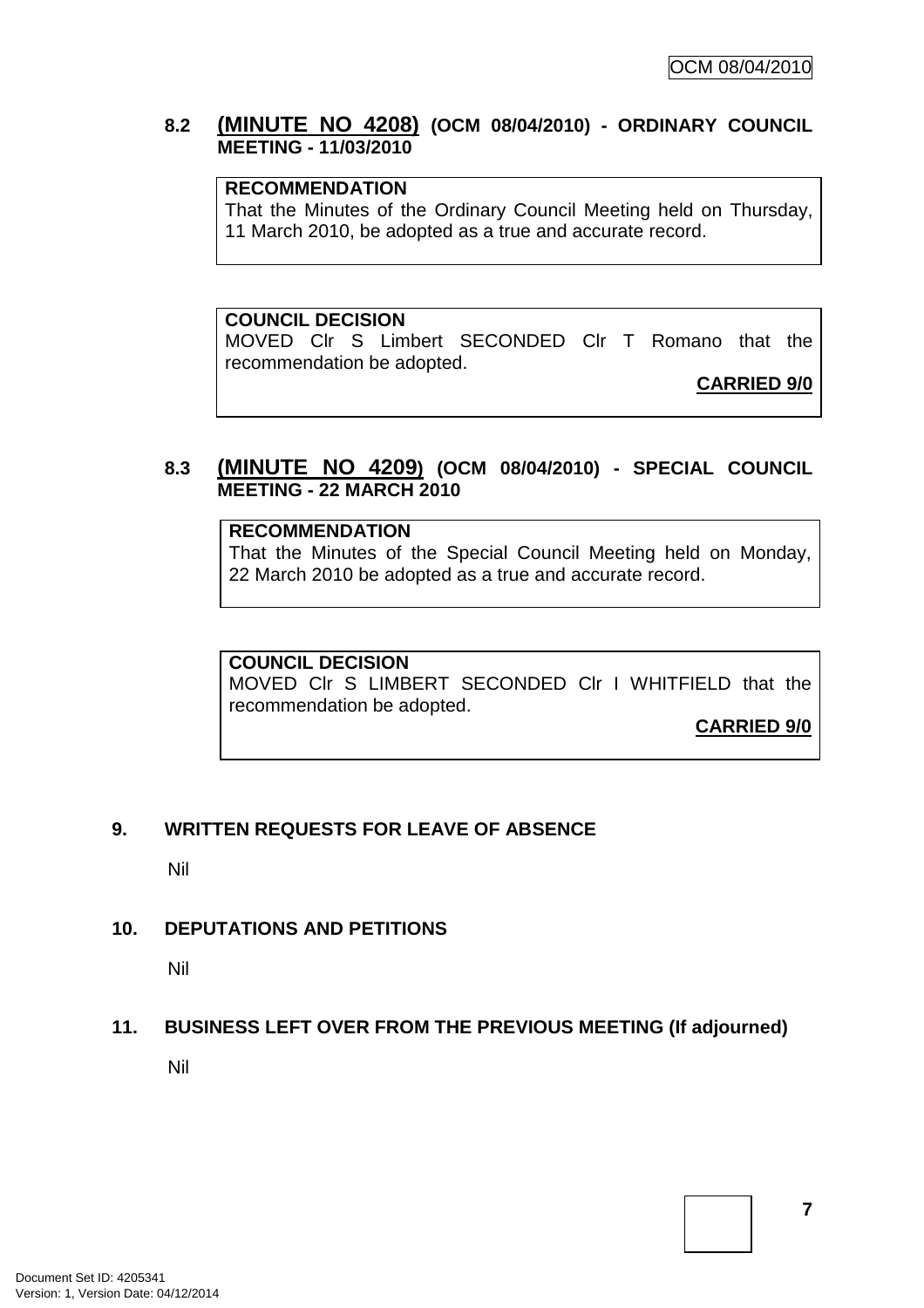### 8.2 <u>(MINUTE NO 4208)</u> (OCM 08/04/2010) - ORDINARY COUNCIL MEETING - 11/03/2010

**RECOMMENDATION**
That the Minutes of the Ordinary Council Meeting held on Thursday, 11 March 2010, be adopted as a true and accurate record.

**COUNCIL DECISION**
MOVED Clr S Limbert SECONDED Clr T Romano that the recommendation be adopted.

**<u>CARRIED 9/0</u>**

### 8.3 <u>(MINUTE NO 4209)</u> (OCM 08/04/2010) - SPECIAL COUNCIL MEETING - 22 MARCH 2010

**RECOMMENDATION**
That the Minutes of the Special Council Meeting held on Monday, 22 March 2010 be adopted as a true and accurate record.

**COUNCIL DECISION**
MOVED Clr S LIMBERT SECONDED Clr I WHITFIELD that the recommendation be adopted.

**<u>CARRIED 9/0</u>**

## 9. WRITTEN REQUESTS FOR LEAVE OF ABSENCE

Nil

## 10. DEPUTATIONS AND PETITIONS

Nil

## 11. BUSINESS LEFT OVER FROM THE PREVIOUS MEETING (If adjourned)

Nil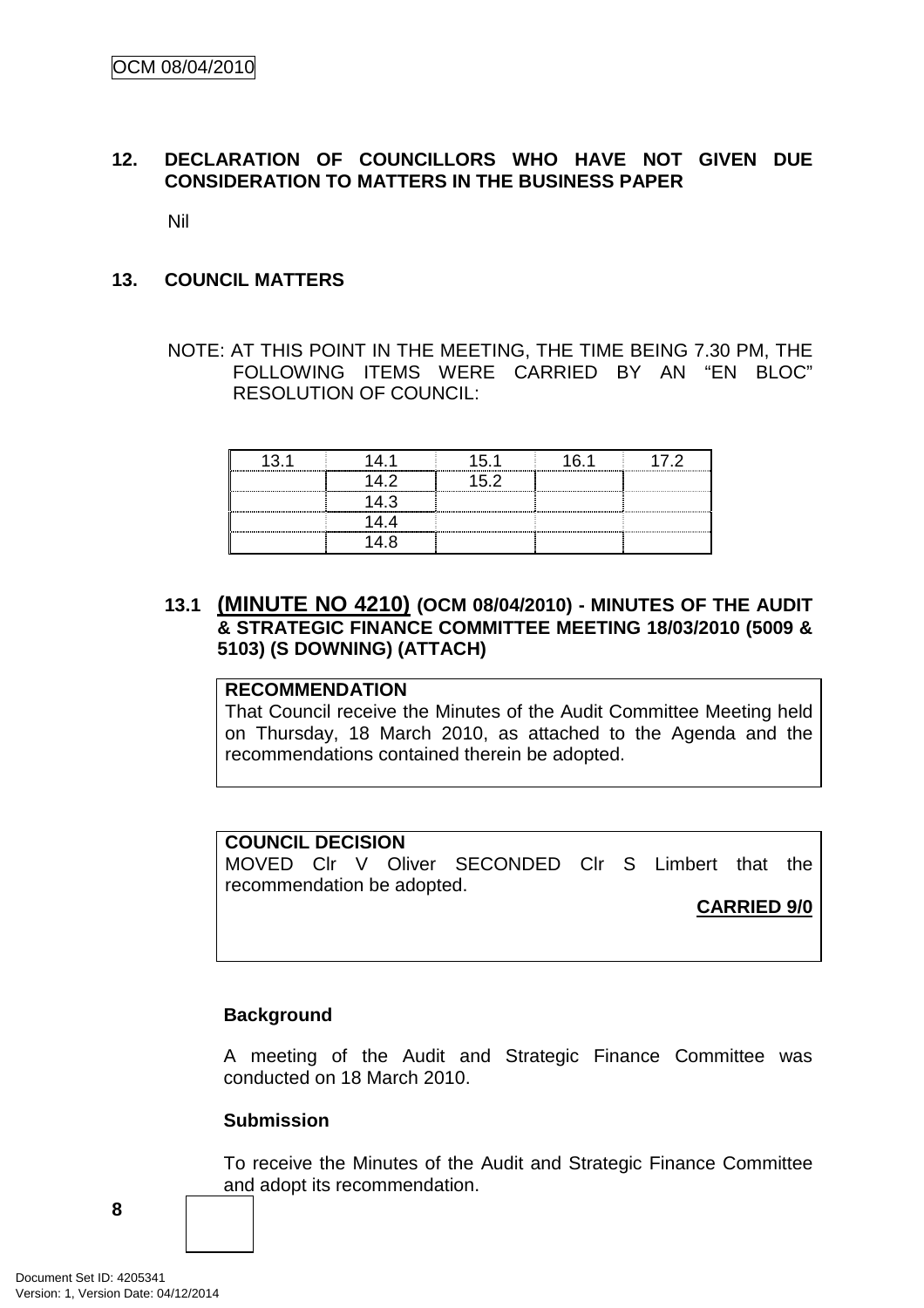## 12. DECLARATION OF COUNCILLORS WHO HAVE NOT GIVEN DUE CONSIDERATION TO MATTERS IN THE BUSINESS PAPER

Nil

## 13. COUNCIL MATTERS

NOTE: AT THIS POINT IN THE MEETING, THE TIME BEING 7.30 PM, THE FOLLOWING ITEMS WERE CARRIED BY AN "EN BLOC" RESOLUTION OF COUNCIL:

| 13.1 | 14.1 | 15.1 | 16.1 | 17.2 |
|---|---|---|---|---|
| | 14.2 | 15.2 | | |
| | 14.3 | | | |
| | 14.4 | | | |
| | 14.8 | | | |

### 13.1 (MINUTE NO 4210) (OCM 08/04/2010) - MINUTES OF THE AUDIT & STRATEGIC FINANCE COMMITTEE MEETING 18/03/2010 (5009 & 5103) (S DOWNING) (ATTACH)

**RECOMMENDATION**
That Council receive the Minutes of the Audit Committee Meeting held on Thursday, 18 March 2010, as attached to the Agenda and the recommendations contained therein be adopted.

**COUNCIL DECISION**
MOVED Clr V Oliver SECONDED Clr S Limbert that the recommendation be adopted.

**CARRIED 9/0**

**Background**

A meeting of the Audit and Strategic Finance Committee was conducted on 18 March 2010.

**Submission**

To receive the Minutes of the Audit and Strategic Finance Committee and adopt its recommendation.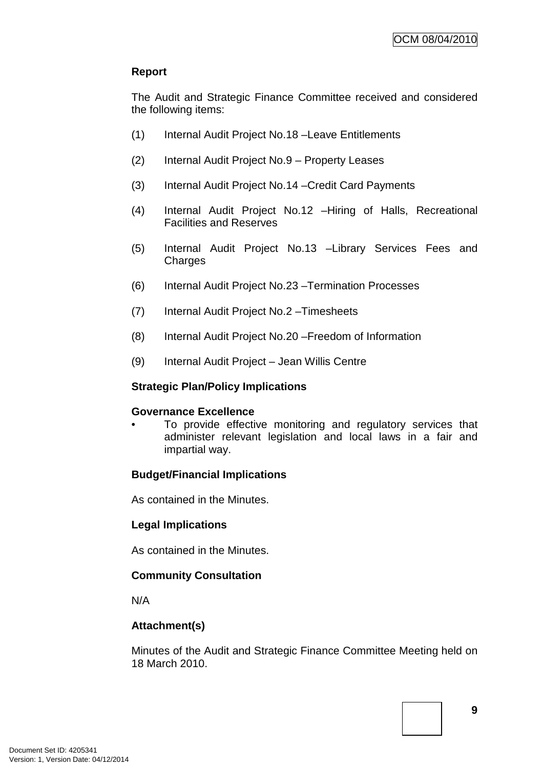**Report**

The Audit and Strategic Finance Committee received and considered the following items:

(1) Internal Audit Project No.18 –Leave Entitlements

(2) Internal Audit Project No.9 – Property Leases

(3) Internal Audit Project No.14 –Credit Card Payments

(4) Internal Audit Project No.12 –Hiring of Halls, Recreational Facilities and Reserves

(5) Internal Audit Project No.13 –Library Services Fees and Charges

(6) Internal Audit Project No.23 –Termination Processes

(7) Internal Audit Project No.2 –Timesheets

(8) Internal Audit Project No.20 –Freedom of Information

(9) Internal Audit Project – Jean Willis Centre

**Strategic Plan/Policy Implications**

**Governance Excellence**

- To provide effective monitoring and regulatory services that administer relevant legislation and local laws in a fair and impartial way.

**Budget/Financial Implications**

As contained in the Minutes.

**Legal Implications**

As contained in the Minutes.

**Community Consultation**

N/A

**Attachment(s)**

Minutes of the Audit and Strategic Finance Committee Meeting held on 18 March 2010.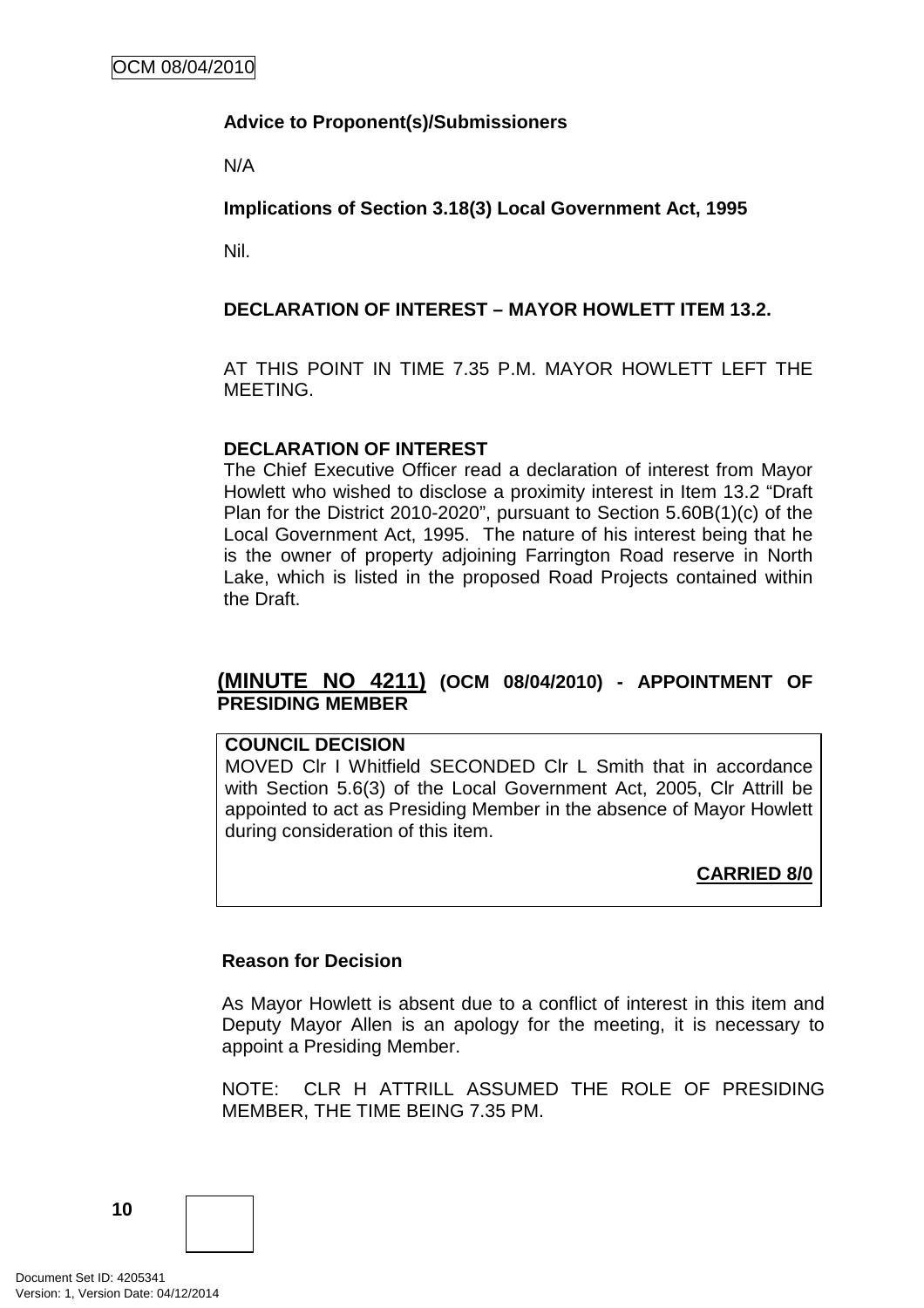**Advice to Proponent(s)/Submissioners**

N/A

**Implications of Section 3.18(3) Local Government Act, 1995**

Nil.

**DECLARATION OF INTEREST – MAYOR HOWLETT ITEM 13.2.**

AT THIS POINT IN TIME 7.35 P.M. MAYOR HOWLETT LEFT THE MEETING.

**DECLARATION OF INTEREST**

The Chief Executive Officer read a declaration of interest from Mayor Howlett who wished to disclose a proximity interest in Item 13.2 "Draft Plan for the District 2010-2020", pursuant to Section 5.60B(1)(c) of the Local Government Act, 1995. The nature of his interest being that he is the owner of property adjoining Farrington Road reserve in North Lake, which is listed in the proposed Road Projects contained within the Draft.

## (MINUTE NO 4211) (OCM 08/04/2010) - APPOINTMENT OF PRESIDING MEMBER

**COUNCIL DECISION**

MOVED Clr I Whitfield SECONDED Clr L Smith that in accordance with Section 5.6(3) of the Local Government Act, 2005, Clr Attrill be appointed to act as Presiding Member in the absence of Mayor Howlett during consideration of this item.

**CARRIED 8/0**

**Reason for Decision**

As Mayor Howlett is absent due to a conflict of interest in this item and Deputy Mayor Allen is an apology for the meeting, it is necessary to appoint a Presiding Member.

NOTE: CLR H ATTRILL ASSUMED THE ROLE OF PRESIDING MEMBER, THE TIME BEING 7.35 PM.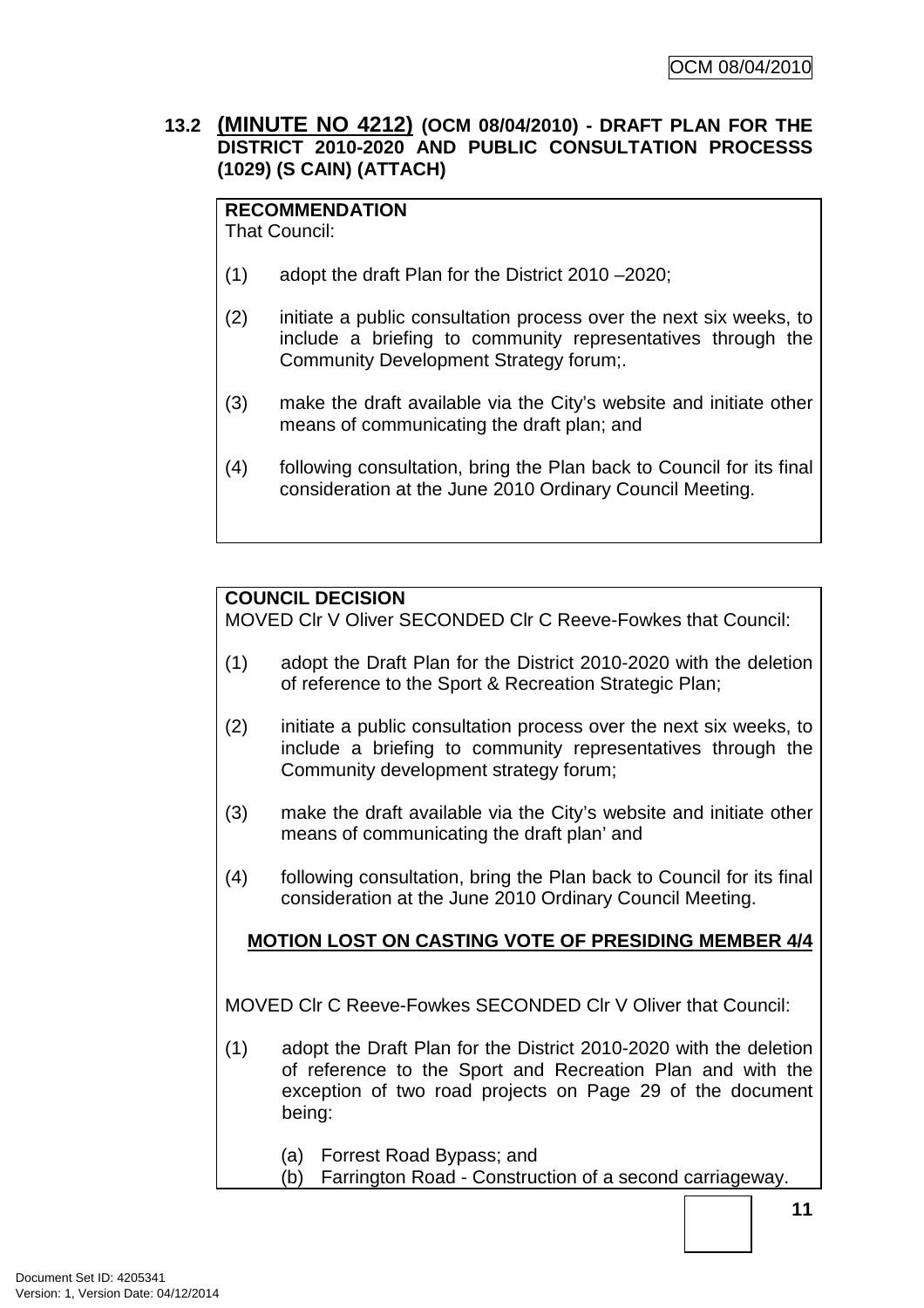### 13.2 (MINUTE NO 4212) (OCM 08/04/2010) - DRAFT PLAN FOR THE DISTRICT 2010-2020 AND PUBLIC CONSULTATION PROCESSS (1029) (S CAIN) (ATTACH)

**RECOMMENDATION**
That Council:

(1) adopt the draft Plan for the District 2010 –2020;

(2) initiate a public consultation process over the next six weeks, to include a briefing to community representatives through the Community Development Strategy forum;.

(3) make the draft available via the City's website and initiate other means of communicating the draft plan; and

(4) following consultation, bring the Plan back to Council for its final consideration at the June 2010 Ordinary Council Meeting.

**COUNCIL DECISION**
MOVED Clr V Oliver SECONDED Clr C Reeve-Fowkes that Council:

(1) adopt the Draft Plan for the District 2010-2020 with the deletion of reference to the Sport & Recreation Strategic Plan;

(2) initiate a public consultation process over the next six weeks, to include a briefing to community representatives through the Community development strategy forum;

(3) make the draft available via the City's website and initiate other means of communicating the draft plan' and

(4) following consultation, bring the Plan back to Council for its final consideration at the June 2010 Ordinary Council Meeting.

**MOTION LOST ON CASTING VOTE OF PRESIDING MEMBER 4/4**

MOVED Clr C Reeve-Fowkes SECONDED Clr V Oliver that Council:

(1) adopt the Draft Plan for the District 2010-2020 with the deletion of reference to the Sport and Recreation Plan and with the exception of two road projects on Page 29 of the document being:

   (a) Forrest Road Bypass; and
   (b) Farrington Road - Construction of a second carriageway.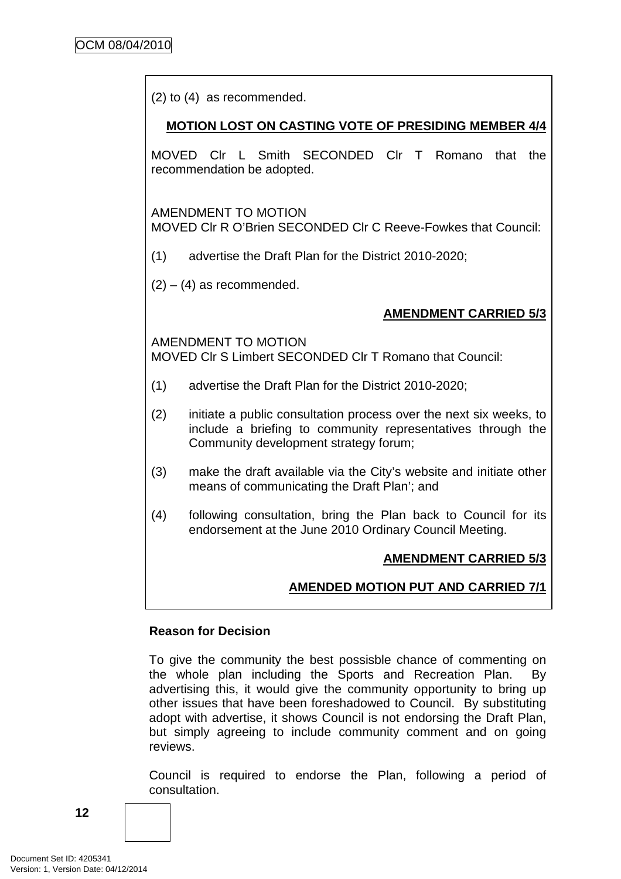(2) to (4) as recommended.

**MOTION LOST ON CASTING VOTE OF PRESIDING MEMBER 4/4**

MOVED Clr L Smith SECONDED Clr T Romano that the recommendation be adopted.

AMENDMENT TO MOTION
MOVED Clr R O'Brien SECONDED Clr C Reeve-Fowkes that Council:

(1) advertise the Draft Plan for the District 2010-2020;

(2) – (4) as recommended.

**AMENDMENT CARRIED 5/3**

AMENDMENT TO MOTION
MOVED Clr S Limbert SECONDED Clr T Romano that Council:

(1) advertise the Draft Plan for the District 2010-2020;

(2) initiate a public consultation process over the next six weeks, to include a briefing to community representatives through the Community development strategy forum;

(3) make the draft available via the City's website and initiate other means of communicating the Draft Plan'; and

(4) following consultation, bring the Plan back to Council for its endorsement at the June 2010 Ordinary Council Meeting.

**AMENDMENT CARRIED 5/3**

**AMENDED MOTION PUT AND CARRIED 7/1**

**Reason for Decision**

To give the community the best possisble chance of commenting on the whole plan including the Sports and Recreation Plan. By advertising this, it would give the community opportunity to bring up other issues that have been foreshadowed to Council. By substituting adopt with advertise, it shows Council is not endorsing the Draft Plan, but simply agreeing to include community comment and on going reviews.

Council is required to endorse the Plan, following a period of consultation.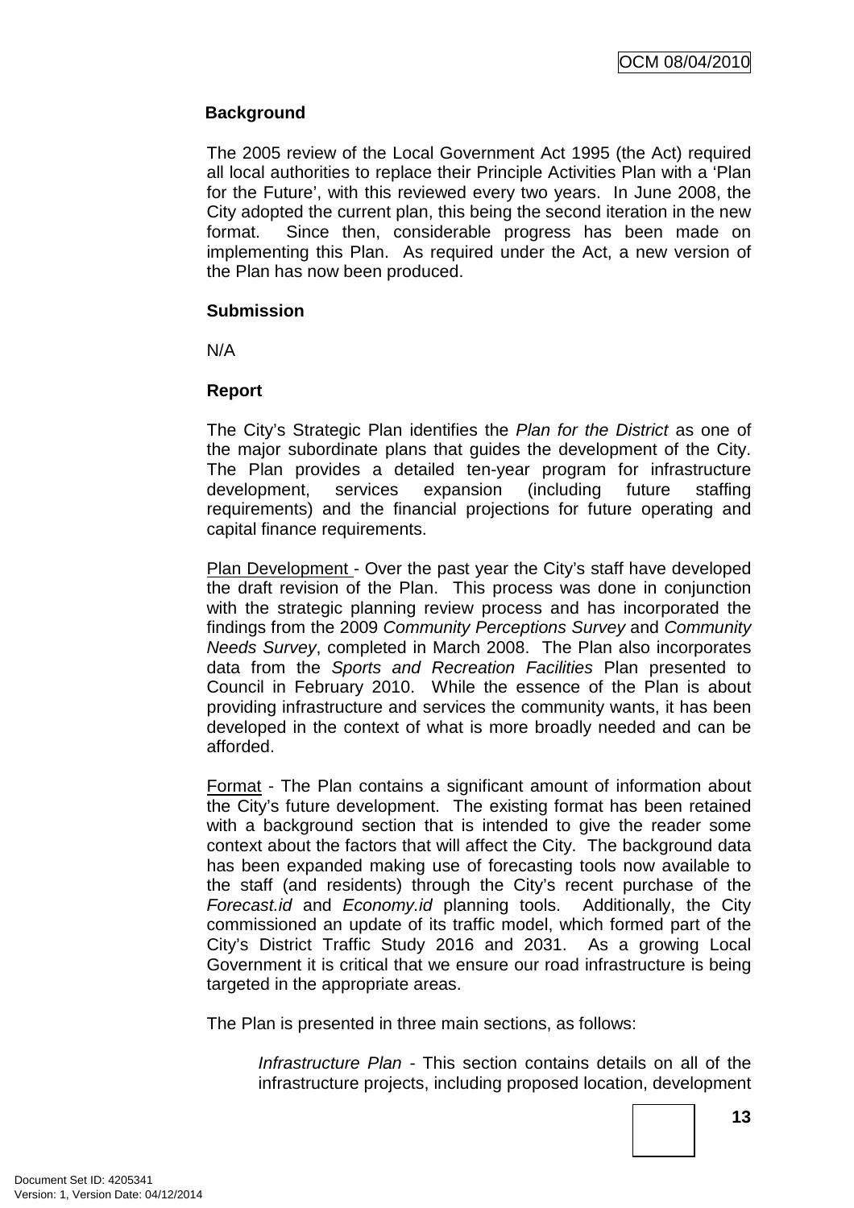**Background**

The 2005 review of the Local Government Act 1995 (the Act) required all local authorities to replace their Principle Activities Plan with a 'Plan for the Future', with this reviewed every two years. In June 2008, the City adopted the current plan, this being the second iteration in the new format. Since then, considerable progress has been made on implementing this Plan. As required under the Act, a new version of the Plan has now been produced.

**Submission**

N/A

**Report**

The City's Strategic Plan identifies the *Plan for the District* as one of the major subordinate plans that guides the development of the City. The Plan provides a detailed ten-year program for infrastructure development, services expansion (including future staffing requirements) and the financial projections for future operating and capital finance requirements.

Plan Development - Over the past year the City's staff have developed the draft revision of the Plan. This process was done in conjunction with the strategic planning review process and has incorporated the findings from the 2009 *Community Perceptions Survey* and *Community Needs Survey*, completed in March 2008. The Plan also incorporates data from the *Sports and Recreation Facilities* Plan presented to Council in February 2010. While the essence of the Plan is about providing infrastructure and services the community wants, it has been developed in the context of what is more broadly needed and can be afforded.

Format - The Plan contains a significant amount of information about the City's future development. The existing format has been retained with a background section that is intended to give the reader some context about the factors that will affect the City. The background data has been expanded making use of forecasting tools now available to the staff (and residents) through the City's recent purchase of the *Forecast.id* and *Economy.id* planning tools. Additionally, the City commissioned an update of its traffic model, which formed part of the City's District Traffic Study 2016 and 2031. As a growing Local Government it is critical that we ensure our road infrastructure is being targeted in the appropriate areas.

The Plan is presented in three main sections, as follows:

*Infrastructure Plan* - This section contains details on all of the infrastructure projects, including proposed location, development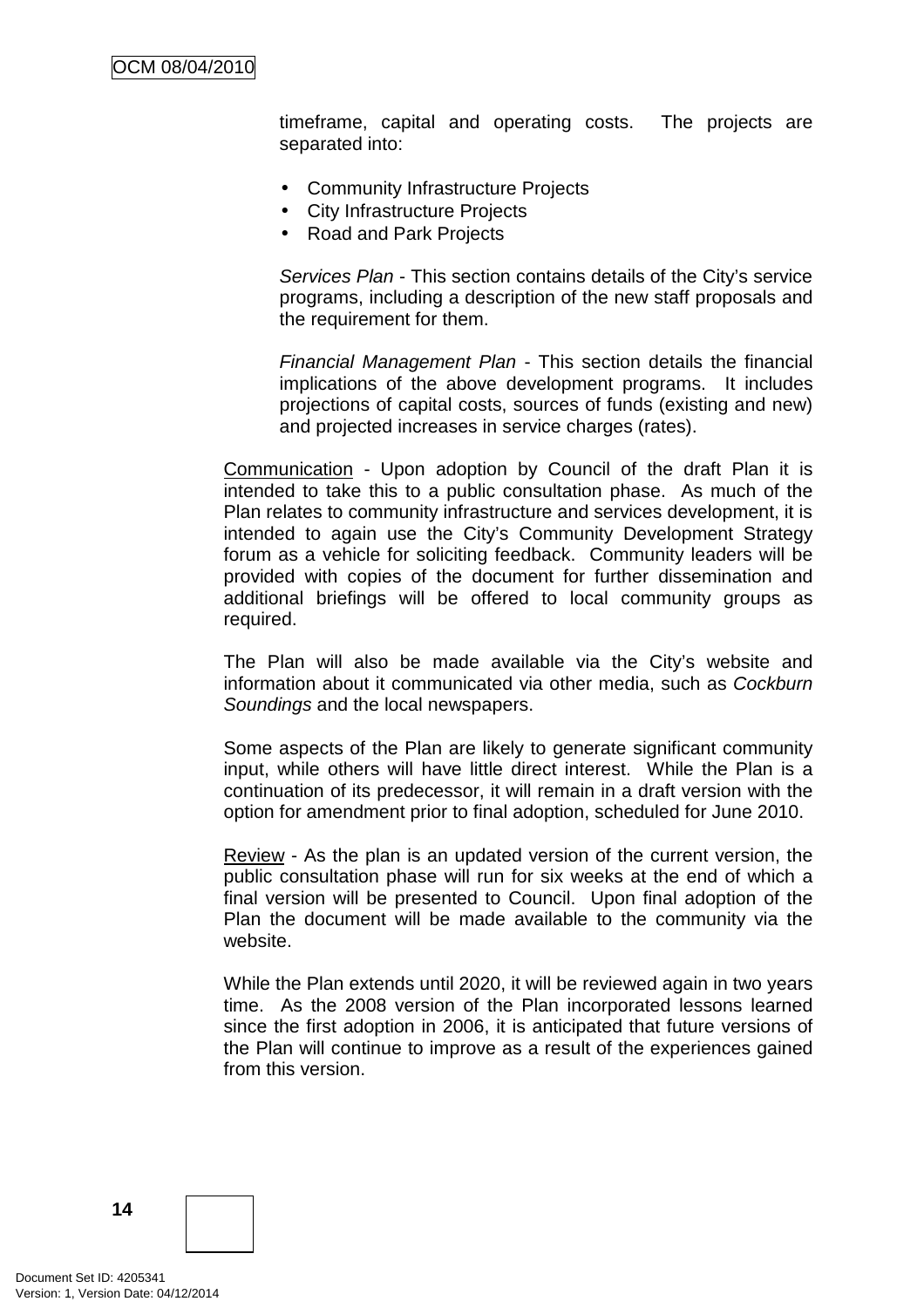timeframe, capital and operating costs. The projects are separated into:

- Community Infrastructure Projects
- City Infrastructure Projects
- Road and Park Projects

*Services Plan* - This section contains details of the City's service programs, including a description of the new staff proposals and the requirement for them.

*Financial Management Plan* - This section details the financial implications of the above development programs. It includes projections of capital costs, sources of funds (existing and new) and projected increases in service charges (rates).

<u>Communication</u> - Upon adoption by Council of the draft Plan it is intended to take this to a public consultation phase. As much of the Plan relates to community infrastructure and services development, it is intended to again use the City's Community Development Strategy forum as a vehicle for soliciting feedback. Community leaders will be provided with copies of the document for further dissemination and additional briefings will be offered to local community groups as required.

The Plan will also be made available via the City's website and information about it communicated via other media, such as *Cockburn Soundings* and the local newspapers.

Some aspects of the Plan are likely to generate significant community input, while others will have little direct interest. While the Plan is a continuation of its predecessor, it will remain in a draft version with the option for amendment prior to final adoption, scheduled for June 2010.

<u>Review</u> - As the plan is an updated version of the current version, the public consultation phase will run for six weeks at the end of which a final version will be presented to Council. Upon final adoption of the Plan the document will be made available to the community via the website.

While the Plan extends until 2020, it will be reviewed again in two years time. As the 2008 version of the Plan incorporated lessons learned since the first adoption in 2006, it is anticipated that future versions of the Plan will continue to improve as a result of the experiences gained from this version.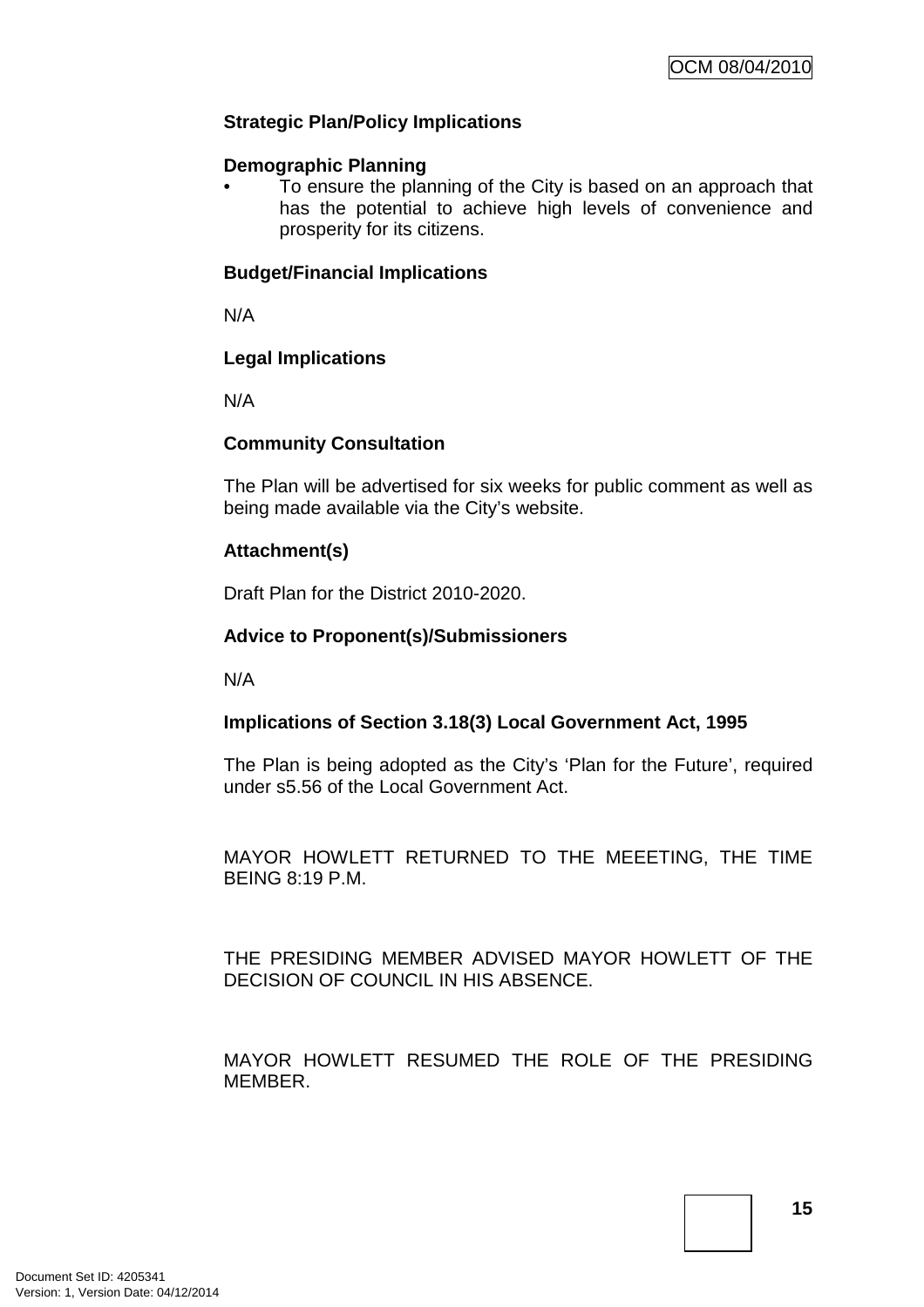**Strategic Plan/Policy Implications**

**Demographic Planning**

- To ensure the planning of the City is based on an approach that has the potential to achieve high levels of convenience and prosperity for its citizens.

**Budget/Financial Implications**

N/A

**Legal Implications**

N/A

**Community Consultation**

The Plan will be advertised for six weeks for public comment as well as being made available via the City's website.

**Attachment(s)**

Draft Plan for the District 2010-2020.

**Advice to Proponent(s)/Submissioners**

N/A

**Implications of Section 3.18(3) Local Government Act, 1995**

The Plan is being adopted as the City's 'Plan for the Future', required under s5.56 of the Local Government Act.

MAYOR HOWLETT RETURNED TO THE MEEETING, THE TIME BEING 8:19 P.M.

THE PRESIDING MEMBER ADVISED MAYOR HOWLETT OF THE DECISION OF COUNCIL IN HIS ABSENCE.

MAYOR HOWLETT RESUMED THE ROLE OF THE PRESIDING MEMBER.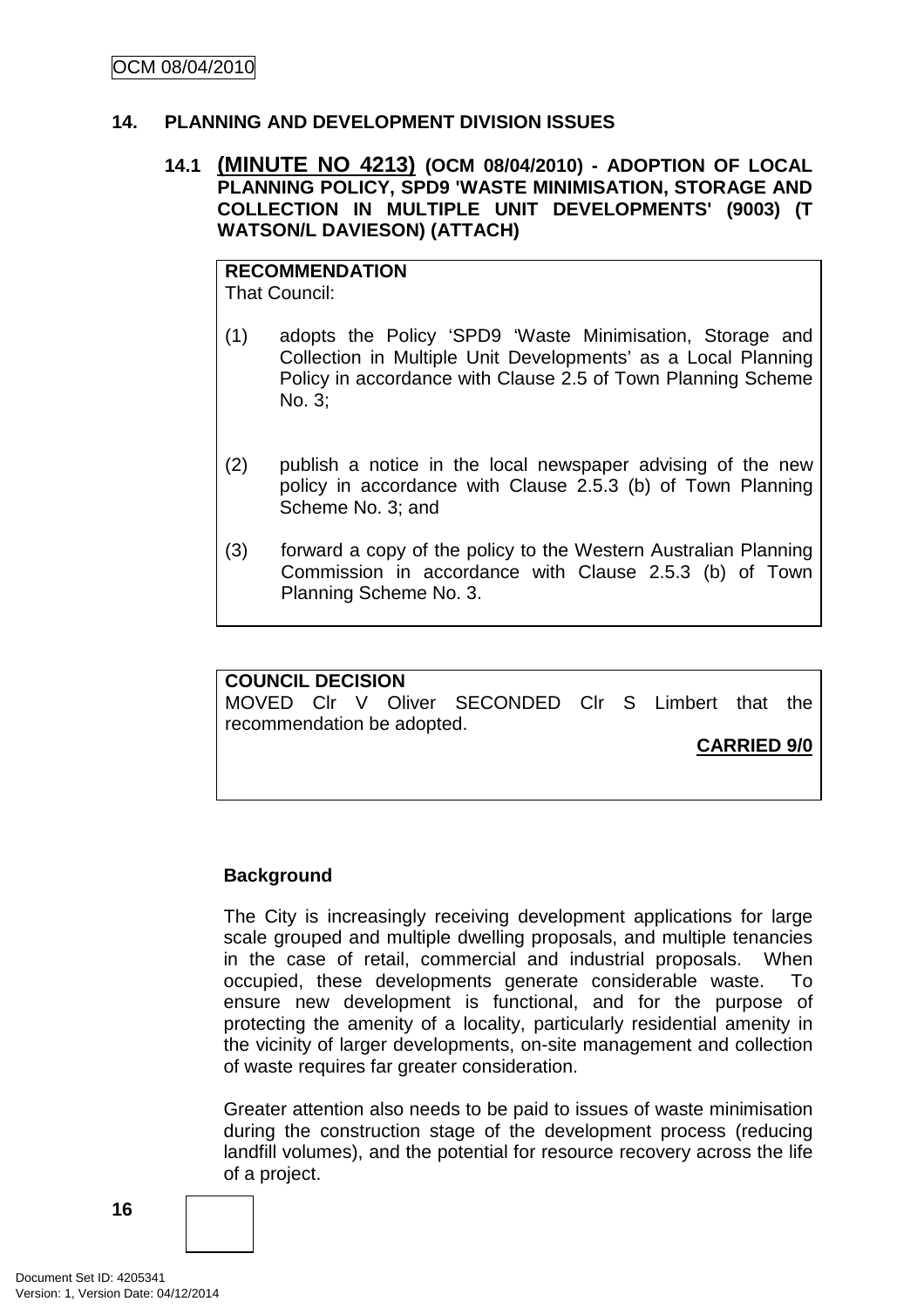## 14. PLANNING AND DEVELOPMENT DIVISION ISSUES

### 14.1 (MINUTE NO 4213) (OCM 08/04/2010) - ADOPTION OF LOCAL PLANNING POLICY, SPD9 'WASTE MINIMISATION, STORAGE AND COLLECTION IN MULTIPLE UNIT DEVELOPMENTS' (9003) (T WATSON/L DAVIESON) (ATTACH)

**RECOMMENDATION**
That Council:

(1) adopts the Policy 'SPD9 'Waste Minimisation, Storage and Collection in Multiple Unit Developments' as a Local Planning Policy in accordance with Clause 2.5 of Town Planning Scheme No. 3;

(2) publish a notice in the local newspaper advising of the new policy in accordance with Clause 2.5.3 (b) of Town Planning Scheme No. 3; and

(3) forward a copy of the policy to the Western Australian Planning Commission in accordance with Clause 2.5.3 (b) of Town Planning Scheme No. 3.

**COUNCIL DECISION**
MOVED Clr V Oliver SECONDED Clr S Limbert that the recommendation be adopted.

**CARRIED 9/0**

**Background**

The City is increasingly receiving development applications for large scale grouped and multiple dwelling proposals, and multiple tenancies in the case of retail, commercial and industrial proposals. When occupied, these developments generate considerable waste. To ensure new development is functional, and for the purpose of protecting the amenity of a locality, particularly residential amenity in the vicinity of larger developments, on-site management and collection of waste requires far greater consideration.

Greater attention also needs to be paid to issues of waste minimisation during the construction stage of the development process (reducing landfill volumes), and the potential for resource recovery across the life of a project.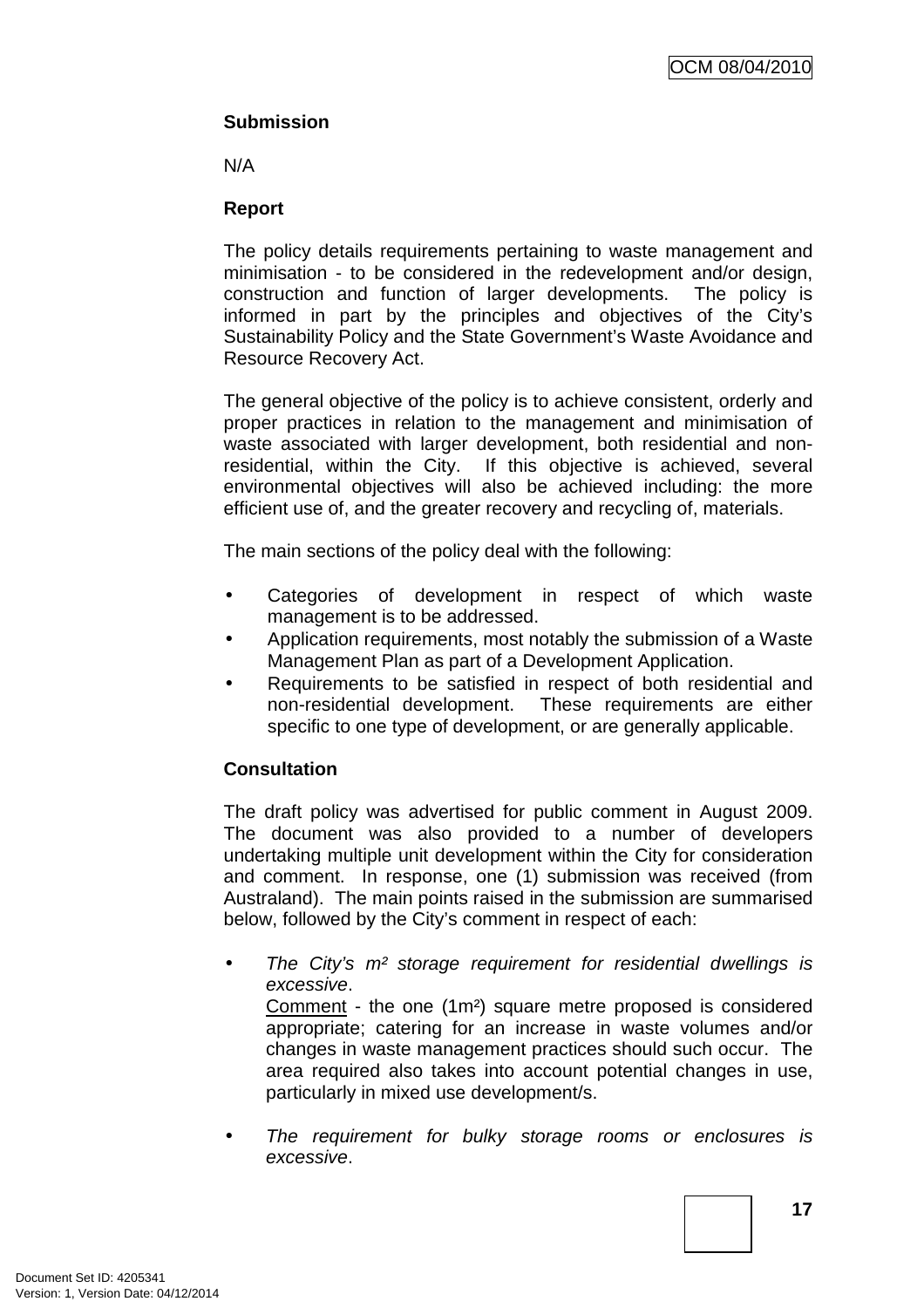**Submission**

N/A

**Report**

The policy details requirements pertaining to waste management and minimisation - to be considered in the redevelopment and/or design, construction and function of larger developments. The policy is informed in part by the principles and objectives of the City's Sustainability Policy and the State Government's Waste Avoidance and Resource Recovery Act.

The general objective of the policy is to achieve consistent, orderly and proper practices in relation to the management and minimisation of waste associated with larger development, both residential and non-residential, within the City. If this objective is achieved, several environmental objectives will also be achieved including: the more efficient use of, and the greater recovery and recycling of, materials.

The main sections of the policy deal with the following:

- Categories of development in respect of which waste management is to be addressed.
- Application requirements, most notably the submission of a Waste Management Plan as part of a Development Application.
- Requirements to be satisfied in respect of both residential and non-residential development. These requirements are either specific to one type of development, or are generally applicable.

**Consultation**

The draft policy was advertised for public comment in August 2009. The document was also provided to a number of developers undertaking multiple unit development within the City for consideration and comment. In response, one (1) submission was received (from Australand). The main points raised in the submission are summarised below, followed by the City's comment in respect of each:

- *The City's m² storage requirement for residential dwellings is excessive*.
  Comment - the one (1m²) square metre proposed is considered appropriate; catering for an increase in waste volumes and/or changes in waste management practices should such occur. The area required also takes into account potential changes in use, particularly in mixed use development/s.

- *The requirement for bulky storage rooms or enclosures is excessive*.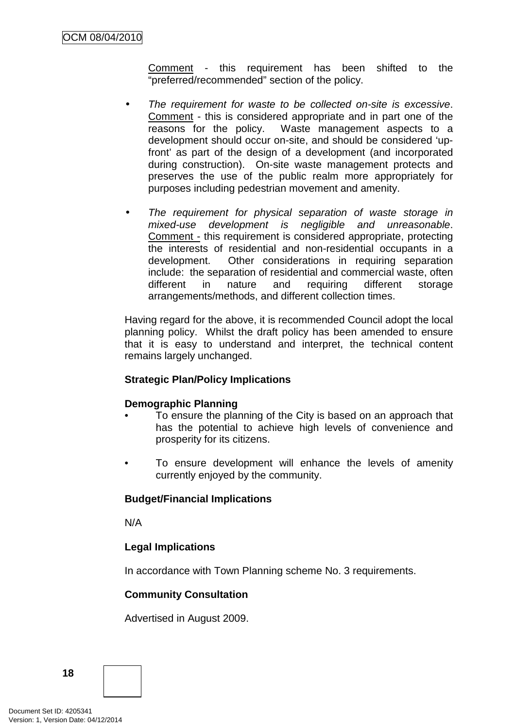<u>Comment</u> - this requirement has been shifted to the "preferred/recommended" section of the policy.

- *The requirement for waste to be collected on-site is excessive*. <u>Comment</u> - this is considered appropriate and in part one of the reasons for the policy. Waste management aspects to a development should occur on-site, and should be considered 'up-front' as part of the design of a development (and incorporated during construction). On-site waste management protects and preserves the use of the public realm more appropriately for purposes including pedestrian movement and amenity.

- *The requirement for physical separation of waste storage in mixed-use development is negligible and unreasonable*. <u>Comment -</u> this requirement is considered appropriate, protecting the interests of residential and non-residential occupants in a development. Other considerations in requiring separation include: the separation of residential and commercial waste, often different in nature and requiring different storage arrangements/methods, and different collection times.

Having regard for the above, it is recommended Council adopt the local planning policy. Whilst the draft policy has been amended to ensure that it is easy to understand and interpret, the technical content remains largely unchanged.

**Strategic Plan/Policy Implications**

**Demographic Planning**

- To ensure the planning of the City is based on an approach that has the potential to achieve high levels of convenience and prosperity for its citizens.

- To ensure development will enhance the levels of amenity currently enjoyed by the community.

**Budget/Financial Implications**

N/A

**Legal Implications**

In accordance with Town Planning scheme No. 3 requirements.

**Community Consultation**

Advertised in August 2009.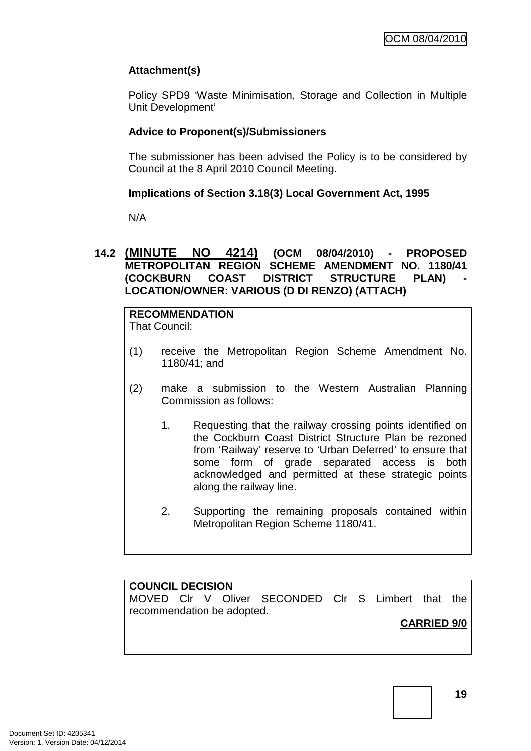**Attachment(s)**

Policy SPD9 'Waste Minimisation, Storage and Collection in Multiple Unit Development'

**Advice to Proponent(s)/Submissioners**

The submissioner has been advised the Policy is to be considered by Council at the 8 April 2010 Council Meeting.

**Implications of Section 3.18(3) Local Government Act, 1995**

N/A

### 14.2 (MINUTE NO 4214) (OCM 08/04/2010) - PROPOSED METROPOLITAN REGION SCHEME AMENDMENT NO. 1180/41 (COCKBURN COAST DISTRICT STRUCTURE PLAN) - LOCATION/OWNER: VARIOUS (D DI RENZO) (ATTACH)

**RECOMMENDATION**
That Council:

(1) receive the Metropolitan Region Scheme Amendment No. 1180/41; and

(2) make a submission to the Western Australian Planning Commission as follows:

   1. Requesting that the railway crossing points identified on the Cockburn Coast District Structure Plan be rezoned from 'Railway' reserve to 'Urban Deferred' to ensure that some form of grade separated access is both acknowledged and permitted at these strategic points along the railway line.

   2. Supporting the remaining proposals contained within Metropolitan Region Scheme 1180/41.

**COUNCIL DECISION**
MOVED Clr V Oliver SECONDED Clr S Limbert that the recommendation be adopted.

**CARRIED 9/0**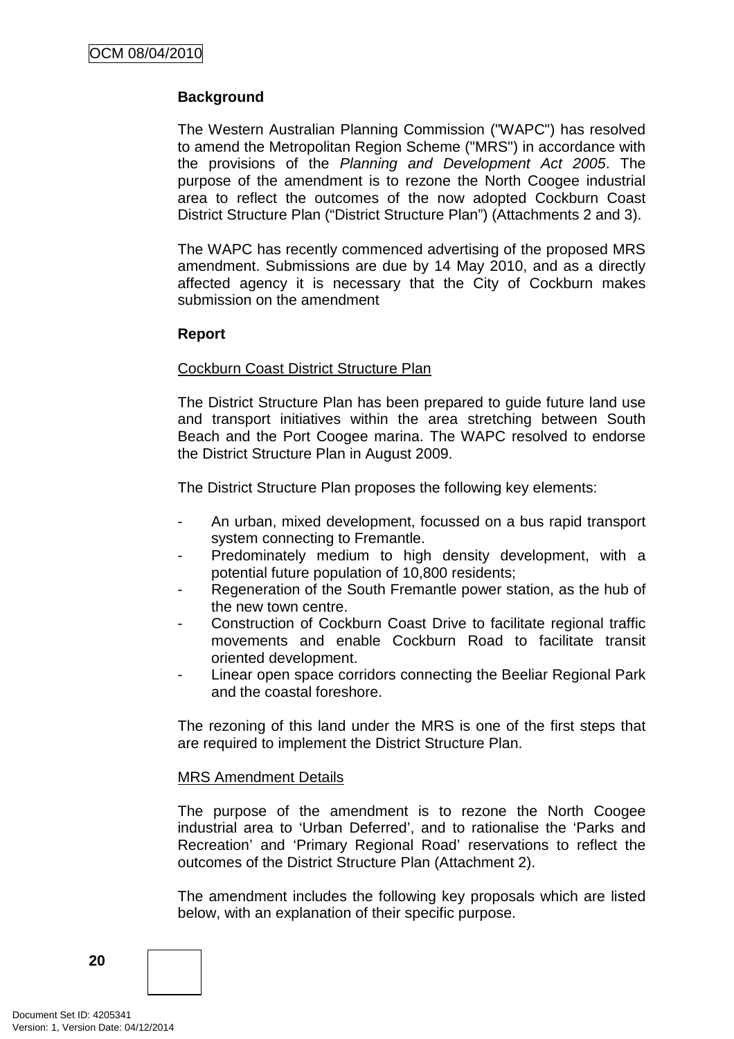**Background**

The Western Australian Planning Commission ("WAPC") has resolved to amend the Metropolitan Region Scheme ("MRS") in accordance with the provisions of the *Planning and Development Act 2005*. The purpose of the amendment is to rezone the North Coogee industrial area to reflect the outcomes of the now adopted Cockburn Coast District Structure Plan ("District Structure Plan") (Attachments 2 and 3).

The WAPC has recently commenced advertising of the proposed MRS amendment. Submissions are due by 14 May 2010, and as a directly affected agency it is necessary that the City of Cockburn makes submission on the amendment

**Report**

Cockburn Coast District Structure Plan

The District Structure Plan has been prepared to guide future land use and transport initiatives within the area stretching between South Beach and the Port Coogee marina. The WAPC resolved to endorse the District Structure Plan in August 2009.

The District Structure Plan proposes the following key elements:

- An urban, mixed development, focussed on a bus rapid transport system connecting to Fremantle.
- Predominately medium to high density development, with a potential future population of 10,800 residents;
- Regeneration of the South Fremantle power station, as the hub of the new town centre.
- Construction of Cockburn Coast Drive to facilitate regional traffic movements and enable Cockburn Road to facilitate transit oriented development.
- Linear open space corridors connecting the Beeliar Regional Park and the coastal foreshore.

The rezoning of this land under the MRS is one of the first steps that are required to implement the District Structure Plan.

MRS Amendment Details

The purpose of the amendment is to rezone the North Coogee industrial area to 'Urban Deferred', and to rationalise the 'Parks and Recreation' and 'Primary Regional Road' reservations to reflect the outcomes of the District Structure Plan (Attachment 2).

The amendment includes the following key proposals which are listed below, with an explanation of their specific purpose.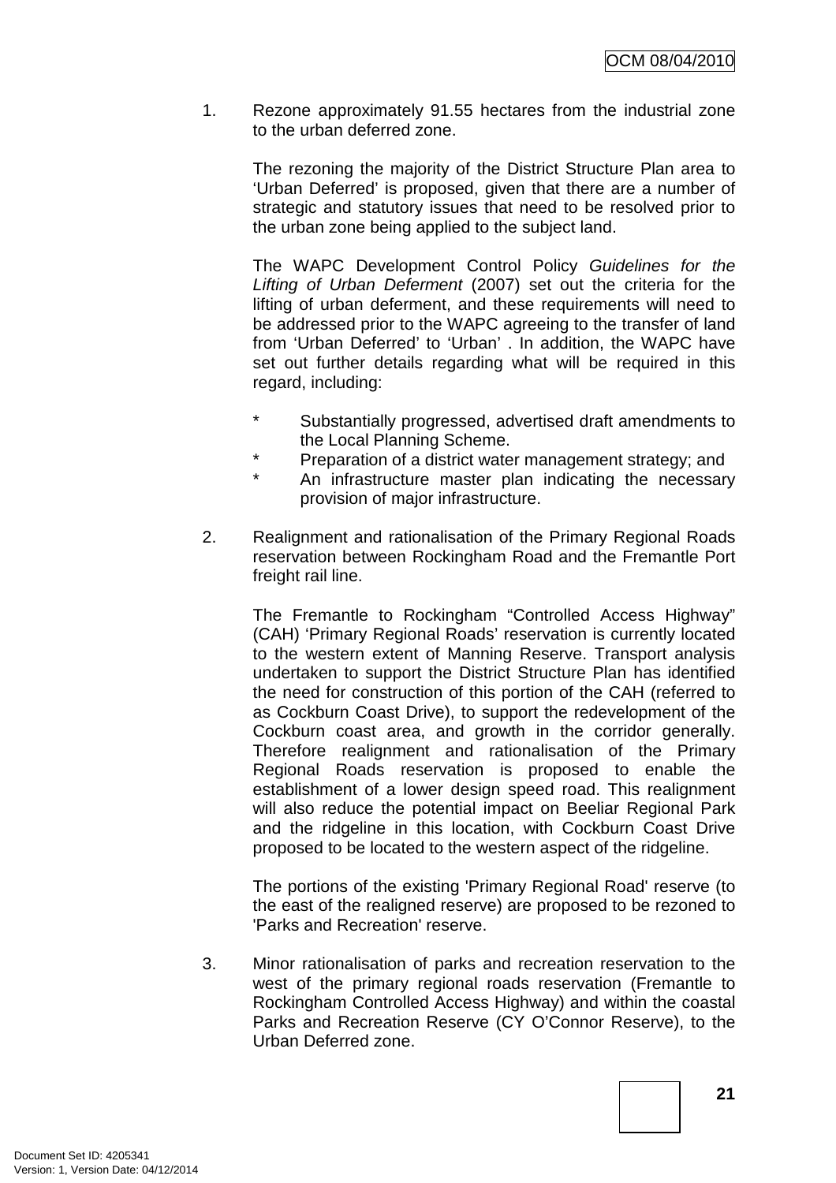1. Rezone approximately 91.55 hectares from the industrial zone to the urban deferred zone.

   The rezoning the majority of the District Structure Plan area to 'Urban Deferred' is proposed, given that there are a number of strategic and statutory issues that need to be resolved prior to the urban zone being applied to the subject land.

   The WAPC Development Control Policy *Guidelines for the Lifting of Urban Deferment* (2007) set out the criteria for the lifting of urban deferment, and these requirements will need to be addressed prior to the WAPC agreeing to the transfer of land from 'Urban Deferred' to 'Urban' . In addition, the WAPC have set out further details regarding what will be required in this regard, including:

   * Substantially progressed, advertised draft amendments to the Local Planning Scheme.
   * Preparation of a district water management strategy; and
   * An infrastructure master plan indicating the necessary provision of major infrastructure.

2. Realignment and rationalisation of the Primary Regional Roads reservation between Rockingham Road and the Fremantle Port freight rail line.

   The Fremantle to Rockingham "Controlled Access Highway" (CAH) 'Primary Regional Roads' reservation is currently located to the western extent of Manning Reserve. Transport analysis undertaken to support the District Structure Plan has identified the need for construction of this portion of the CAH (referred to as Cockburn Coast Drive), to support the redevelopment of the Cockburn coast area, and growth in the corridor generally. Therefore realignment and rationalisation of the Primary Regional Roads reservation is proposed to enable the establishment of a lower design speed road. This realignment will also reduce the potential impact on Beeliar Regional Park and the ridgeline in this location, with Cockburn Coast Drive proposed to be located to the western aspect of the ridgeline.

   The portions of the existing 'Primary Regional Road' reserve (to the east of the realigned reserve) are proposed to be rezoned to 'Parks and Recreation' reserve.

3. Minor rationalisation of parks and recreation reservation to the west of the primary regional roads reservation (Fremantle to Rockingham Controlled Access Highway) and within the coastal Parks and Recreation Reserve (CY O'Connor Reserve), to the Urban Deferred zone.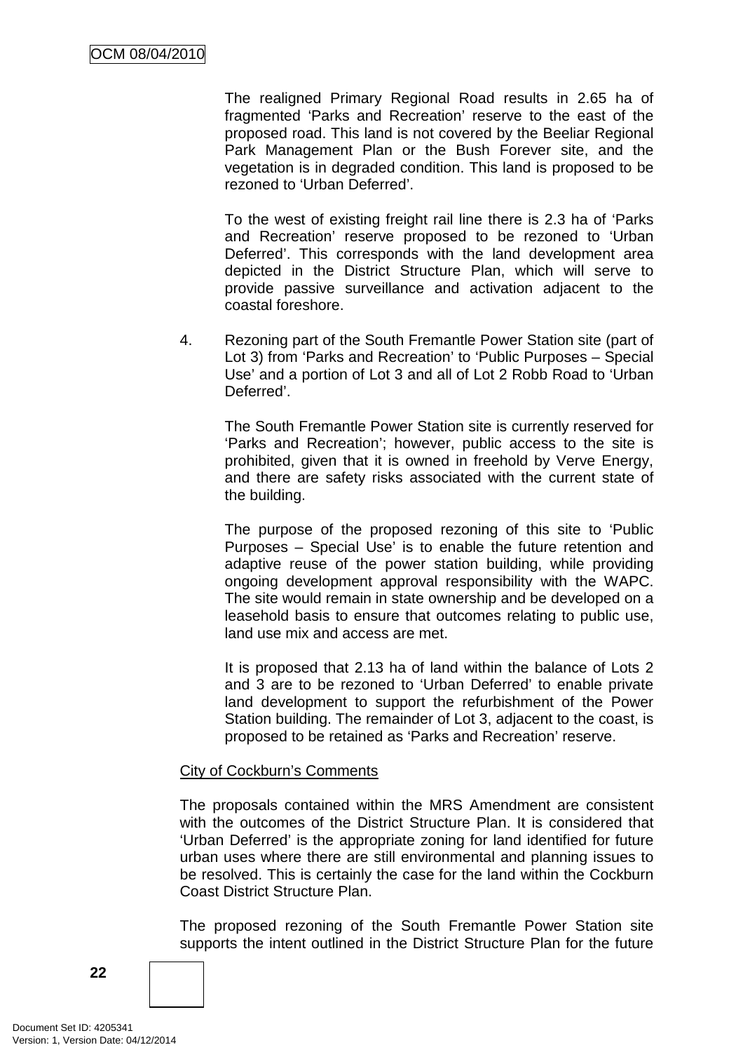The realigned Primary Regional Road results in 2.65 ha of fragmented 'Parks and Recreation' reserve to the east of the proposed road. This land is not covered by the Beeliar Regional Park Management Plan or the Bush Forever site, and the vegetation is in degraded condition. This land is proposed to be rezoned to 'Urban Deferred'.

To the west of existing freight rail line there is 2.3 ha of 'Parks and Recreation' reserve proposed to be rezoned to 'Urban Deferred'. This corresponds with the land development area depicted in the District Structure Plan, which will serve to provide passive surveillance and activation adjacent to the coastal foreshore.

4. Rezoning part of the South Fremantle Power Station site (part of Lot 3) from 'Parks and Recreation' to 'Public Purposes – Special Use' and a portion of Lot 3 and all of Lot 2 Robb Road to 'Urban Deferred'.

   The South Fremantle Power Station site is currently reserved for 'Parks and Recreation'; however, public access to the site is prohibited, given that it is owned in freehold by Verve Energy, and there are safety risks associated with the current state of the building.

   The purpose of the proposed rezoning of this site to 'Public Purposes – Special Use' is to enable the future retention and adaptive reuse of the power station building, while providing ongoing development approval responsibility with the WAPC. The site would remain in state ownership and be developed on a leasehold basis to ensure that outcomes relating to public use, land use mix and access are met.

   It is proposed that 2.13 ha of land within the balance of Lots 2 and 3 are to be rezoned to 'Urban Deferred' to enable private land development to support the refurbishment of the Power Station building. The remainder of Lot 3, adjacent to the coast, is proposed to be retained as 'Parks and Recreation' reserve.

<u>City of Cockburn's Comments</u>

The proposals contained within the MRS Amendment are consistent with the outcomes of the District Structure Plan. It is considered that 'Urban Deferred' is the appropriate zoning for land identified for future urban uses where there are still environmental and planning issues to be resolved. This is certainly the case for the land within the Cockburn Coast District Structure Plan.

The proposed rezoning of the South Fremantle Power Station site supports the intent outlined in the District Structure Plan for the future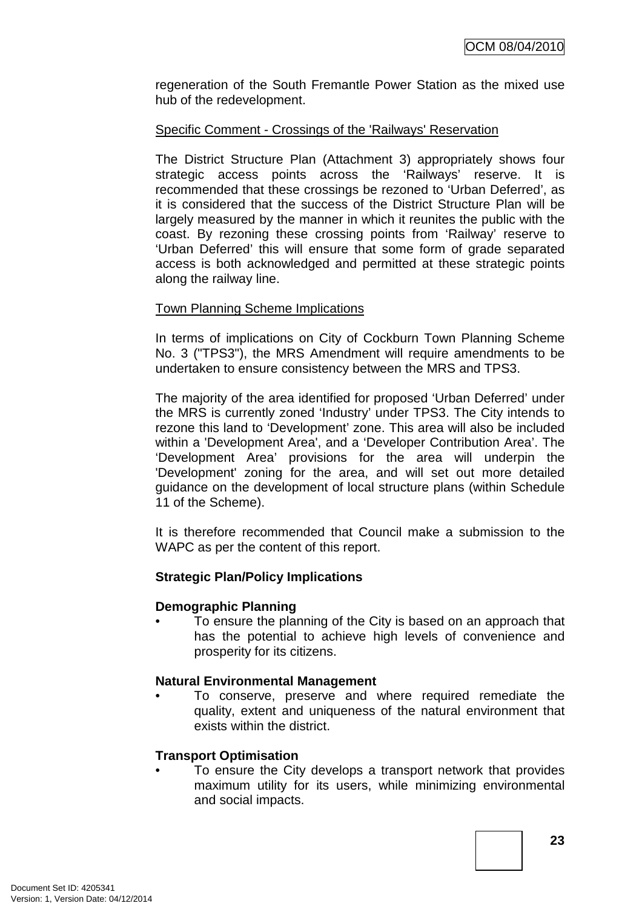regeneration of the South Fremantle Power Station as the mixed use hub of the redevelopment.

Specific Comment - Crossings of the 'Railways' Reservation

The District Structure Plan (Attachment 3) appropriately shows four strategic access points across the 'Railways' reserve. It is recommended that these crossings be rezoned to 'Urban Deferred', as it is considered that the success of the District Structure Plan will be largely measured by the manner in which it reunites the public with the coast. By rezoning these crossing points from 'Railway' reserve to 'Urban Deferred' this will ensure that some form of grade separated access is both acknowledged and permitted at these strategic points along the railway line.

Town Planning Scheme Implications

In terms of implications on City of Cockburn Town Planning Scheme No. 3 ("TPS3"), the MRS Amendment will require amendments to be undertaken to ensure consistency between the MRS and TPS3.

The majority of the area identified for proposed 'Urban Deferred' under the MRS is currently zoned 'Industry' under TPS3. The City intends to rezone this land to 'Development' zone. This area will also be included within a 'Development Area', and a 'Developer Contribution Area'. The 'Development Area' provisions for the area will underpin the 'Development' zoning for the area, and will set out more detailed guidance on the development of local structure plans (within Schedule 11 of the Scheme).

It is therefore recommended that Council make a submission to the WAPC as per the content of this report.

**Strategic Plan/Policy Implications**

**Demographic Planning**

- To ensure the planning of the City is based on an approach that has the potential to achieve high levels of convenience and prosperity for its citizens.

**Natural Environmental Management**

- To conserve, preserve and where required remediate the quality, extent and uniqueness of the natural environment that exists within the district.

**Transport Optimisation**

- To ensure the City develops a transport network that provides maximum utility for its users, while minimizing environmental and social impacts.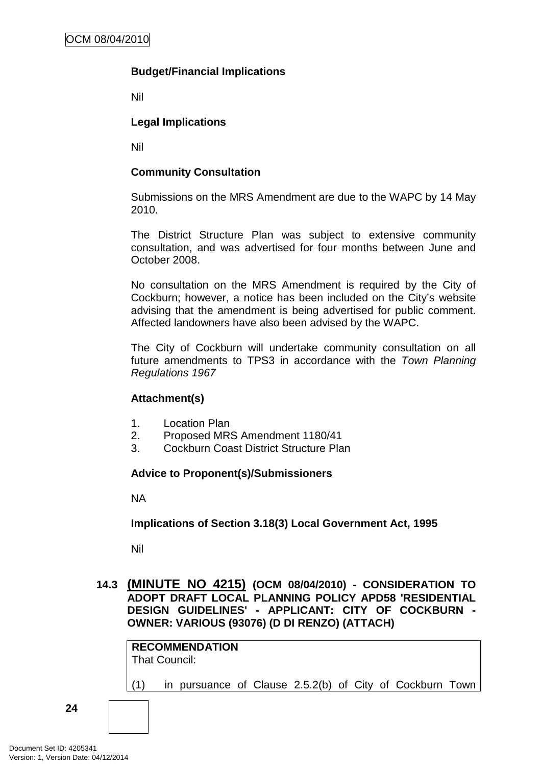**Budget/Financial Implications**

Nil

**Legal Implications**

Nil

**Community Consultation**

Submissions on the MRS Amendment are due to the WAPC by 14 May 2010.

The District Structure Plan was subject to extensive community consultation, and was advertised for four months between June and October 2008.

No consultation on the MRS Amendment is required by the City of Cockburn; however, a notice has been included on the City's website advising that the amendment is being advertised for public comment. Affected landowners have also been advised by the WAPC.

The City of Cockburn will undertake community consultation on all future amendments to TPS3 in accordance with the *Town Planning Regulations 1967*

**Attachment(s)**

1. Location Plan
2. Proposed MRS Amendment 1180/41
3. Cockburn Coast District Structure Plan

**Advice to Proponent(s)/Submissioners**

NA

**Implications of Section 3.18(3) Local Government Act, 1995**

Nil

### 14.3 (MINUTE NO 4215) (OCM 08/04/2010) - CONSIDERATION TO ADOPT DRAFT LOCAL PLANNING POLICY APD58 'RESIDENTIAL DESIGN GUIDELINES' - APPLICANT: CITY OF COCKBURN - OWNER: VARIOUS (93076) (D DI RENZO) (ATTACH)

**RECOMMENDATION**
That Council:

(1) in pursuance of Clause 2.5.2(b) of City of Cockburn Town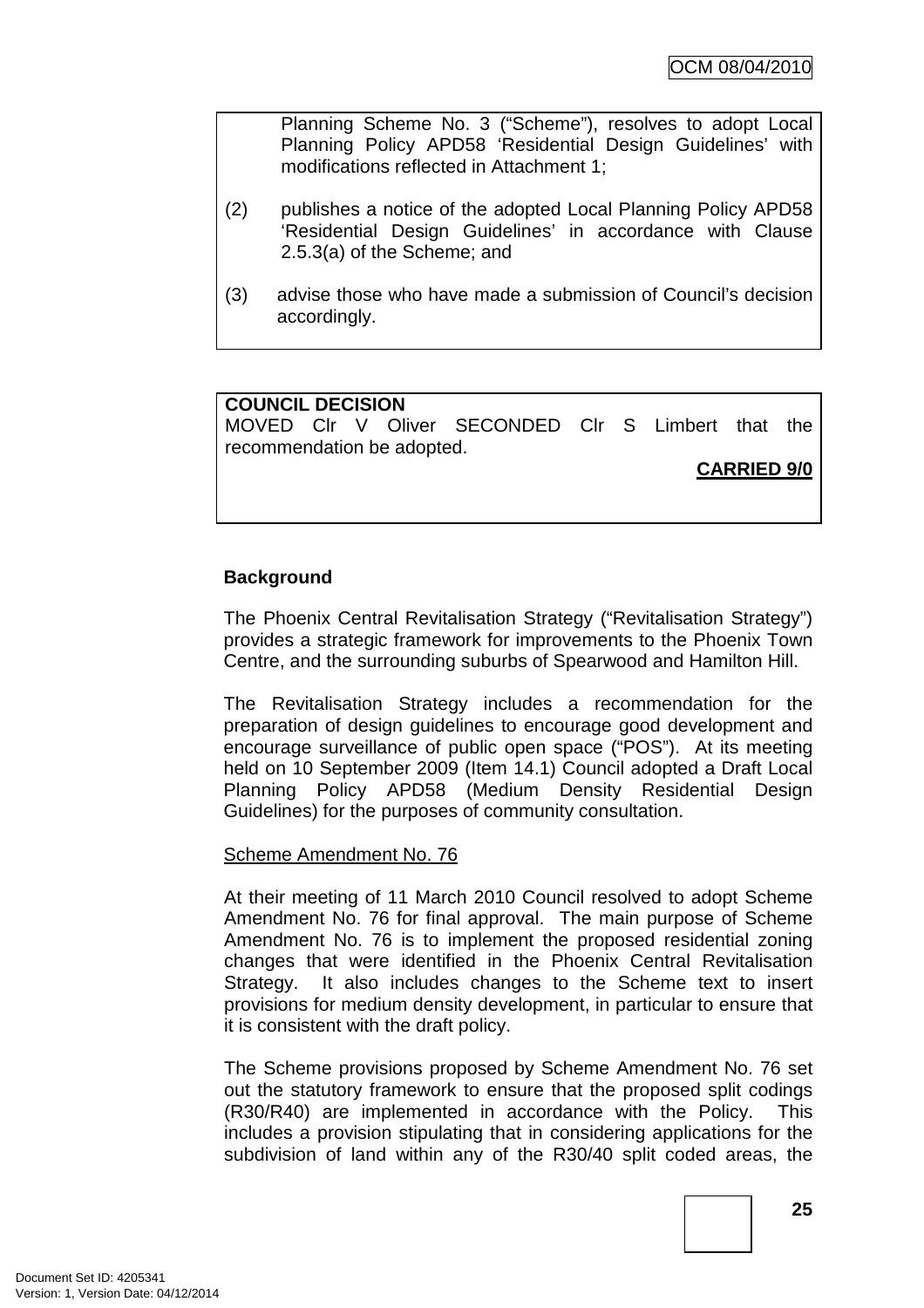Planning Scheme No. 3 (“Scheme”), resolves to adopt Local Planning Policy APD58 ‘Residential Design Guidelines’ with modifications reflected in Attachment 1;

(2) publishes a notice of the adopted Local Planning Policy APD58 ‘Residential Design Guidelines’ in accordance with Clause 2.5.3(a) of the Scheme; and

(3) advise those who have made a submission of Council’s decision accordingly.

**COUNCIL DECISION**

MOVED Clr V Oliver SECONDED Clr S Limbert that the recommendation be adopted.

**CARRIED 9/0**

**Background**

The Phoenix Central Revitalisation Strategy (“Revitalisation Strategy”) provides a strategic framework for improvements to the Phoenix Town Centre, and the surrounding suburbs of Spearwood and Hamilton Hill.

The Revitalisation Strategy includes a recommendation for the preparation of design guidelines to encourage good development and encourage surveillance of public open space (“POS”). At its meeting held on 10 September 2009 (Item 14.1) Council adopted a Draft Local Planning Policy APD58 (Medium Density Residential Design Guidelines) for the purposes of community consultation.

Scheme Amendment No. 76

At their meeting of 11 March 2010 Council resolved to adopt Scheme Amendment No. 76 for final approval. The main purpose of Scheme Amendment No. 76 is to implement the proposed residential zoning changes that were identified in the Phoenix Central Revitalisation Strategy. It also includes changes to the Scheme text to insert provisions for medium density development, in particular to ensure that it is consistent with the draft policy.

The Scheme provisions proposed by Scheme Amendment No. 76 set out the statutory framework to ensure that the proposed split codings (R30/R40) are implemented in accordance with the Policy. This includes a provision stipulating that in considering applications for the subdivision of land within any of the R30/40 split coded areas, the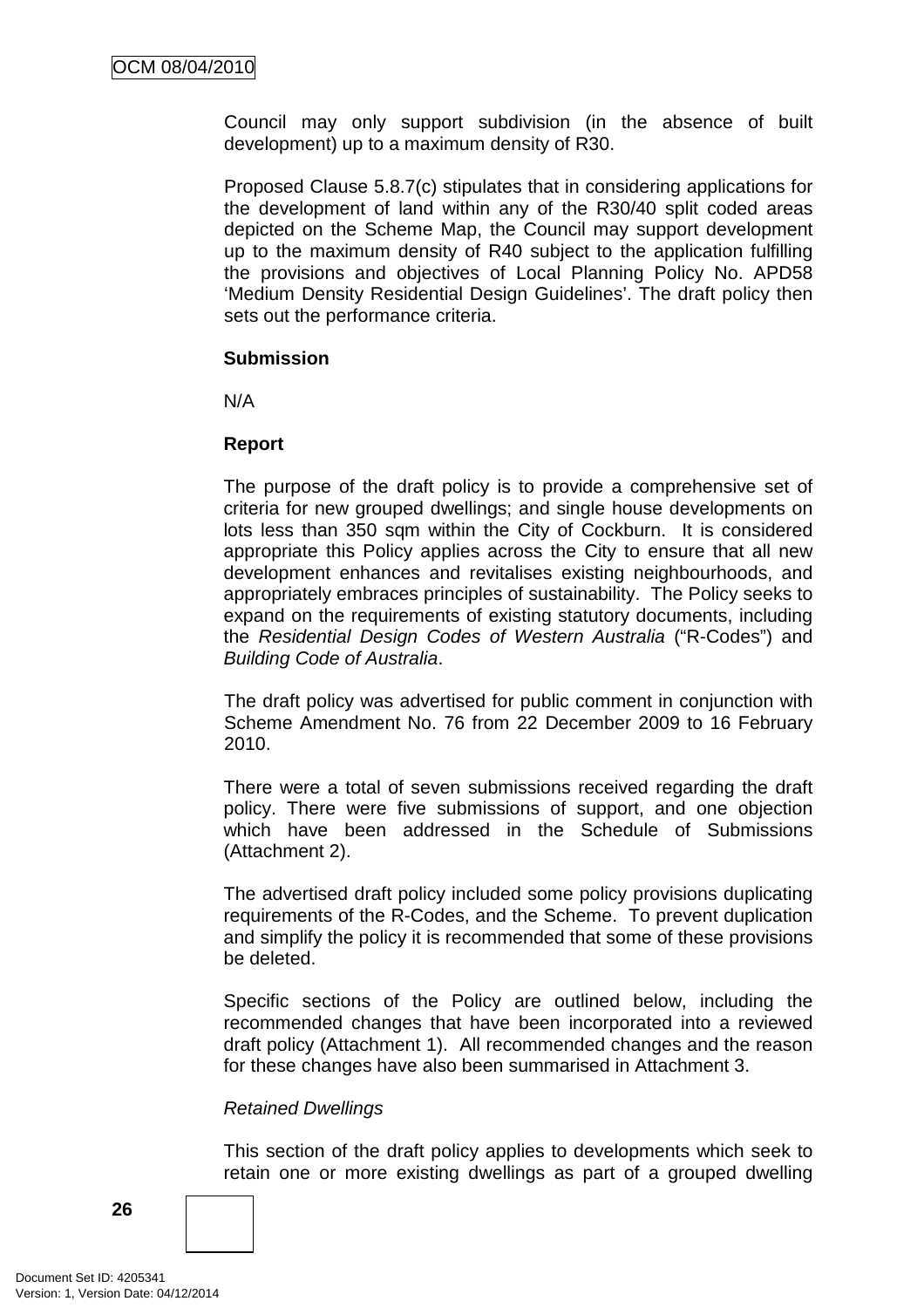Council may only support subdivision (in the absence of built development) up to a maximum density of R30.

Proposed Clause 5.8.7(c) stipulates that in considering applications for the development of land within any of the R30/40 split coded areas depicted on the Scheme Map, the Council may support development up to the maximum density of R40 subject to the application fulfilling the provisions and objectives of Local Planning Policy No. APD58 'Medium Density Residential Design Guidelines'. The draft policy then sets out the performance criteria.

**Submission**

N/A

**Report**

The purpose of the draft policy is to provide a comprehensive set of criteria for new grouped dwellings; and single house developments on lots less than 350 sqm within the City of Cockburn. It is considered appropriate this Policy applies across the City to ensure that all new development enhances and revitalises existing neighbourhoods, and appropriately embraces principles of sustainability. The Policy seeks to expand on the requirements of existing statutory documents, including the *Residential Design Codes of Western Australia* ("R-Codes") and *Building Code of Australia*.

The draft policy was advertised for public comment in conjunction with Scheme Amendment No. 76 from 22 December 2009 to 16 February 2010.

There were a total of seven submissions received regarding the draft policy. There were five submissions of support, and one objection which have been addressed in the Schedule of Submissions (Attachment 2).

The advertised draft policy included some policy provisions duplicating requirements of the R-Codes, and the Scheme. To prevent duplication and simplify the policy it is recommended that some of these provisions be deleted.

Specific sections of the Policy are outlined below, including the recommended changes that have been incorporated into a reviewed draft policy (Attachment 1). All recommended changes and the reason for these changes have also been summarised in Attachment 3.

*Retained Dwellings*

This section of the draft policy applies to developments which seek to retain one or more existing dwellings as part of a grouped dwelling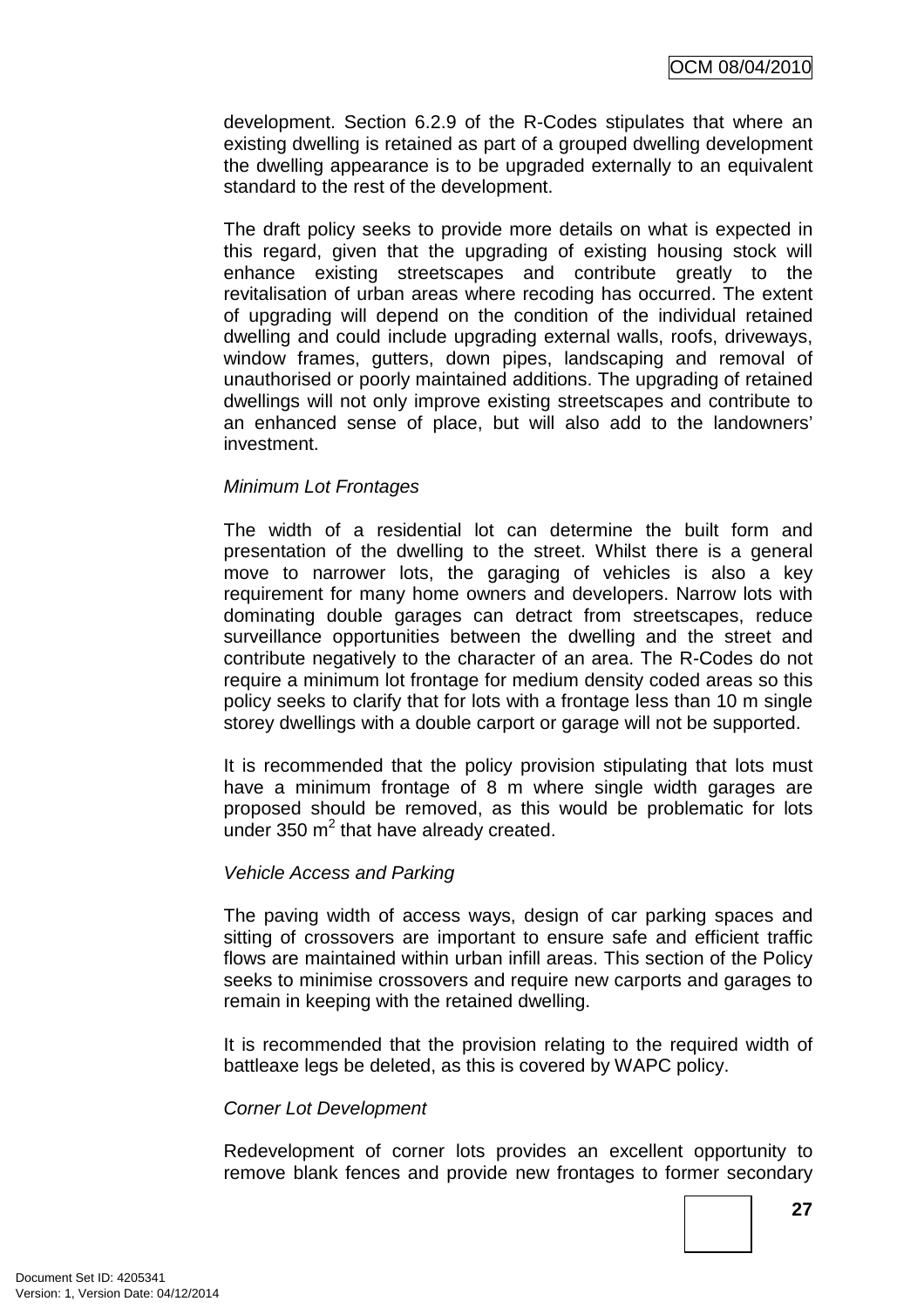development. Section 6.2.9 of the R-Codes stipulates that where an existing dwelling is retained as part of a grouped dwelling development the dwelling appearance is to be upgraded externally to an equivalent standard to the rest of the development.

The draft policy seeks to provide more details on what is expected in this regard, given that the upgrading of existing housing stock will enhance existing streetscapes and contribute greatly to the revitalisation of urban areas where recoding has occurred. The extent of upgrading will depend on the condition of the individual retained dwelling and could include upgrading external walls, roofs, driveways, window frames, gutters, down pipes, landscaping and removal of unauthorised or poorly maintained additions. The upgrading of retained dwellings will not only improve existing streetscapes and contribute to an enhanced sense of place, but will also add to the landowners' investment.

*Minimum Lot Frontages*

The width of a residential lot can determine the built form and presentation of the dwelling to the street. Whilst there is a general move to narrower lots, the garaging of vehicles is also a key requirement for many home owners and developers. Narrow lots with dominating double garages can detract from streetscapes, reduce surveillance opportunities between the dwelling and the street and contribute negatively to the character of an area. The R-Codes do not require a minimum lot frontage for medium density coded areas so this policy seeks to clarify that for lots with a frontage less than 10 m single storey dwellings with a double carport or garage will not be supported.

It is recommended that the policy provision stipulating that lots must have a minimum frontage of 8 m where single width garages are proposed should be removed, as this would be problematic for lots under 350 m$^2$ that have already created.

*Vehicle Access and Parking*

The paving width of access ways, design of car parking spaces and sitting of crossovers are important to ensure safe and efficient traffic flows are maintained within urban infill areas. This section of the Policy seeks to minimise crossovers and require new carports and garages to remain in keeping with the retained dwelling.

It is recommended that the provision relating to the required width of battleaxe legs be deleted, as this is covered by WAPC policy.

*Corner Lot Development*

Redevelopment of corner lots provides an excellent opportunity to remove blank fences and provide new frontages to former secondary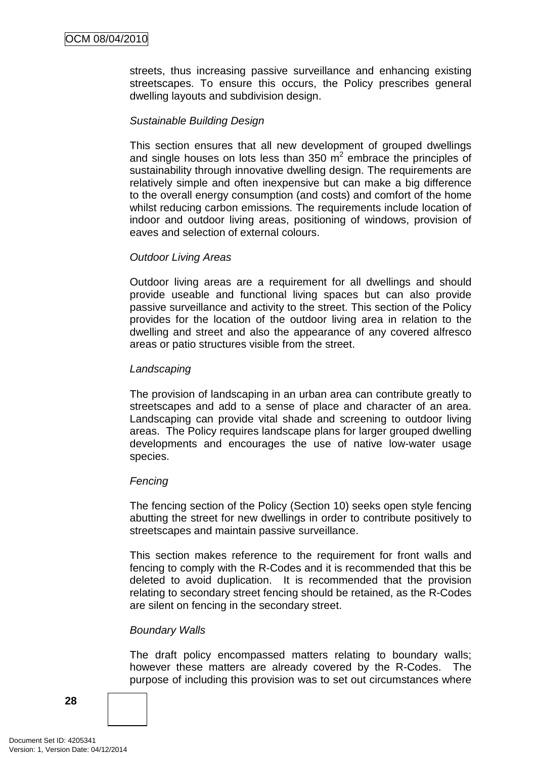streets, thus increasing passive surveillance and enhancing existing streetscapes. To ensure this occurs, the Policy prescribes general dwelling layouts and subdivision design.

*Sustainable Building Design*

This section ensures that all new development of grouped dwellings and single houses on lots less than 350 m$^2$ embrace the principles of sustainability through innovative dwelling design. The requirements are relatively simple and often inexpensive but can make a big difference to the overall energy consumption (and costs) and comfort of the home whilst reducing carbon emissions. The requirements include location of indoor and outdoor living areas, positioning of windows, provision of eaves and selection of external colours.

*Outdoor Living Areas*

Outdoor living areas are a requirement for all dwellings and should provide useable and functional living spaces but can also provide passive surveillance and activity to the street. This section of the Policy provides for the location of the outdoor living area in relation to the dwelling and street and also the appearance of any covered alfresco areas or patio structures visible from the street.

*Landscaping*

The provision of landscaping in an urban area can contribute greatly to streetscapes and add to a sense of place and character of an area. Landscaping can provide vital shade and screening to outdoor living areas. The Policy requires landscape plans for larger grouped dwelling developments and encourages the use of native low-water usage species.

*Fencing*

The fencing section of the Policy (Section 10) seeks open style fencing abutting the street for new dwellings in order to contribute positively to streetscapes and maintain passive surveillance.

This section makes reference to the requirement for front walls and fencing to comply with the R-Codes and it is recommended that this be deleted to avoid duplication. It is recommended that the provision relating to secondary street fencing should be retained, as the R-Codes are silent on fencing in the secondary street.

*Boundary Walls*

The draft policy encompassed matters relating to boundary walls; however these matters are already covered by the R-Codes. The purpose of including this provision was to set out circumstances where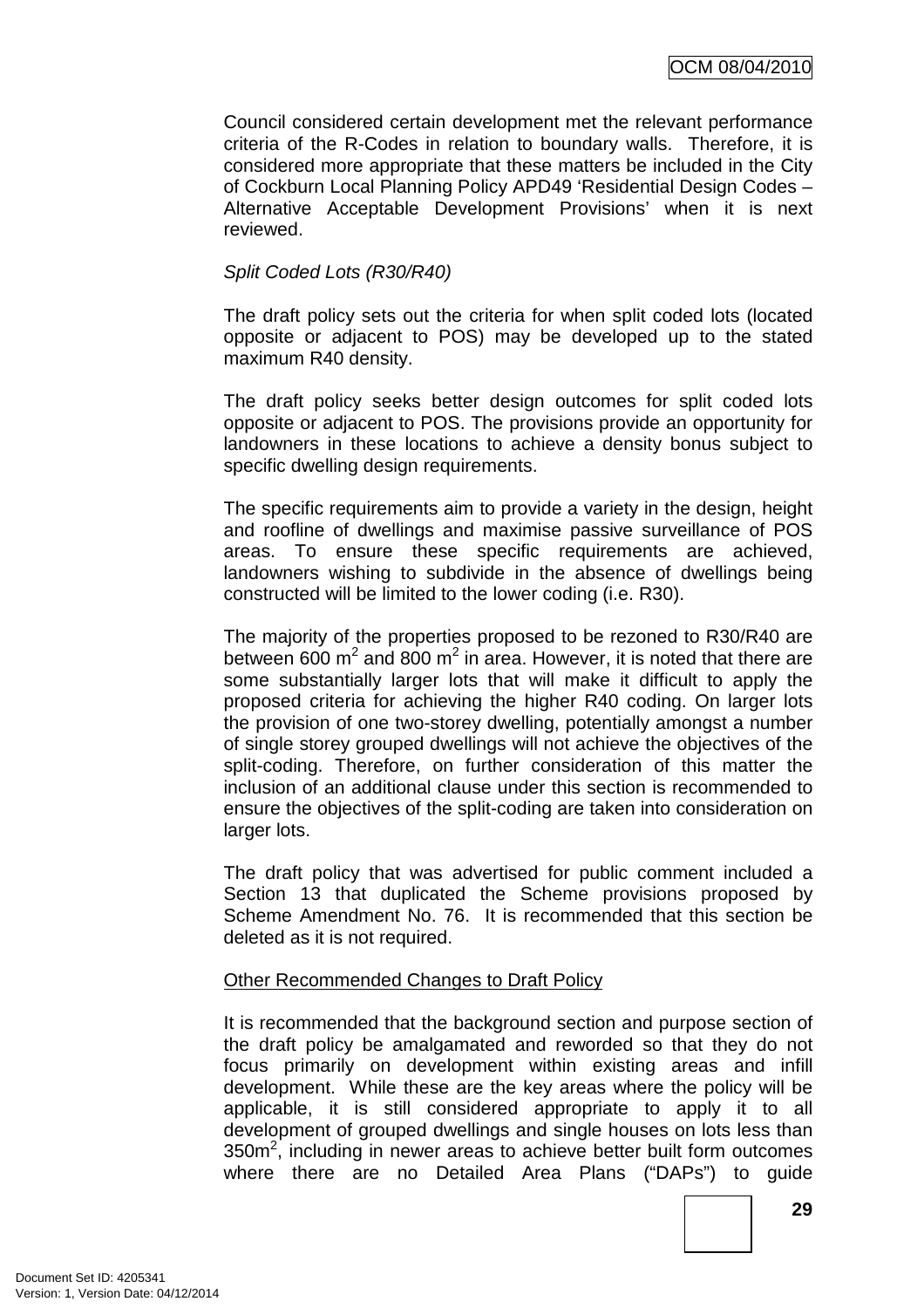Council considered certain development met the relevant performance criteria of the R-Codes in relation to boundary walls. Therefore, it is considered more appropriate that these matters be included in the City of Cockburn Local Planning Policy APD49 'Residential Design Codes – Alternative Acceptable Development Provisions' when it is next reviewed.

*Split Coded Lots (R30/R40)*

The draft policy sets out the criteria for when split coded lots (located opposite or adjacent to POS) may be developed up to the stated maximum R40 density.

The draft policy seeks better design outcomes for split coded lots opposite or adjacent to POS. The provisions provide an opportunity for landowners in these locations to achieve a density bonus subject to specific dwelling design requirements.

The specific requirements aim to provide a variety in the design, height and roofline of dwellings and maximise passive surveillance of POS areas. To ensure these specific requirements are achieved, landowners wishing to subdivide in the absence of dwellings being constructed will be limited to the lower coding (i.e. R30).

The majority of the properties proposed to be rezoned to R30/R40 are between 600 $m^2$ and 800 $m^2$ in area. However, it is noted that there are some substantially larger lots that will make it difficult to apply the proposed criteria for achieving the higher R40 coding. On larger lots the provision of one two-storey dwelling, potentially amongst a number of single storey grouped dwellings will not achieve the objectives of the split-coding. Therefore, on further consideration of this matter the inclusion of an additional clause under this section is recommended to ensure the objectives of the split-coding are taken into consideration on larger lots.

The draft policy that was advertised for public comment included a Section 13 that duplicated the Scheme provisions proposed by Scheme Amendment No. 76. It is recommended that this section be deleted as it is not required.

<u>Other Recommended Changes to Draft Policy</u>

It is recommended that the background section and purpose section of the draft policy be amalgamated and reworded so that they do not focus primarily on development within existing areas and infill development. While these are the key areas where the policy will be applicable, it is still considered appropriate to apply it to all development of grouped dwellings and single houses on lots less than 350$m^2$, including in newer areas to achieve better built form outcomes where there are no Detailed Area Plans ("DAPs") to guide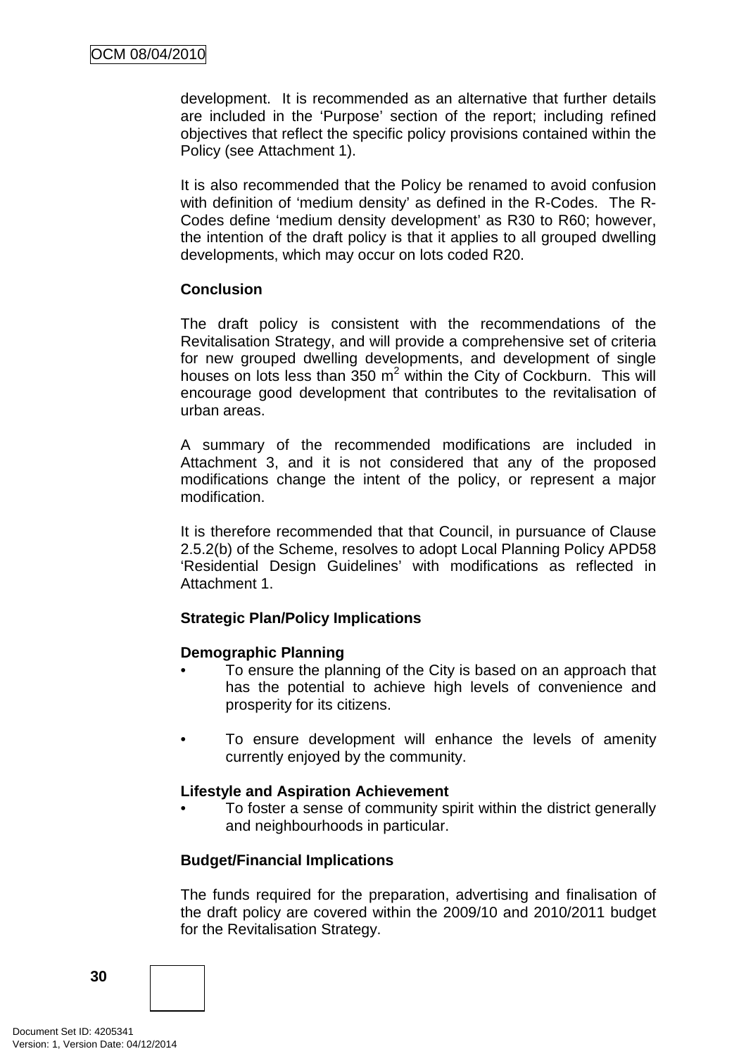development. It is recommended as an alternative that further details are included in the 'Purpose' section of the report; including refined objectives that reflect the specific policy provisions contained within the Policy (see Attachment 1).

It is also recommended that the Policy be renamed to avoid confusion with definition of 'medium density' as defined in the R-Codes. The R-Codes define 'medium density development' as R30 to R60; however, the intention of the draft policy is that it applies to all grouped dwelling developments, which may occur on lots coded R20.

**Conclusion**

The draft policy is consistent with the recommendations of the Revitalisation Strategy, and will provide a comprehensive set of criteria for new grouped dwelling developments, and development of single houses on lots less than 350 $m^2$ within the City of Cockburn. This will encourage good development that contributes to the revitalisation of urban areas.

A summary of the recommended modifications are included in Attachment 3, and it is not considered that any of the proposed modifications change the intent of the policy, or represent a major modification.

It is therefore recommended that that Council, in pursuance of Clause 2.5.2(b) of the Scheme, resolves to adopt Local Planning Policy APD58 'Residential Design Guidelines' with modifications as reflected in Attachment 1.

**Strategic Plan/Policy Implications**

**Demographic Planning**

- To ensure the planning of the City is based on an approach that has the potential to achieve high levels of convenience and prosperity for its citizens.

- To ensure development will enhance the levels of amenity currently enjoyed by the community.

**Lifestyle and Aspiration Achievement**

- To foster a sense of community spirit within the district generally and neighbourhoods in particular.

**Budget/Financial Implications**

The funds required for the preparation, advertising and finalisation of the draft policy are covered within the 2009/10 and 2010/2011 budget for the Revitalisation Strategy.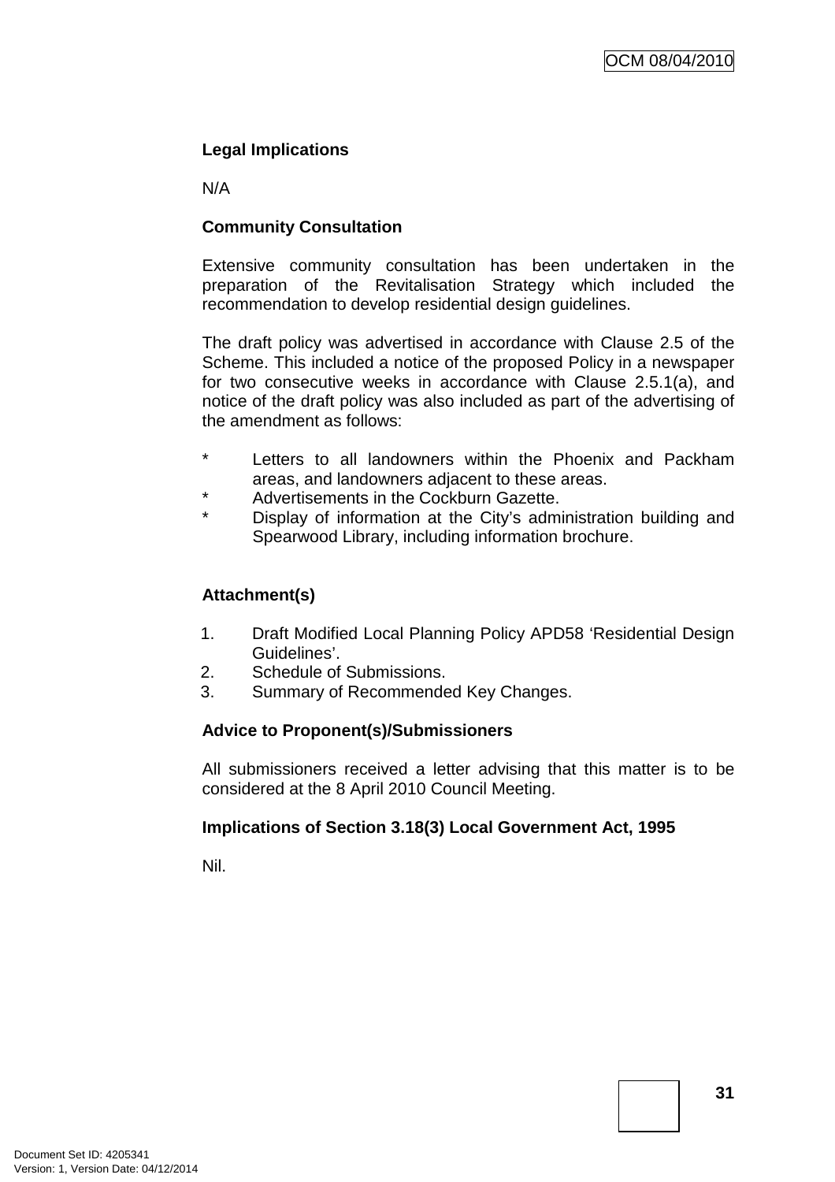**Legal Implications**

N/A

**Community Consultation**

Extensive community consultation has been undertaken in the preparation of the Revitalisation Strategy which included the recommendation to develop residential design guidelines.

The draft policy was advertised in accordance with Clause 2.5 of the Scheme. This included a notice of the proposed Policy in a newspaper for two consecutive weeks in accordance with Clause 2.5.1(a), and notice of the draft policy was also included as part of the advertising of the amendment as follows:

* Letters to all landowners within the Phoenix and Packham areas, and landowners adjacent to these areas.
* Advertisements in the Cockburn Gazette.
* Display of information at the City's administration building and Spearwood Library, including information brochure.

**Attachment(s)**

1. Draft Modified Local Planning Policy APD58 'Residential Design Guidelines'.
2. Schedule of Submissions.
3. Summary of Recommended Key Changes.

**Advice to Proponent(s)/Submissioners**

All submissioners received a letter advising that this matter is to be considered at the 8 April 2010 Council Meeting.

**Implications of Section 3.18(3) Local Government Act, 1995**

Nil.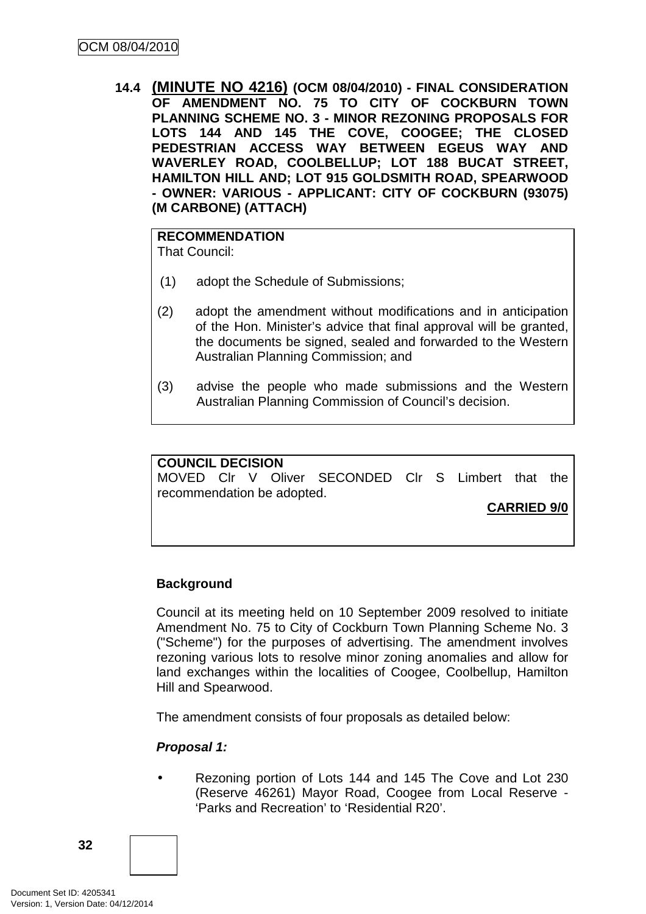**14.4 (MINUTE NO 4216) (OCM 08/04/2010) - FINAL CONSIDERATION OF AMENDMENT NO. 75 TO CITY OF COCKBURN TOWN PLANNING SCHEME NO. 3 - MINOR REZONING PROPOSALS FOR LOTS 144 AND 145 THE COVE, COOGEE; THE CLOSED PEDESTRIAN ACCESS WAY BETWEEN EGEUS WAY AND WAVERLEY ROAD, COOLBELLUP; LOT 188 BUCAT STREET, HAMILTON HILL AND; LOT 915 GOLDSMITH ROAD, SPEARWOOD - OWNER: VARIOUS - APPLICANT: CITY OF COCKBURN (93075) (M CARBONE) (ATTACH)**

**RECOMMENDATION**
That Council:

(1) adopt the Schedule of Submissions;

(2) adopt the amendment without modifications and in anticipation of the Hon. Minister's advice that final approval will be granted, the documents be signed, sealed and forwarded to the Western Australian Planning Commission; and

(3) advise the people who made submissions and the Western Australian Planning Commission of Council's decision.

**COUNCIL DECISION**
MOVED Clr V Oliver SECONDED Clr S Limbert that the recommendation be adopted.

**CARRIED 9/0**

**Background**

Council at its meeting held on 10 September 2009 resolved to initiate Amendment No. 75 to City of Cockburn Town Planning Scheme No. 3 ("Scheme") for the purposes of advertising. The amendment involves rezoning various lots to resolve minor zoning anomalies and allow for land exchanges within the localities of Coogee, Coolbellup, Hamilton Hill and Spearwood.

The amendment consists of four proposals as detailed below:

***Proposal 1:***

- Rezoning portion of Lots 144 and 145 The Cove and Lot 230 (Reserve 46261) Mayor Road, Coogee from Local Reserve - 'Parks and Recreation' to 'Residential R20'.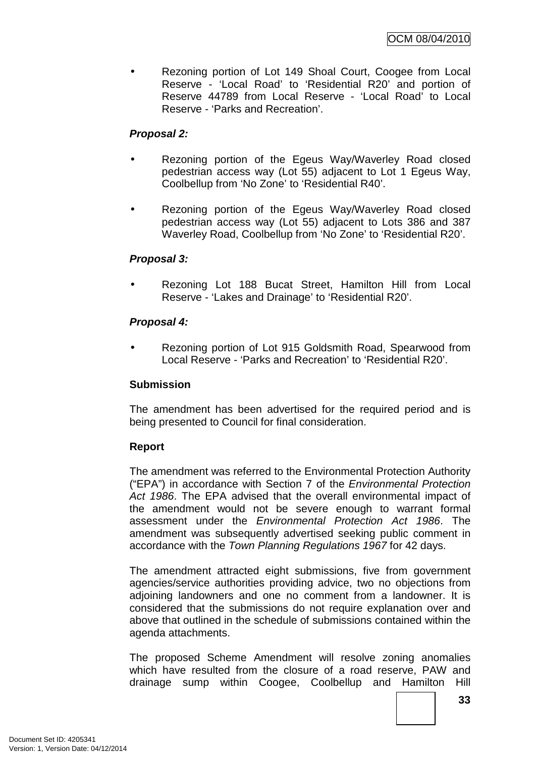- Rezoning portion of Lot 149 Shoal Court, Coogee from Local Reserve - 'Local Road' to 'Residential R20' and portion of Reserve 44789 from Local Reserve - 'Local Road' to Local Reserve - 'Parks and Recreation'.

***Proposal 2:***

- Rezoning portion of the Egeus Way/Waverley Road closed pedestrian access way (Lot 55) adjacent to Lot 1 Egeus Way, Coolbellup from 'No Zone' to 'Residential R40'.
- Rezoning portion of the Egeus Way/Waverley Road closed pedestrian access way (Lot 55) adjacent to Lots 386 and 387 Waverley Road, Coolbellup from 'No Zone' to 'Residential R20'.

***Proposal 3:***

- Rezoning Lot 188 Bucat Street, Hamilton Hill from Local Reserve - 'Lakes and Drainage' to 'Residential R20'.

***Proposal 4:***

- Rezoning portion of Lot 915 Goldsmith Road, Spearwood from Local Reserve - 'Parks and Recreation' to 'Residential R20'.

**Submission**

The amendment has been advertised for the required period and is being presented to Council for final consideration.

**Report**

The amendment was referred to the Environmental Protection Authority ("EPA") in accordance with Section 7 of the *Environmental Protection Act 1986*. The EPA advised that the overall environmental impact of the amendment would not be severe enough to warrant formal assessment under the *Environmental Protection Act 1986*. The amendment was subsequently advertised seeking public comment in accordance with the *Town Planning Regulations 1967* for 42 days.

The amendment attracted eight submissions, five from government agencies/service authorities providing advice, two no objections from adjoining landowners and one no comment from a landowner. It is considered that the submissions do not require explanation over and above that outlined in the schedule of submissions contained within the agenda attachments.

The proposed Scheme Amendment will resolve zoning anomalies which have resulted from the closure of a road reserve, PAW and drainage sump within Coogee, Coolbellup and Hamilton Hill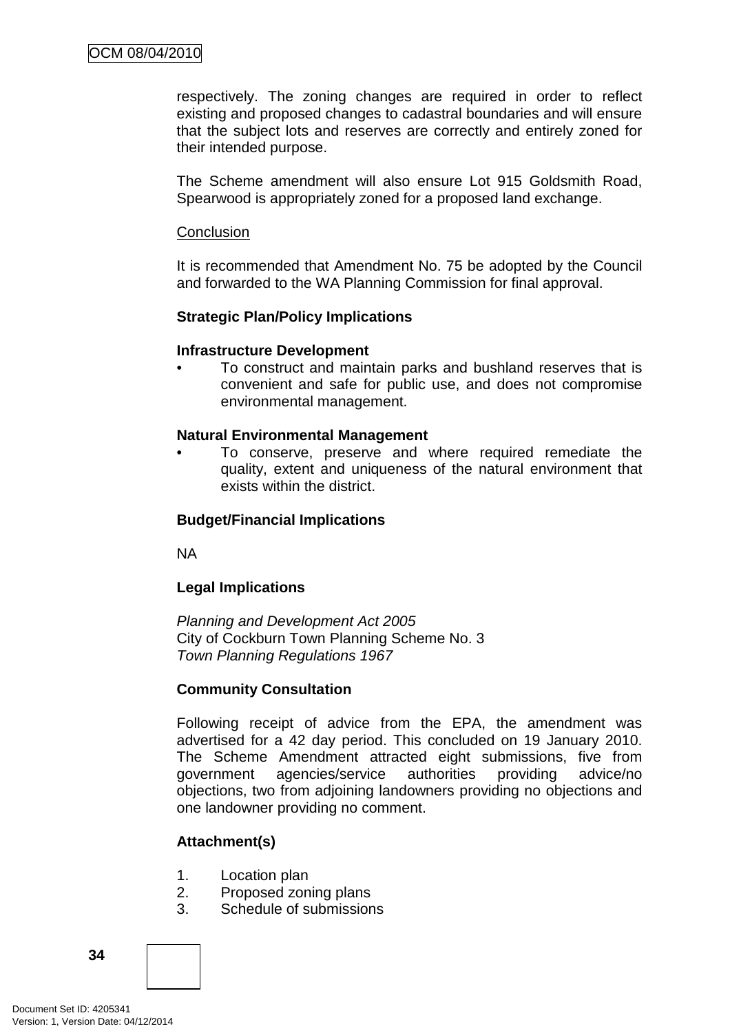respectively. The zoning changes are required in order to reflect existing and proposed changes to cadastral boundaries and will ensure that the subject lots and reserves are correctly and entirely zoned for their intended purpose.

The Scheme amendment will also ensure Lot 915 Goldsmith Road, Spearwood is appropriately zoned for a proposed land exchange.

Conclusion

It is recommended that Amendment No. 75 be adopted by the Council and forwarded to the WA Planning Commission for final approval.

**Strategic Plan/Policy Implications**

**Infrastructure Development**

- To construct and maintain parks and bushland reserves that is convenient and safe for public use, and does not compromise environmental management.

**Natural Environmental Management**

- To conserve, preserve and where required remediate the quality, extent and uniqueness of the natural environment that exists within the district.

**Budget/Financial Implications**

NA

**Legal Implications**

*Planning and Development Act 2005*
City of Cockburn Town Planning Scheme No. 3
*Town Planning Regulations 1967*

**Community Consultation**

Following receipt of advice from the EPA, the amendment was advertised for a 42 day period. This concluded on 19 January 2010. The Scheme Amendment attracted eight submissions, five from government agencies/service authorities providing advice/no objections, two from adjoining landowners providing no objections and one landowner providing no comment.

**Attachment(s)**

1. Location plan
2. Proposed zoning plans
3. Schedule of submissions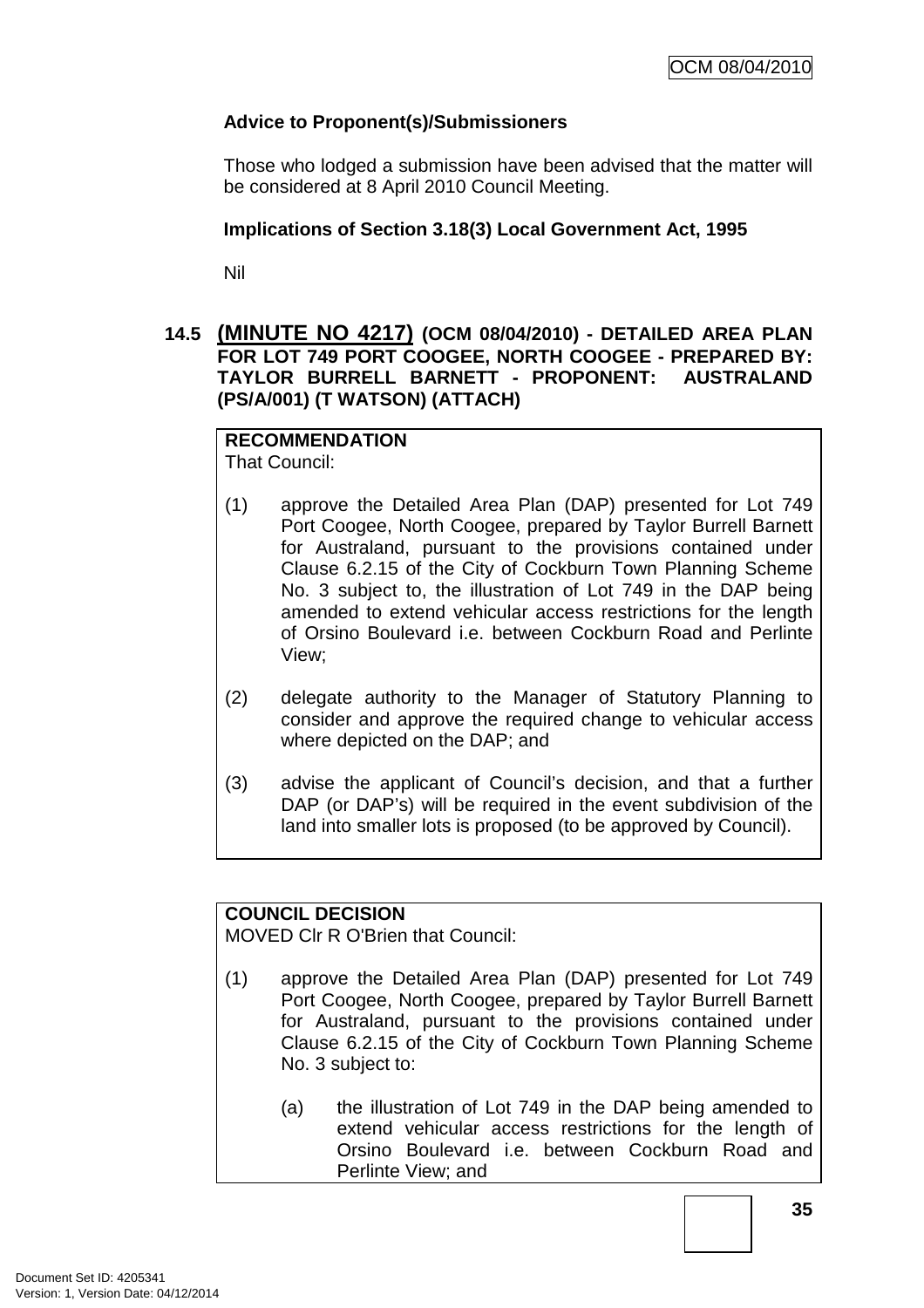**Advice to Proponent(s)/Submissioners**

Those who lodged a submission have been advised that the matter will be considered at 8 April 2010 Council Meeting.

**Implications of Section 3.18(3) Local Government Act, 1995**

Nil

### 14.5 (MINUTE NO 4217) (OCM 08/04/2010) - DETAILED AREA PLAN FOR LOT 749 PORT COOGEE, NORTH COOGEE - PREPARED BY: TAYLOR BURRELL BARNETT - PROPONENT: AUSTRALAND (PS/A/001) (T WATSON) (ATTACH)

**RECOMMENDATION**
That Council:

(1) approve the Detailed Area Plan (DAP) presented for Lot 749 Port Coogee, North Coogee, prepared by Taylor Burrell Barnett for Australand, pursuant to the provisions contained under Clause 6.2.15 of the City of Cockburn Town Planning Scheme No. 3 subject to, the illustration of Lot 749 in the DAP being amended to extend vehicular access restrictions for the length of Orsino Boulevard i.e. between Cockburn Road and Perlinte View;

(2) delegate authority to the Manager of Statutory Planning to consider and approve the required change to vehicular access where depicted on the DAP; and

(3) advise the applicant of Council's decision, and that a further DAP (or DAP's) will be required in the event subdivision of the land into smaller lots is proposed (to be approved by Council).

**COUNCIL DECISION**
MOVED Clr R O'Brien that Council:

(1) approve the Detailed Area Plan (DAP) presented for Lot 749 Port Coogee, North Coogee, prepared by Taylor Burrell Barnett for Australand, pursuant to the provisions contained under Clause 6.2.15 of the City of Cockburn Town Planning Scheme No. 3 subject to:

   (a) the illustration of Lot 749 in the DAP being amended to extend vehicular access restrictions for the length of Orsino Boulevard i.e. between Cockburn Road and Perlinte View; and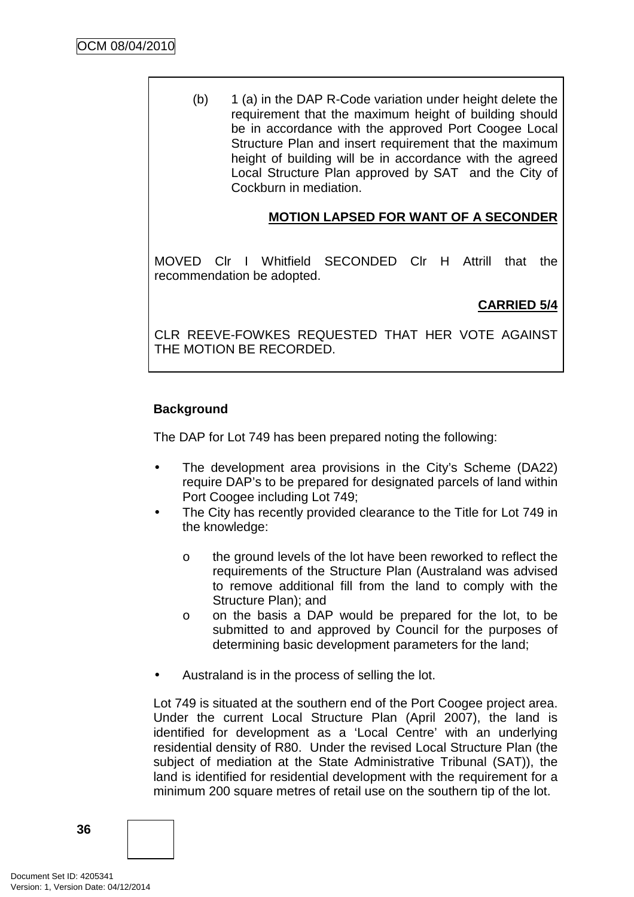(b) 1 (a) in the DAP R-Code variation under height delete the requirement that the maximum height of building should be in accordance with the approved Port Coogee Local Structure Plan and insert requirement that the maximum height of building will be in accordance with the agreed Local Structure Plan approved by SAT and the City of Cockburn in mediation.

**MOTION LAPSED FOR WANT OF A SECONDER**

MOVED Clr I Whitfield SECONDED Clr H Attrill that the recommendation be adopted.

**CARRIED 5/4**

CLR REEVE-FOWKES REQUESTED THAT HER VOTE AGAINST THE MOTION BE RECORDED.

**Background**

The DAP for Lot 749 has been prepared noting the following:

- The development area provisions in the City's Scheme (DA22) require DAP's to be prepared for designated parcels of land within Port Coogee including Lot 749;
- The City has recently provided clearance to the Title for Lot 749 in the knowledge:
  - o the ground levels of the lot have been reworked to reflect the requirements of the Structure Plan (Australand was advised to remove additional fill from the land to comply with the Structure Plan); and
  - o on the basis a DAP would be prepared for the lot, to be submitted to and approved by Council for the purposes of determining basic development parameters for the land;
- Australand is in the process of selling the lot.

Lot 749 is situated at the southern end of the Port Coogee project area. Under the current Local Structure Plan (April 2007), the land is identified for development as a 'Local Centre' with an underlying residential density of R80. Under the revised Local Structure Plan (the subject of mediation at the State Administrative Tribunal (SAT)), the land is identified for residential development with the requirement for a minimum 200 square metres of retail use on the southern tip of the lot.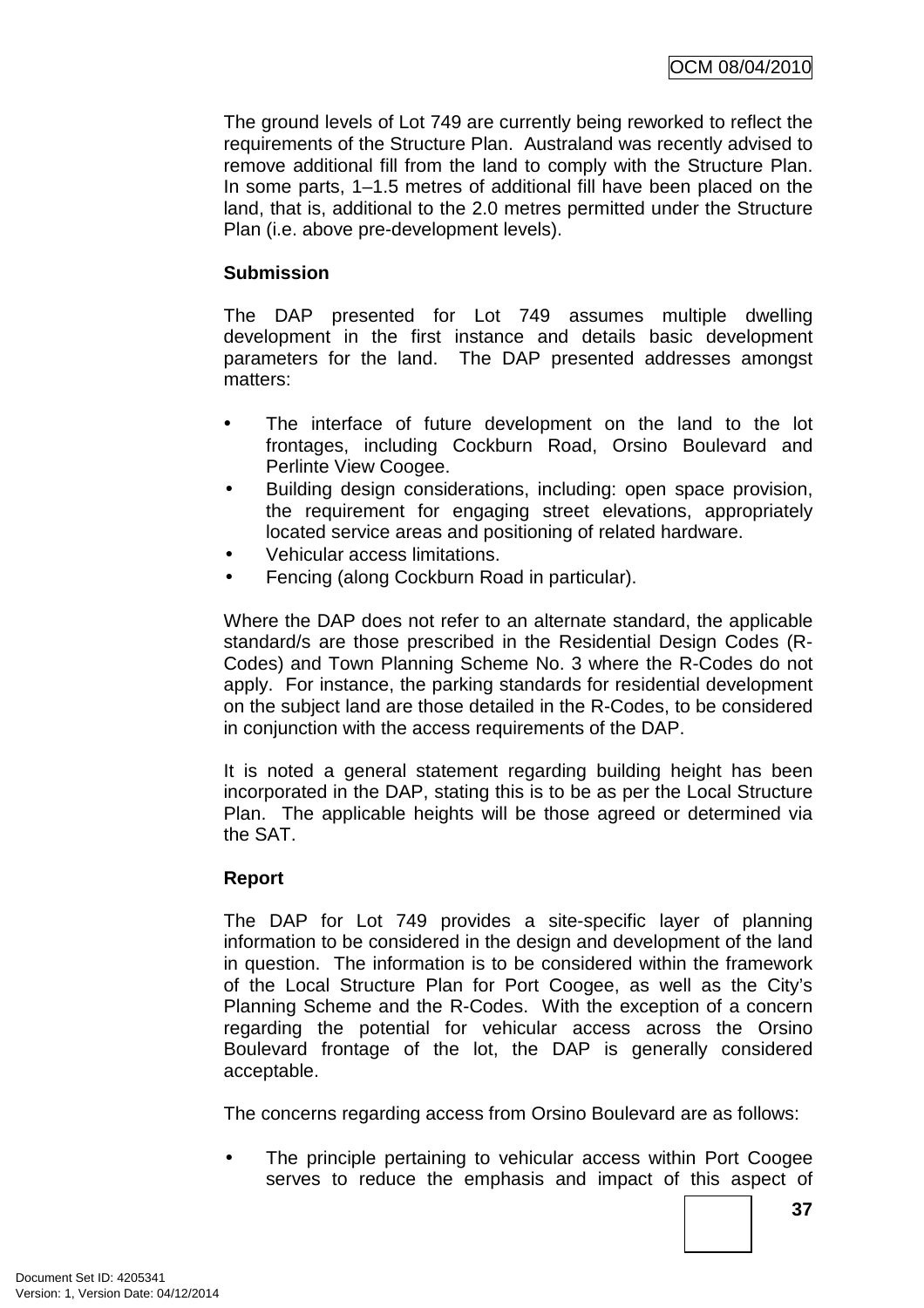The ground levels of Lot 749 are currently being reworked to reflect the requirements of the Structure Plan. Australand was recently advised to remove additional fill from the land to comply with the Structure Plan. In some parts, 1–1.5 metres of additional fill have been placed on the land, that is, additional to the 2.0 metres permitted under the Structure Plan (i.e. above pre-development levels).

**Submission**

The DAP presented for Lot 749 assumes multiple dwelling development in the first instance and details basic development parameters for the land. The DAP presented addresses amongst matters:

- The interface of future development on the land to the lot frontages, including Cockburn Road, Orsino Boulevard and Perlinte View Coogee.
- Building design considerations, including: open space provision, the requirement for engaging street elevations, appropriately located service areas and positioning of related hardware.
- Vehicular access limitations.
- Fencing (along Cockburn Road in particular).

Where the DAP does not refer to an alternate standard, the applicable standard/s are those prescribed in the Residential Design Codes (R-Codes) and Town Planning Scheme No. 3 where the R-Codes do not apply. For instance, the parking standards for residential development on the subject land are those detailed in the R-Codes, to be considered in conjunction with the access requirements of the DAP.

It is noted a general statement regarding building height has been incorporated in the DAP, stating this is to be as per the Local Structure Plan. The applicable heights will be those agreed or determined via the SAT.

**Report**

The DAP for Lot 749 provides a site-specific layer of planning information to be considered in the design and development of the land in question. The information is to be considered within the framework of the Local Structure Plan for Port Coogee, as well as the City's Planning Scheme and the R-Codes. With the exception of a concern regarding the potential for vehicular access across the Orsino Boulevard frontage of the lot, the DAP is generally considered acceptable.

The concerns regarding access from Orsino Boulevard are as follows:

- The principle pertaining to vehicular access within Port Coogee serves to reduce the emphasis and impact of this aspect of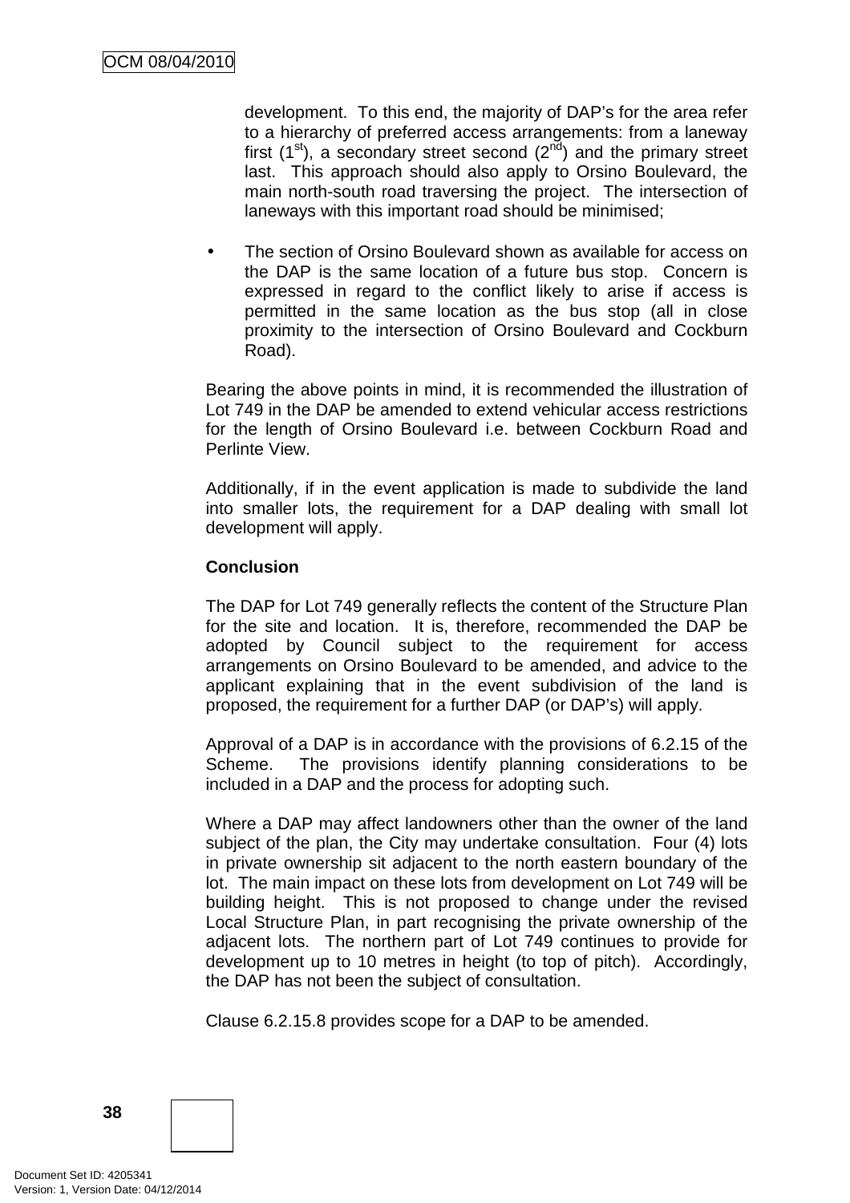development. To this end, the majority of DAP's for the area refer to a hierarchy of preferred access arrangements: from a laneway first (1st), a secondary street second (2nd) and the primary street last. This approach should also apply to Orsino Boulevard, the main north-south road traversing the project. The intersection of laneways with this important road should be minimised;

- The section of Orsino Boulevard shown as available for access on the DAP is the same location of a future bus stop. Concern is expressed in regard to the conflict likely to arise if access is permitted in the same location as the bus stop (all in close proximity to the intersection of Orsino Boulevard and Cockburn Road).

Bearing the above points in mind, it is recommended the illustration of Lot 749 in the DAP be amended to extend vehicular access restrictions for the length of Orsino Boulevard i.e. between Cockburn Road and Perlinte View.

Additionally, if in the event application is made to subdivide the land into smaller lots, the requirement for a DAP dealing with small lot development will apply.

**Conclusion**

The DAP for Lot 749 generally reflects the content of the Structure Plan for the site and location. It is, therefore, recommended the DAP be adopted by Council subject to the requirement for access arrangements on Orsino Boulevard to be amended, and advice to the applicant explaining that in the event subdivision of the land is proposed, the requirement for a further DAP (or DAP's) will apply.

Approval of a DAP is in accordance with the provisions of 6.2.15 of the Scheme. The provisions identify planning considerations to be included in a DAP and the process for adopting such.

Where a DAP may affect landowners other than the owner of the land subject of the plan, the City may undertake consultation. Four (4) lots in private ownership sit adjacent to the north eastern boundary of the lot. The main impact on these lots from development on Lot 749 will be building height. This is not proposed to change under the revised Local Structure Plan, in part recognising the private ownership of the adjacent lots. The northern part of Lot 749 continues to provide for development up to 10 metres in height (to top of pitch). Accordingly, the DAP has not been the subject of consultation.

Clause 6.2.15.8 provides scope for a DAP to be amended.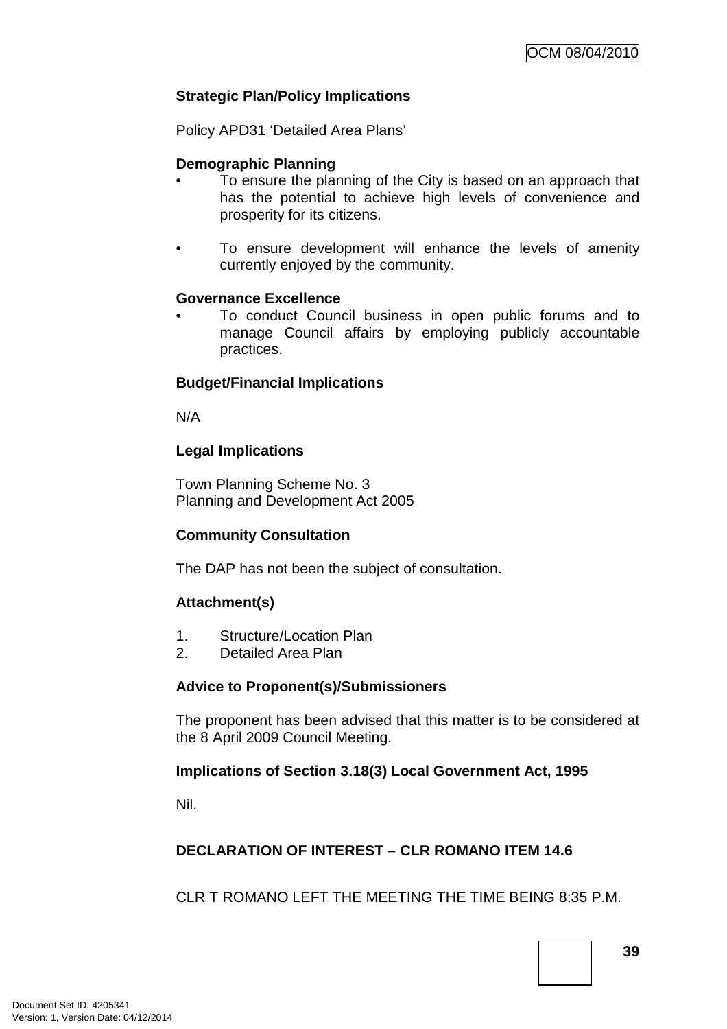**Strategic Plan/Policy Implications**

Policy APD31 'Detailed Area Plans'

**Demographic Planning**

- To ensure the planning of the City is based on an approach that has the potential to achieve high levels of convenience and prosperity for its citizens.

- To ensure development will enhance the levels of amenity currently enjoyed by the community.

**Governance Excellence**

- To conduct Council business in open public forums and to manage Council affairs by employing publicly accountable practices.

**Budget/Financial Implications**

N/A

**Legal Implications**

Town Planning Scheme No. 3
Planning and Development Act 2005

**Community Consultation**

The DAP has not been the subject of consultation.

**Attachment(s)**

1. Structure/Location Plan
2. Detailed Area Plan

**Advice to Proponent(s)/Submissioners**

The proponent has been advised that this matter is to be considered at the 8 April 2009 Council Meeting.

**Implications of Section 3.18(3) Local Government Act, 1995**

Nil.

**DECLARATION OF INTEREST – CLR ROMANO ITEM 14.6**

CLR T ROMANO LEFT THE MEETING THE TIME BEING 8:35 P.M.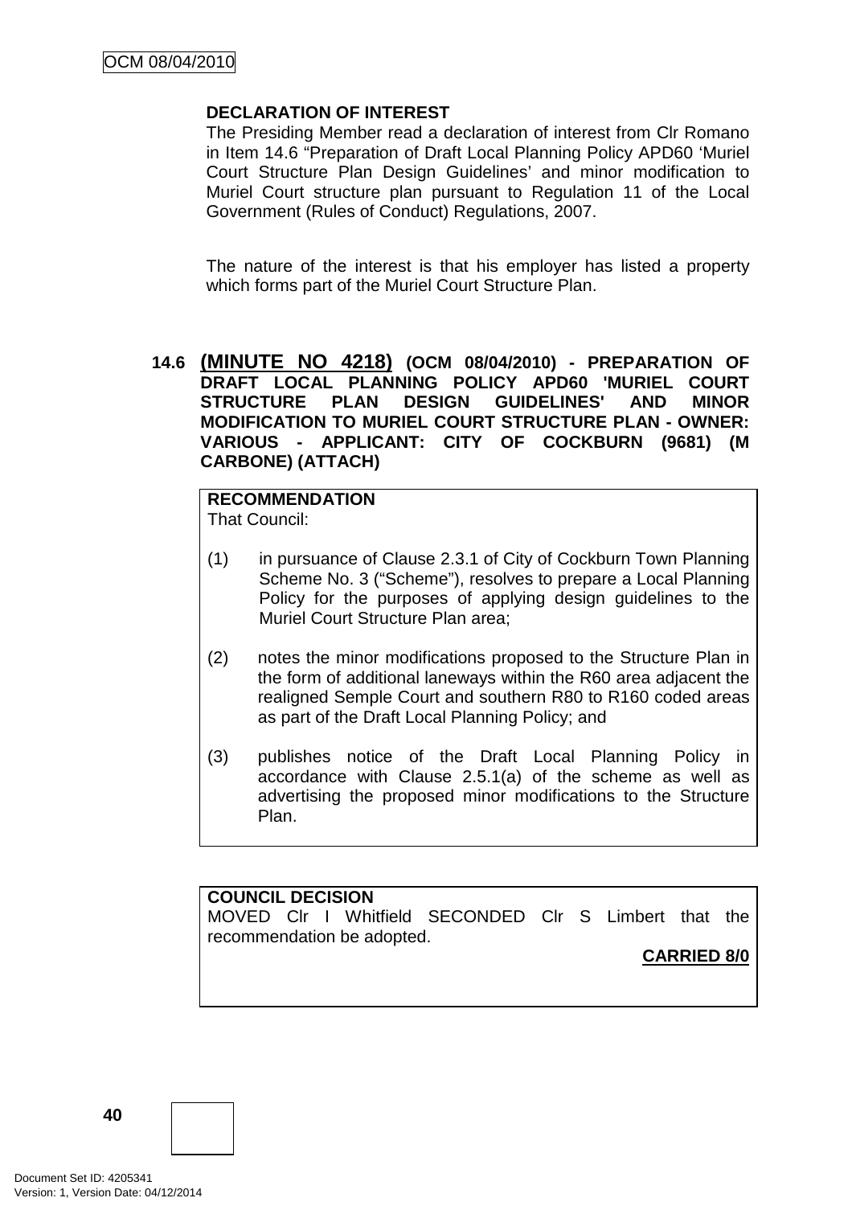**DECLARATION OF INTEREST**

The Presiding Member read a declaration of interest from Clr Romano in Item 14.6 "Preparation of Draft Local Planning Policy APD60 'Muriel Court Structure Plan Design Guidelines' and minor modification to Muriel Court structure plan pursuant to Regulation 11 of the Local Government (Rules of Conduct) Regulations, 2007.

The nature of the interest is that his employer has listed a property which forms part of the Muriel Court Structure Plan.

### 14.6 (MINUTE NO 4218) (OCM 08/04/2010) - PREPARATION OF DRAFT LOCAL PLANNING POLICY APD60 'MURIEL COURT STRUCTURE PLAN DESIGN GUIDELINES' AND MINOR MODIFICATION TO MURIEL COURT STRUCTURE PLAN - OWNER: VARIOUS - APPLICANT: CITY OF COCKBURN (9681) (M CARBONE) (ATTACH)

**RECOMMENDATION**

That Council:

(1) in pursuance of Clause 2.3.1 of City of Cockburn Town Planning Scheme No. 3 ("Scheme"), resolves to prepare a Local Planning Policy for the purposes of applying design guidelines to the Muriel Court Structure Plan area;

(2) notes the minor modifications proposed to the Structure Plan in the form of additional laneways within the R60 area adjacent the realigned Semple Court and southern R80 to R160 coded areas as part of the Draft Local Planning Policy; and

(3) publishes notice of the Draft Local Planning Policy in accordance with Clause 2.5.1(a) of the scheme as well as advertising the proposed minor modifications to the Structure Plan.

**COUNCIL DECISION**

MOVED Clr I Whitfield SECONDED Clr S Limbert that the recommendation be adopted.

**CARRIED 8/0**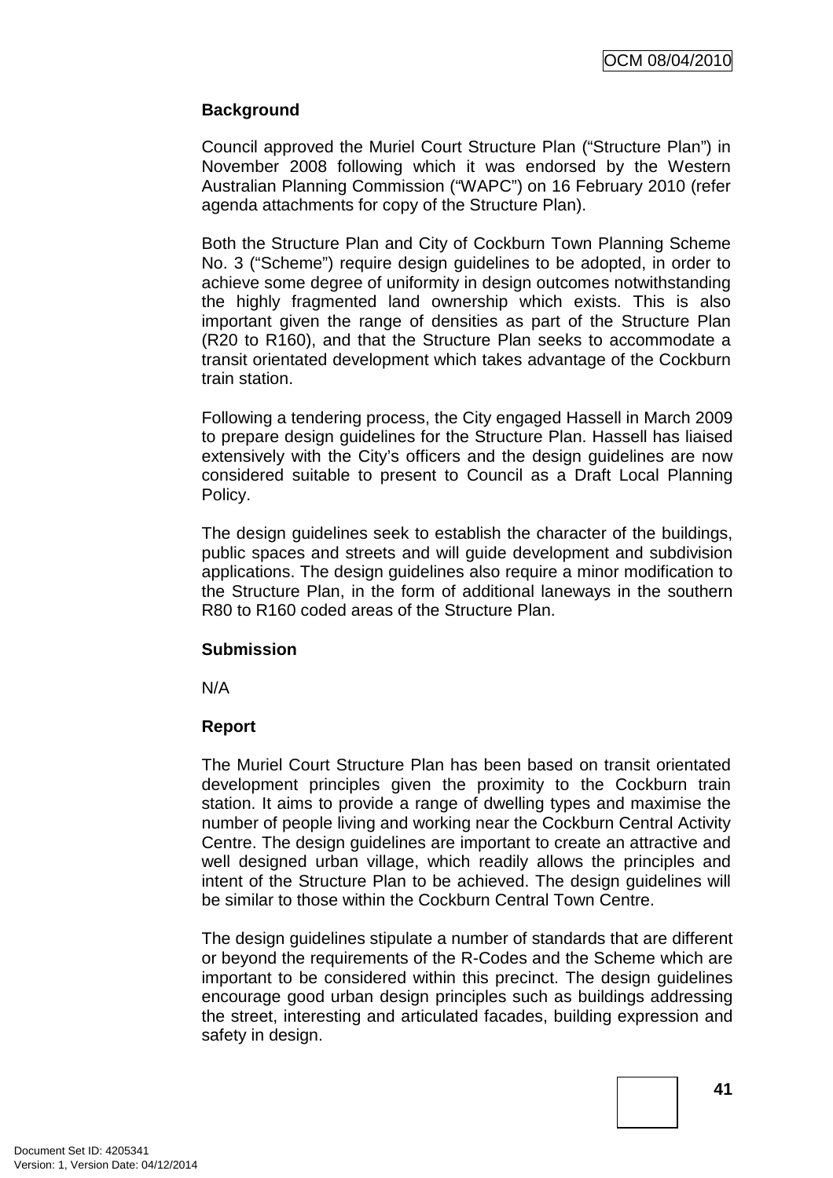**Background**

Council approved the Muriel Court Structure Plan ("Structure Plan") in November 2008 following which it was endorsed by the Western Australian Planning Commission ("WAPC") on 16 February 2010 (refer agenda attachments for copy of the Structure Plan).

Both the Structure Plan and City of Cockburn Town Planning Scheme No. 3 ("Scheme") require design guidelines to be adopted, in order to achieve some degree of uniformity in design outcomes notwithstanding the highly fragmented land ownership which exists. This is also important given the range of densities as part of the Structure Plan (R20 to R160), and that the Structure Plan seeks to accommodate a transit orientated development which takes advantage of the Cockburn train station.

Following a tendering process, the City engaged Hassell in March 2009 to prepare design guidelines for the Structure Plan. Hassell has liaised extensively with the City's officers and the design guidelines are now considered suitable to present to Council as a Draft Local Planning Policy.

The design guidelines seek to establish the character of the buildings, public spaces and streets and will guide development and subdivision applications. The design guidelines also require a minor modification to the Structure Plan, in the form of additional laneways in the southern R80 to R160 coded areas of the Structure Plan.

**Submission**

N/A

**Report**

The Muriel Court Structure Plan has been based on transit orientated development principles given the proximity to the Cockburn train station. It aims to provide a range of dwelling types and maximise the number of people living and working near the Cockburn Central Activity Centre. The design guidelines are important to create an attractive and well designed urban village, which readily allows the principles and intent of the Structure Plan to be achieved. The design guidelines will be similar to those within the Cockburn Central Town Centre.

The design guidelines stipulate a number of standards that are different or beyond the requirements of the R-Codes and the Scheme which are important to be considered within this precinct. The design guidelines encourage good urban design principles such as buildings addressing the street, interesting and articulated facades, building expression and safety in design.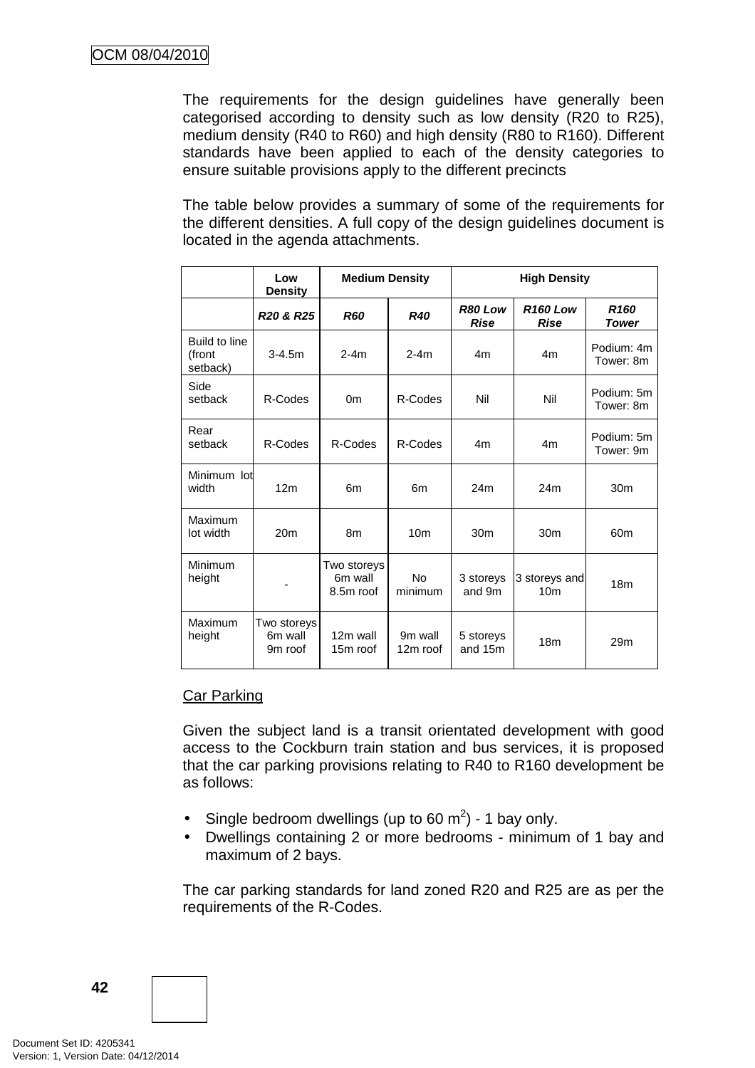The requirements for the design guidelines have generally been categorised according to density such as low density (R20 to R25), medium density (R40 to R60) and high density (R80 to R160). Different standards have been applied to each of the density categories to ensure suitable provisions apply to the different precincts

The table below provides a summary of some of the requirements for the different densities. A full copy of the design guidelines document is located in the agenda attachments.

| | **Low Density** | **Medium Density** | | **High Density** | | |
|---|---|---|---|---|---|---|
| | ***R20 & R25*** | ***R60*** | ***R40*** | ***R80 Low Rise*** | ***R160 Low Rise*** | ***R160 Tower*** |
| Build to line (front setback) | 3-4.5m | 2-4m | 2-4m | 4m | 4m | Podium: 4m Tower: 8m |
| Side setback | R-Codes | 0m | R-Codes | Nil | Nil | Podium: 5m Tower: 8m |
| Rear setback | R-Codes | R-Codes | R-Codes | 4m | 4m | Podium: 5m Tower: 9m |
| Minimum lot width | 12m | 6m | 6m | 24m | 24m | 30m |
| Maximum lot width | 20m | 8m | 10m | 30m | 30m | 60m |
| Minimum height | - | Two storeys 6m wall 8.5m roof | No minimum | 3 storeys and 9m | 3 storeys and 10m | 18m |
| Maximum height | Two storeys 6m wall 9m roof | 12m wall 15m roof | 9m wall 12m roof | 5 storeys and 15m | 18m | 29m |

Car Parking

Given the subject land is a transit orientated development with good access to the Cockburn train station and bus services, it is proposed that the car parking provisions relating to R40 to R160 development be as follows:

- Single bedroom dwellings (up to 60 $m^2$) - 1 bay only.
- Dwellings containing 2 or more bedrooms - minimum of 1 bay and maximum of 2 bays.

The car parking standards for land zoned R20 and R25 are as per the requirements of the R-Codes.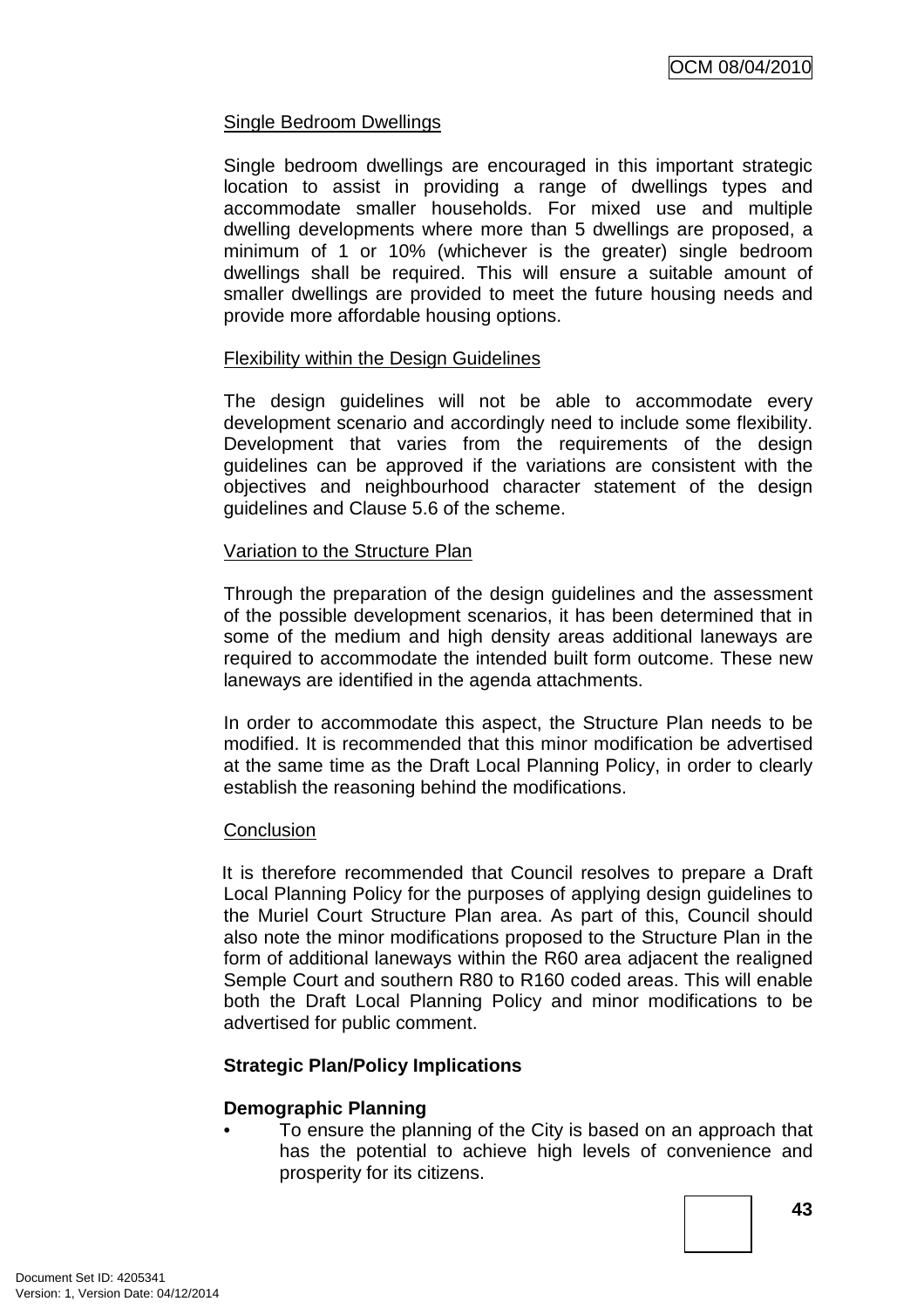Single Bedroom Dwellings

Single bedroom dwellings are encouraged in this important strategic location to assist in providing a range of dwellings types and accommodate smaller households. For mixed use and multiple dwelling developments where more than 5 dwellings are proposed, a minimum of 1 or 10% (whichever is the greater) single bedroom dwellings shall be required. This will ensure a suitable amount of smaller dwellings are provided to meet the future housing needs and provide more affordable housing options.

Flexibility within the Design Guidelines

The design guidelines will not be able to accommodate every development scenario and accordingly need to include some flexibility. Development that varies from the requirements of the design guidelines can be approved if the variations are consistent with the objectives and neighbourhood character statement of the design guidelines and Clause 5.6 of the scheme.

Variation to the Structure Plan

Through the preparation of the design guidelines and the assessment of the possible development scenarios, it has been determined that in some of the medium and high density areas additional laneways are required to accommodate the intended built form outcome. These new laneways are identified in the agenda attachments.

In order to accommodate this aspect, the Structure Plan needs to be modified. It is recommended that this minor modification be advertised at the same time as the Draft Local Planning Policy, in order to clearly establish the reasoning behind the modifications.

Conclusion

It is therefore recommended that Council resolves to prepare a Draft Local Planning Policy for the purposes of applying design guidelines to the Muriel Court Structure Plan area. As part of this, Council should also note the minor modifications proposed to the Structure Plan in the form of additional laneways within the R60 area adjacent the realigned Semple Court and southern R80 to R160 coded areas. This will enable both the Draft Local Planning Policy and minor modifications to be advertised for public comment.

**Strategic Plan/Policy Implications**

**Demographic Planning**

- To ensure the planning of the City is based on an approach that has the potential to achieve high levels of convenience and prosperity for its citizens.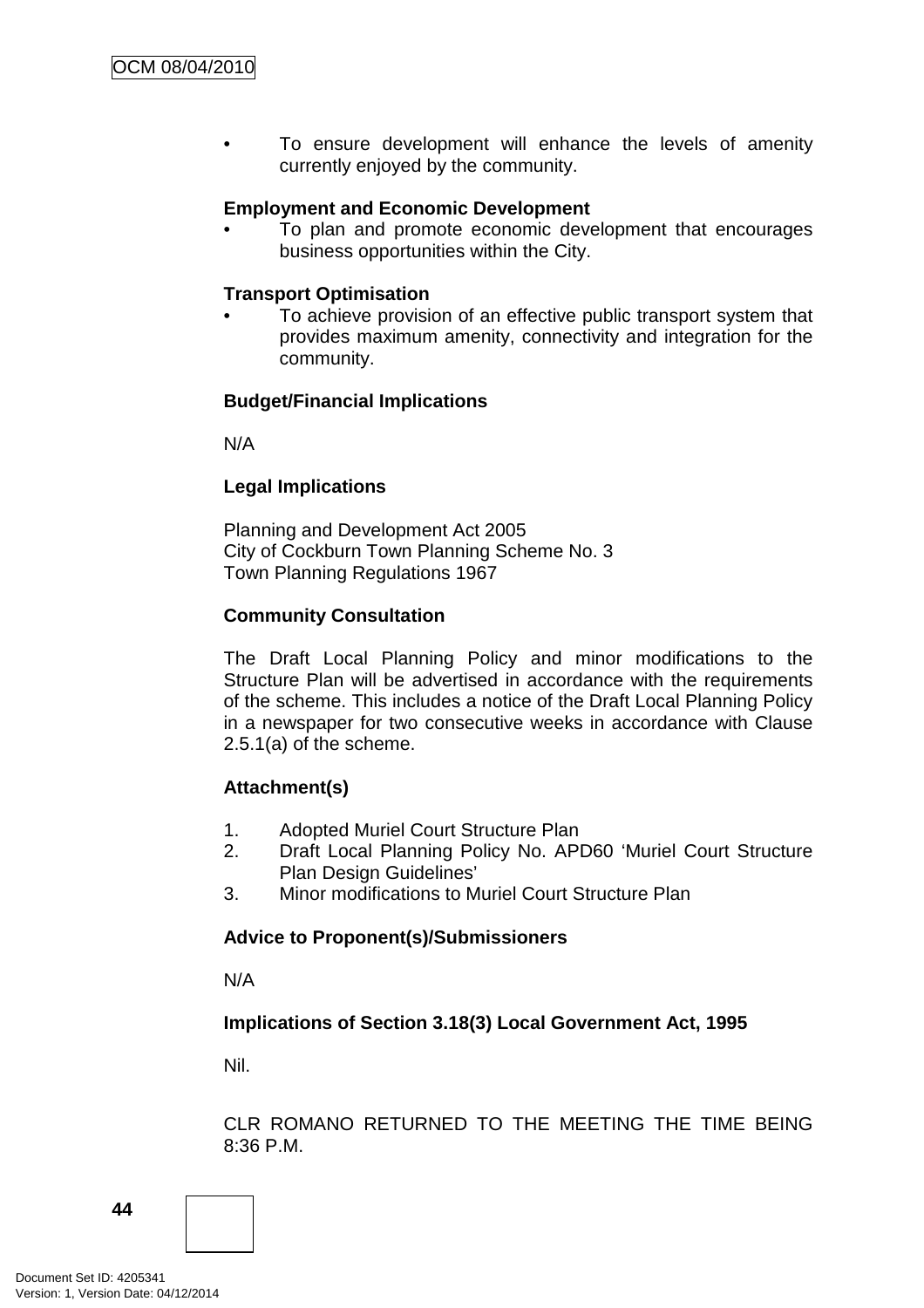- To ensure development will enhance the levels of amenity currently enjoyed by the community.

**Employment and Economic Development**

- To plan and promote economic development that encourages business opportunities within the City.

**Transport Optimisation**

- To achieve provision of an effective public transport system that provides maximum amenity, connectivity and integration for the community.

**Budget/Financial Implications**

N/A

**Legal Implications**

Planning and Development Act 2005
City of Cockburn Town Planning Scheme No. 3
Town Planning Regulations 1967

**Community Consultation**

The Draft Local Planning Policy and minor modifications to the Structure Plan will be advertised in accordance with the requirements of the scheme. This includes a notice of the Draft Local Planning Policy in a newspaper for two consecutive weeks in accordance with Clause 2.5.1(a) of the scheme.

**Attachment(s)**

1. Adopted Muriel Court Structure Plan
2. Draft Local Planning Policy No. APD60 'Muriel Court Structure Plan Design Guidelines'
3. Minor modifications to Muriel Court Structure Plan

**Advice to Proponent(s)/Submissioners**

N/A

**Implications of Section 3.18(3) Local Government Act, 1995**

Nil.

CLR ROMANO RETURNED TO THE MEETING THE TIME BEING 8:36 P.M.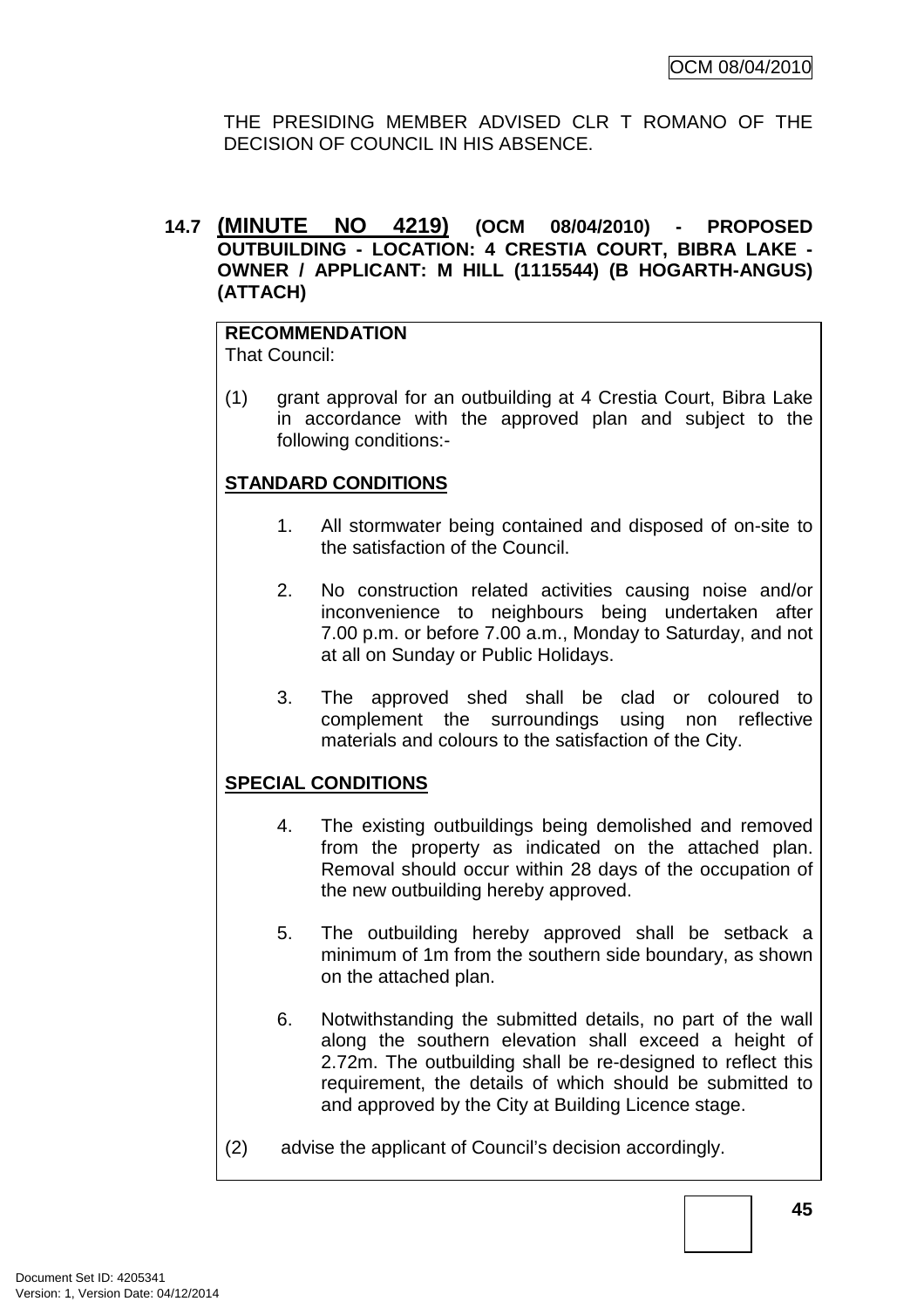THE PRESIDING MEMBER ADVISED CLR T ROMANO OF THE DECISION OF COUNCIL IN HIS ABSENCE.

### 14.7 (MINUTE NO 4219) (OCM 08/04/2010) - PROPOSED OUTBUILDING - LOCATION: 4 CRESTIA COURT, BIBRA LAKE - OWNER / APPLICANT: M HILL (1115544) (B HOGARTH-ANGUS) (ATTACH)

**RECOMMENDATION**
That Council:

(1) grant approval for an outbuilding at 4 Crestia Court, Bibra Lake in accordance with the approved plan and subject to the following conditions:-

**STANDARD CONDITIONS**

1. All stormwater being contained and disposed of on-site to the satisfaction of the Council.

2. No construction related activities causing noise and/or inconvenience to neighbours being undertaken after 7.00 p.m. or before 7.00 a.m., Monday to Saturday, and not at all on Sunday or Public Holidays.

3. The approved shed shall be clad or coloured to complement the surroundings using non reflective materials and colours to the satisfaction of the City.

**SPECIAL CONDITIONS**

4. The existing outbuildings being demolished and removed from the property as indicated on the attached plan. Removal should occur within 28 days of the occupation of the new outbuilding hereby approved.

5. The outbuilding hereby approved shall be setback a minimum of 1m from the southern side boundary, as shown on the attached plan.

6. Notwithstanding the submitted details, no part of the wall along the southern elevation shall exceed a height of 2.72m. The outbuilding shall be re-designed to reflect this requirement, the details of which should be submitted to and approved by the City at Building Licence stage.

(2) advise the applicant of Council's decision accordingly.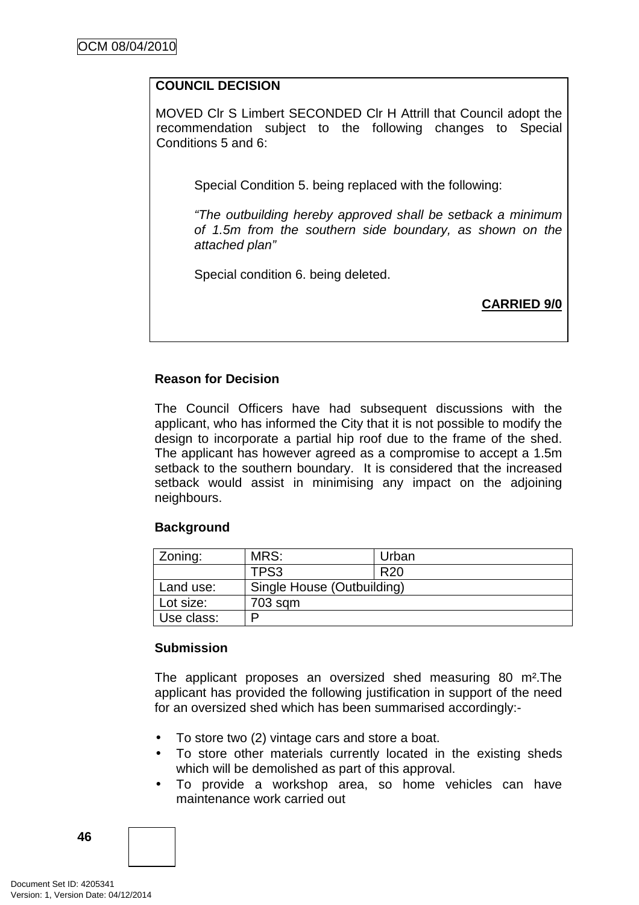**COUNCIL DECISION**

MOVED Clr S Limbert SECONDED Clr H Attrill that Council adopt the recommendation subject to the following changes to Special Conditions 5 and 6:

> Special Condition 5. being replaced with the following:
>
> *"The outbuilding hereby approved shall be setback a minimum of 1.5m from the southern side boundary, as shown on the attached plan"*
>
> Special condition 6. being deleted.

**CARRIED 9/0**

**Reason for Decision**

The Council Officers have had subsequent discussions with the applicant, who has informed the City that it is not possible to modify the design to incorporate a partial hip roof due to the frame of the shed. The applicant has however agreed as a compromise to accept a 1.5m setback to the southern boundary. It is considered that the increased setback would assist in minimising any impact on the adjoining neighbours.

**Background**

| Zoning: | MRS: | Urban |
|---|---|---|
| | TPS3 | R20 |
| Land use: | Single House (Outbuilding) | |
| Lot size: | 703 sqm | |
| Use class: | P | |

**Submission**

The applicant proposes an oversized shed measuring 80 m².The applicant has provided the following justification in support of the need for an oversized shed which has been summarised accordingly:-

- To store two (2) vintage cars and store a boat.
- To store other materials currently located in the existing sheds which will be demolished as part of this approval.
- To provide a workshop area, so home vehicles can have maintenance work carried out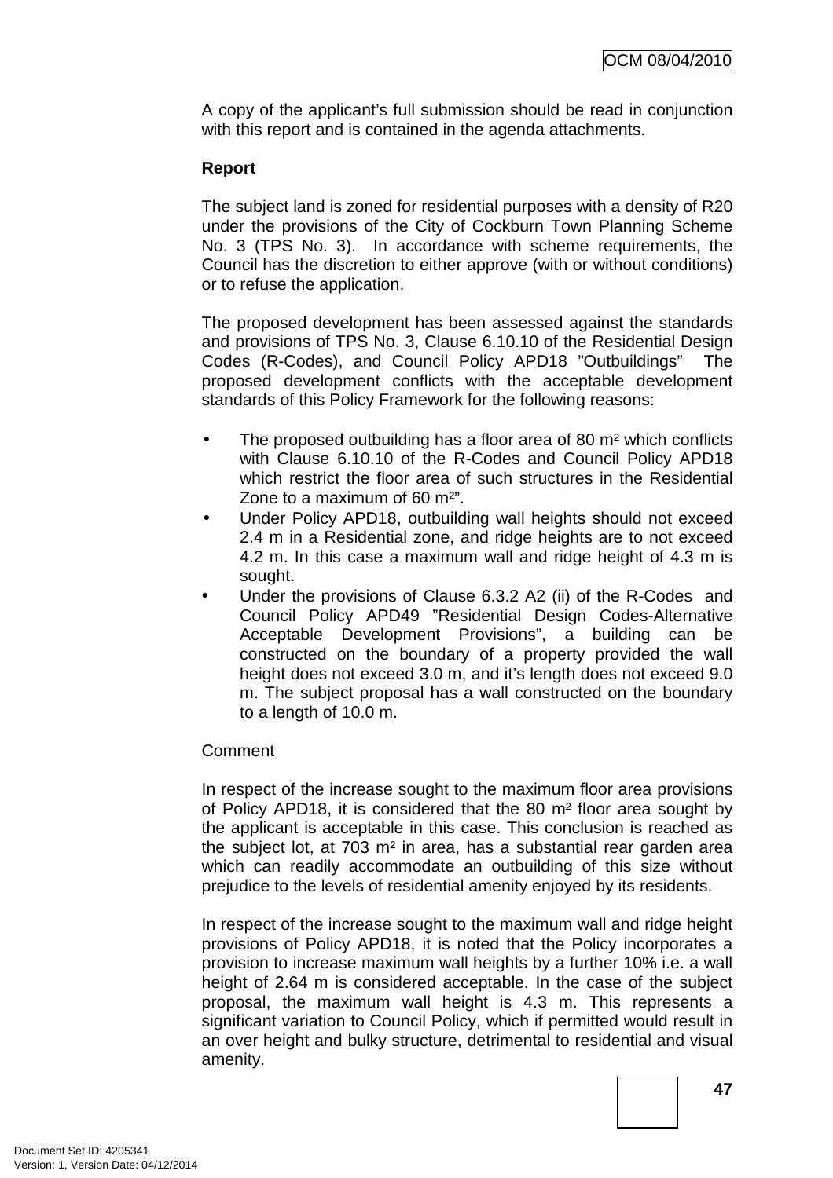A copy of the applicant's full submission should be read in conjunction with this report and is contained in the agenda attachments.

**Report**

The subject land is zoned for residential purposes with a density of R20 under the provisions of the City of Cockburn Town Planning Scheme No. 3 (TPS No. 3). In accordance with scheme requirements, the Council has the discretion to either approve (with or without conditions) or to refuse the application.

The proposed development has been assessed against the standards and provisions of TPS No. 3, Clause 6.10.10 of the Residential Design Codes (R-Codes), and Council Policy APD18 "Outbuildings" The proposed development conflicts with the acceptable development standards of this Policy Framework for the following reasons:

- The proposed outbuilding has a floor area of 80 m² which conflicts with Clause 6.10.10 of the R-Codes and Council Policy APD18 which restrict the floor area of such structures in the Residential Zone to a maximum of 60 m²".
- Under Policy APD18, outbuilding wall heights should not exceed 2.4 m in a Residential zone, and ridge heights are to not exceed 4.2 m. In this case a maximum wall and ridge height of 4.3 m is sought.
- Under the provisions of Clause 6.3.2 A2 (ii) of the R-Codes and Council Policy APD49 "Residential Design Codes-Alternative Acceptable Development Provisions", a building can be constructed on the boundary of a property provided the wall height does not exceed 3.0 m, and it's length does not exceed 9.0 m. The subject proposal has a wall constructed on the boundary to a length of 10.0 m.

Comment

In respect of the increase sought to the maximum floor area provisions of Policy APD18, it is considered that the 80 m² floor area sought by the applicant is acceptable in this case. This conclusion is reached as the subject lot, at 703 m² in area, has a substantial rear garden area which can readily accommodate an outbuilding of this size without prejudice to the levels of residential amenity enjoyed by its residents.

In respect of the increase sought to the maximum wall and ridge height provisions of Policy APD18, it is noted that the Policy incorporates a provision to increase maximum wall heights by a further 10% i.e. a wall height of 2.64 m is considered acceptable. In the case of the subject proposal, the maximum wall height is 4.3 m. This represents a significant variation to Council Policy, which if permitted would result in an over height and bulky structure, detrimental to residential and visual amenity.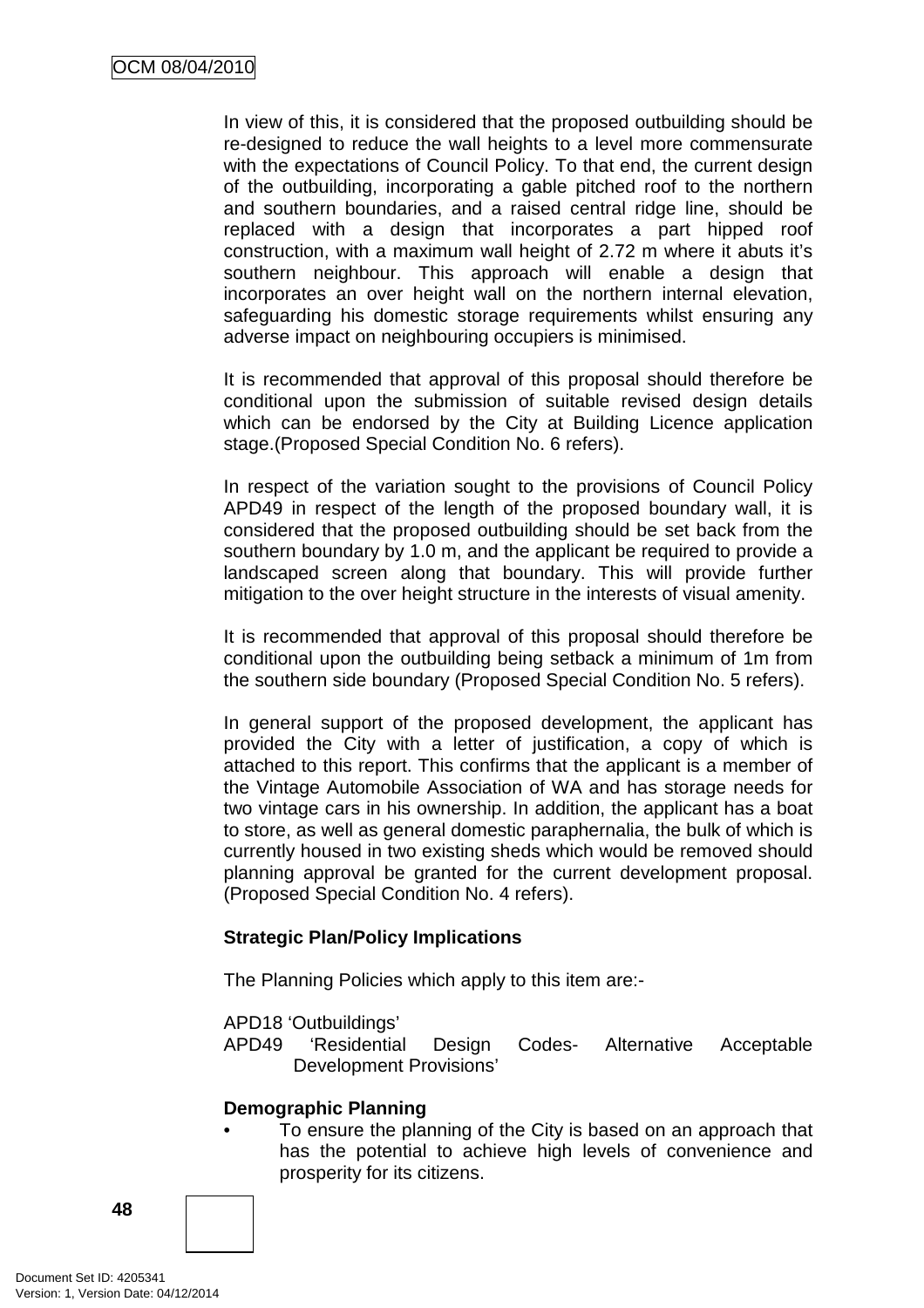In view of this, it is considered that the proposed outbuilding should be re-designed to reduce the wall heights to a level more commensurate with the expectations of Council Policy. To that end, the current design of the outbuilding, incorporating a gable pitched roof to the northern and southern boundaries, and a raised central ridge line, should be replaced with a design that incorporates a part hipped roof construction, with a maximum wall height of 2.72 m where it abuts it's southern neighbour. This approach will enable a design that incorporates an over height wall on the northern internal elevation, safeguarding his domestic storage requirements whilst ensuring any adverse impact on neighbouring occupiers is minimised.

It is recommended that approval of this proposal should therefore be conditional upon the submission of suitable revised design details which can be endorsed by the City at Building Licence application stage.(Proposed Special Condition No. 6 refers).

In respect of the variation sought to the provisions of Council Policy APD49 in respect of the length of the proposed boundary wall, it is considered that the proposed outbuilding should be set back from the southern boundary by 1.0 m, and the applicant be required to provide a landscaped screen along that boundary. This will provide further mitigation to the over height structure in the interests of visual amenity.

It is recommended that approval of this proposal should therefore be conditional upon the outbuilding being setback a minimum of 1m from the southern side boundary (Proposed Special Condition No. 5 refers).

In general support of the proposed development, the applicant has provided the City with a letter of justification, a copy of which is attached to this report. This confirms that the applicant is a member of the Vintage Automobile Association of WA and has storage needs for two vintage cars in his ownership. In addition, the applicant has a boat to store, as well as general domestic paraphernalia, the bulk of which is currently housed in two existing sheds which would be removed should planning approval be granted for the current development proposal. (Proposed Special Condition No. 4 refers).

**Strategic Plan/Policy Implications**

The Planning Policies which apply to this item are:-

APD18 'Outbuildings'
APD49 'Residential Design Codes- Alternative Acceptable Development Provisions'

**Demographic Planning**

- To ensure the planning of the City is based on an approach that has the potential to achieve high levels of convenience and prosperity for its citizens.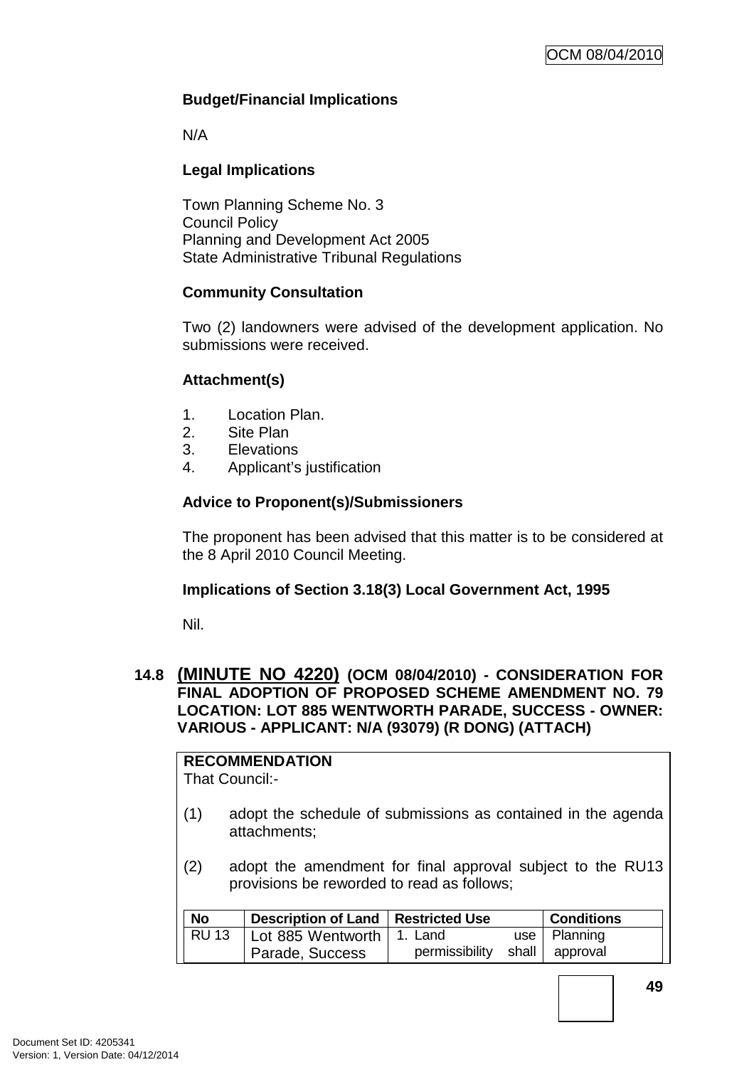**Budget/Financial Implications**

N/A

**Legal Implications**

Town Planning Scheme No. 3
Council Policy
Planning and Development Act 2005
State Administrative Tribunal Regulations

**Community Consultation**

Two (2) landowners were advised of the development application. No submissions were received.

**Attachment(s)**

1. Location Plan.
2. Site Plan
3. Elevations
4. Applicant's justification

**Advice to Proponent(s)/Submissioners**

The proponent has been advised that this matter is to be considered at the 8 April 2010 Council Meeting.

**Implications of Section 3.18(3) Local Government Act, 1995**

Nil.

## 14.8 (MINUTE NO 4220) (OCM 08/04/2010) - CONSIDERATION FOR FINAL ADOPTION OF PROPOSED SCHEME AMENDMENT NO. 79 LOCATION: LOT 885 WENTWORTH PARADE, SUCCESS - OWNER: VARIOUS - APPLICANT: N/A (93079) (R DONG) (ATTACH)

**RECOMMENDATION**
That Council:-

(1) adopt the schedule of submissions as contained in the agenda attachments;

(2) adopt the amendment for final approval subject to the RU13 provisions be reworded to read as follows;

| No | Description of Land | Restricted Use | Conditions |
|---|---|---|---|
| RU 13 | Lot 885 Wentworth Parade, Success | 1. Land use permissibility shall | Planning approval |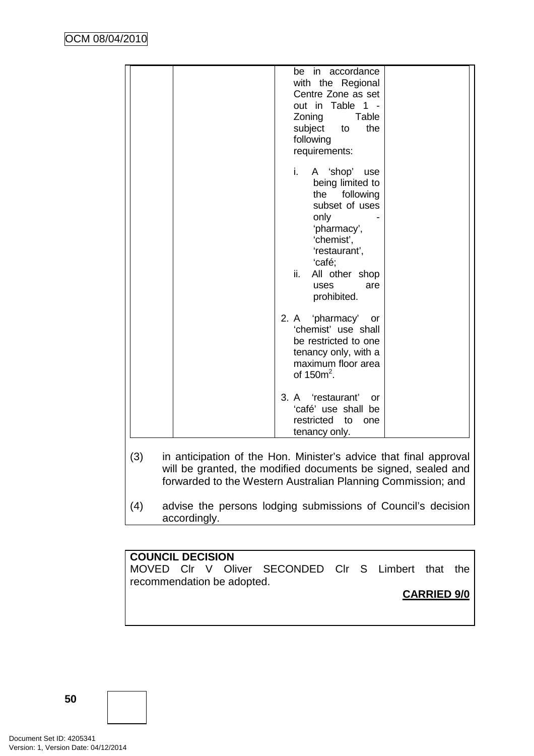| | | be in accordance with the Regional Centre Zone as set out in Table 1 - Zoning Table subject to the following requirements:<br><br>i. A 'shop' use being limited to the following subset of uses only - 'pharmacy', 'chemist', 'restaurant', 'café;<br>ii. All other shop uses are prohibited.<br><br>2. A 'pharmacy' or 'chemist' use shall be restricted to one tenancy only, with a maximum floor area of $150m^2$.<br><br>3. A 'restaurant' or 'café' use shall be restricted to one tenancy only. | |
|---|---|---|---|

(3) in anticipation of the Hon. Minister's advice that final approval will be granted, the modified documents be signed, sealed and forwarded to the Western Australian Planning Commission; and

(4) advise the persons lodging submissions of Council's decision accordingly.

**COUNCIL DECISION**
MOVED Clr V Oliver SECONDED Clr S Limbert that the recommendation be adopted.

**CARRIED 9/0**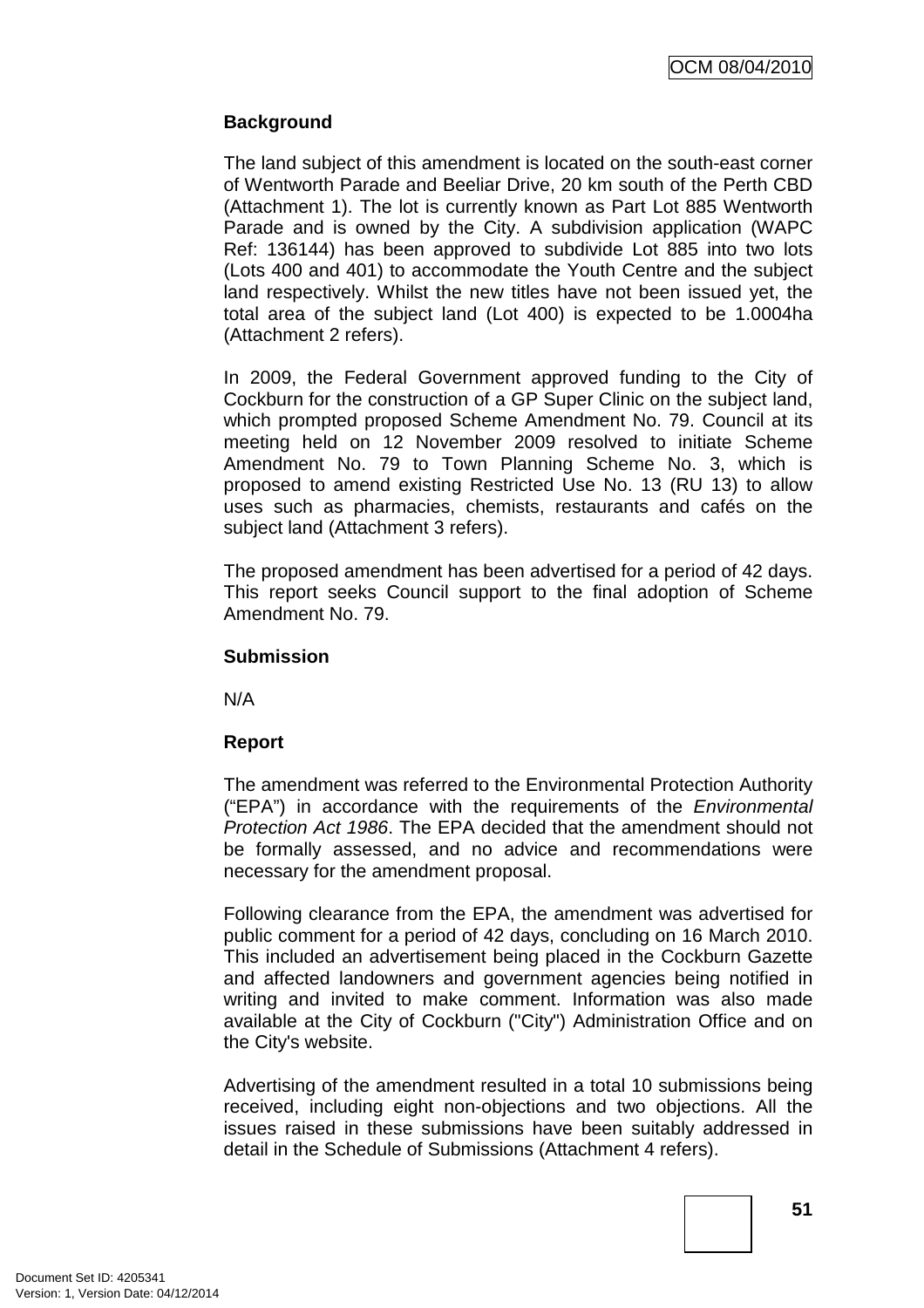**Background**

The land subject of this amendment is located on the south-east corner of Wentworth Parade and Beeliar Drive, 20 km south of the Perth CBD (Attachment 1). The lot is currently known as Part Lot 885 Wentworth Parade and is owned by the City. A subdivision application (WAPC Ref: 136144) has been approved to subdivide Lot 885 into two lots (Lots 400 and 401) to accommodate the Youth Centre and the subject land respectively. Whilst the new titles have not been issued yet, the total area of the subject land (Lot 400) is expected to be 1.0004ha (Attachment 2 refers).

In 2009, the Federal Government approved funding to the City of Cockburn for the construction of a GP Super Clinic on the subject land, which prompted proposed Scheme Amendment No. 79. Council at its meeting held on 12 November 2009 resolved to initiate Scheme Amendment No. 79 to Town Planning Scheme No. 3, which is proposed to amend existing Restricted Use No. 13 (RU 13) to allow uses such as pharmacies, chemists, restaurants and cafés on the subject land (Attachment 3 refers).

The proposed amendment has been advertised for a period of 42 days. This report seeks Council support to the final adoption of Scheme Amendment No. 79.

**Submission**

N/A

**Report**

The amendment was referred to the Environmental Protection Authority ("EPA") in accordance with the requirements of the *Environmental Protection Act 1986*. The EPA decided that the amendment should not be formally assessed, and no advice and recommendations were necessary for the amendment proposal.

Following clearance from the EPA, the amendment was advertised for public comment for a period of 42 days, concluding on 16 March 2010. This included an advertisement being placed in the Cockburn Gazette and affected landowners and government agencies being notified in writing and invited to make comment. Information was also made available at the City of Cockburn ("City") Administration Office and on the City's website.

Advertising of the amendment resulted in a total 10 submissions being received, including eight non-objections and two objections. All the issues raised in these submissions have been suitably addressed in detail in the Schedule of Submissions (Attachment 4 refers).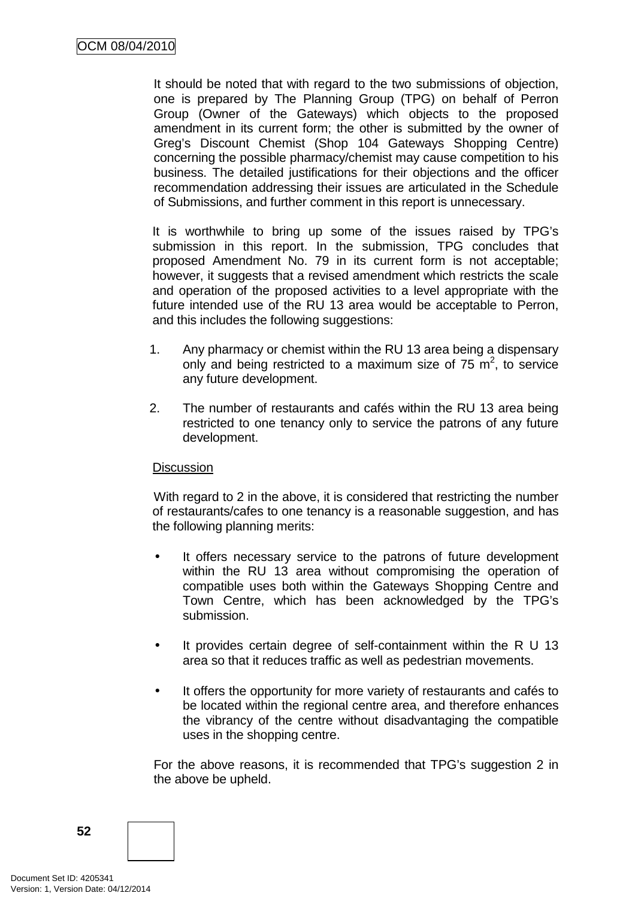It should be noted that with regard to the two submissions of objection, one is prepared by The Planning Group (TPG) on behalf of Perron Group (Owner of the Gateways) which objects to the proposed amendment in its current form; the other is submitted by the owner of Greg's Discount Chemist (Shop 104 Gateways Shopping Centre) concerning the possible pharmacy/chemist may cause competition to his business. The detailed justifications for their objections and the officer recommendation addressing their issues are articulated in the Schedule of Submissions, and further comment in this report is unnecessary.

It is worthwhile to bring up some of the issues raised by TPG's submission in this report. In the submission, TPG concludes that proposed Amendment No. 79 in its current form is not acceptable; however, it suggests that a revised amendment which restricts the scale and operation of the proposed activities to a level appropriate with the future intended use of the RU 13 area would be acceptable to Perron, and this includes the following suggestions:

1. Any pharmacy or chemist within the RU 13 area being a dispensary only and being restricted to a maximum size of 75 $m^2$, to service any future development.

2. The number of restaurants and cafés within the RU 13 area being restricted to one tenancy only to service the patrons of any future development.

Discussion

With regard to 2 in the above, it is considered that restricting the number of restaurants/cafes to one tenancy is a reasonable suggestion, and has the following planning merits:

- It offers necessary service to the patrons of future development within the RU 13 area without compromising the operation of compatible uses both within the Gateways Shopping Centre and Town Centre, which has been acknowledged by the TPG's submission.

- It provides certain degree of self-containment within the R U 13 area so that it reduces traffic as well as pedestrian movements.

- It offers the opportunity for more variety of restaurants and cafés to be located within the regional centre area, and therefore enhances the vibrancy of the centre without disadvantaging the compatible uses in the shopping centre.

For the above reasons, it is recommended that TPG's suggestion 2 in the above be upheld.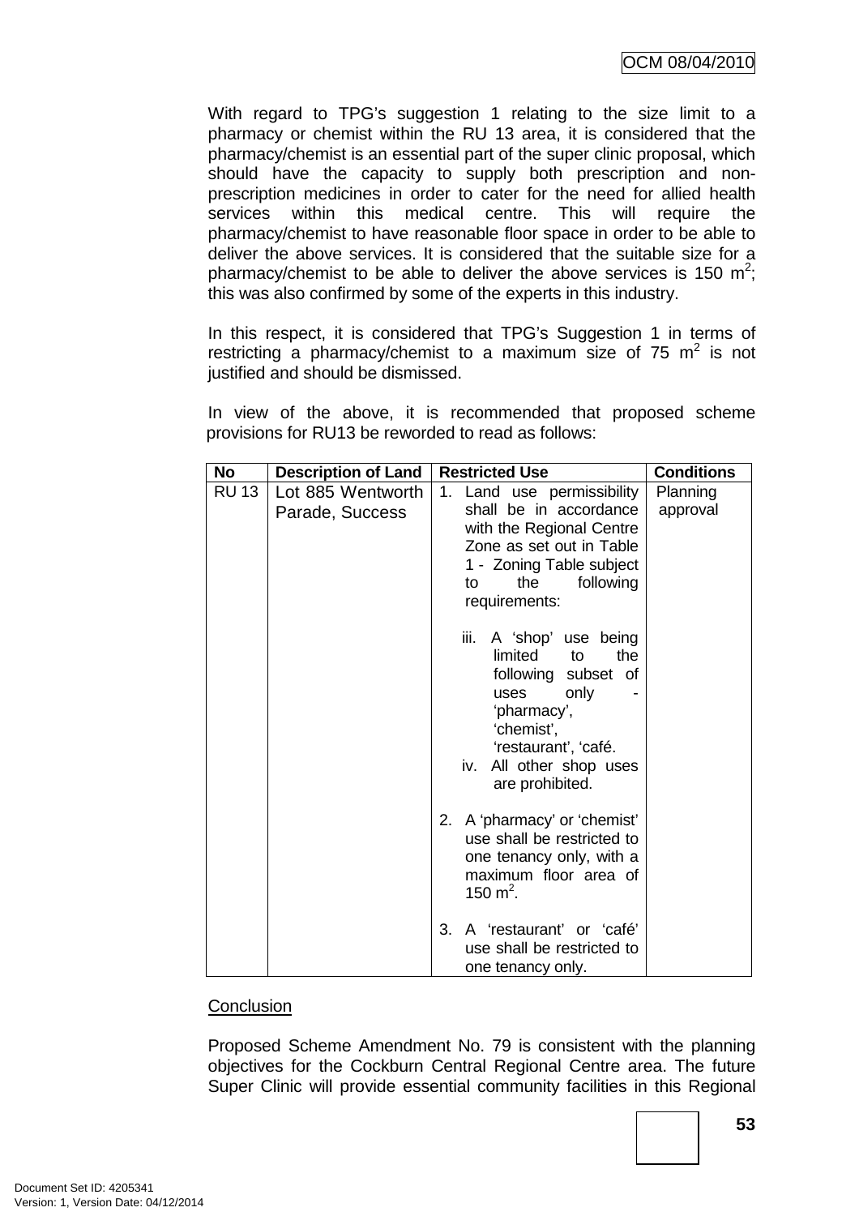With regard to TPG's suggestion 1 relating to the size limit to a pharmacy or chemist within the RU 13 area, it is considered that the pharmacy/chemist is an essential part of the super clinic proposal, which should have the capacity to supply both prescription and non-prescription medicines in order to cater for the need for allied health services within this medical centre. This will require the pharmacy/chemist to have reasonable floor space in order to be able to deliver the above services. It is considered that the suitable size for a pharmacy/chemist to be able to deliver the above services is 150 $m^2$; this was also confirmed by some of the experts in this industry.

In this respect, it is considered that TPG's Suggestion 1 in terms of restricting a pharmacy/chemist to a maximum size of 75 $m^2$ is not justified and should be dismissed.

In view of the above, it is recommended that proposed scheme provisions for RU13 be reworded to read as follows:

| No | Description of Land | Restricted Use | Conditions |
|---|---|---|---|
| RU 13 | Lot 885 Wentworth Parade, Success | 1. Land use permissibility shall be in accordance with the Regional Centre Zone as set out in Table 1 - Zoning Table subject to the following requirements:<br><br>iii. A 'shop' use being limited to the following subset of uses only - 'pharmacy', 'chemist', 'restaurant', 'café.<br>iv. All other shop uses are prohibited.<br><br>2. A 'pharmacy' or 'chemist' use shall be restricted to one tenancy only, with a maximum floor area of 150 $m^2$.<br><br>3. A 'restaurant' or 'café' use shall be restricted to one tenancy only. | Planning approval |

Conclusion

Proposed Scheme Amendment No. 79 is consistent with the planning objectives for the Cockburn Central Regional Centre area. The future Super Clinic will provide essential community facilities in this Regional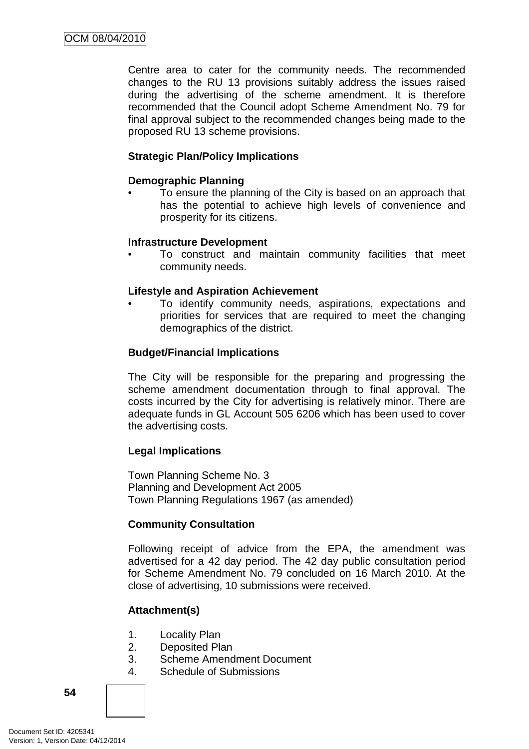Centre area to cater for the community needs. The recommended changes to the RU 13 provisions suitably address the issues raised during the advertising of the scheme amendment. It is therefore recommended that the Council adopt Scheme Amendment No. 79 for final approval subject to the recommended changes being made to the proposed RU 13 scheme provisions.

**Strategic Plan/Policy Implications**

**Demographic Planning**

- To ensure the planning of the City is based on an approach that has the potential to achieve high levels of convenience and prosperity for its citizens.

**Infrastructure Development**

- To construct and maintain community facilities that meet community needs.

**Lifestyle and Aspiration Achievement**

- To identify community needs, aspirations, expectations and priorities for services that are required to meet the changing demographics of the district.

**Budget/Financial Implications**

The City will be responsible for the preparing and progressing the scheme amendment documentation through to final approval. The costs incurred by the City for advertising is relatively minor. There are adequate funds in GL Account 505 6206 which has been used to cover the advertising costs.

**Legal Implications**

Town Planning Scheme No. 3
Planning and Development Act 2005
Town Planning Regulations 1967 (as amended)

**Community Consultation**

Following receipt of advice from the EPA, the amendment was advertised for a 42 day period. The 42 day public consultation period for Scheme Amendment No. 79 concluded on 16 March 2010. At the close of advertising, 10 submissions were received.

**Attachment(s)**

1. Locality Plan
2. Deposited Plan
3. Scheme Amendment Document
4. Schedule of Submissions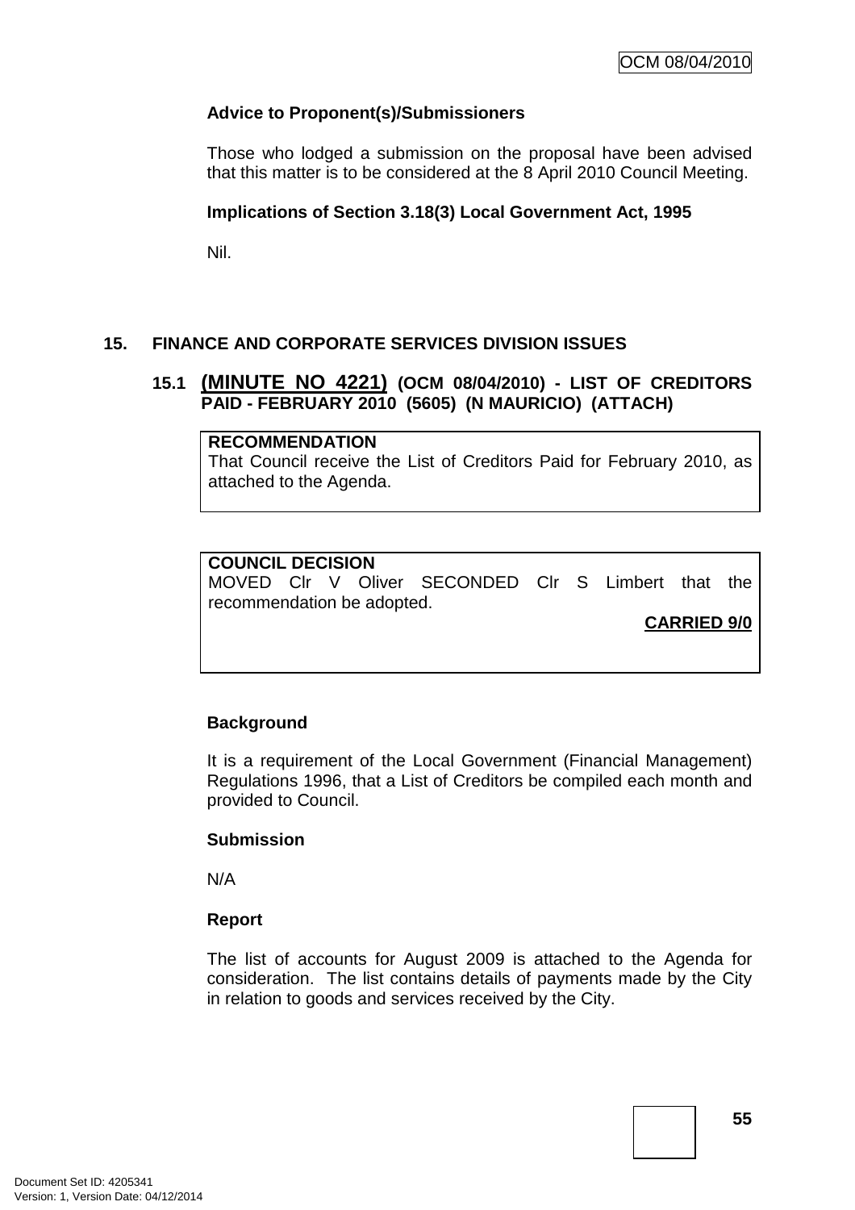**Advice to Proponent(s)/Submissioners**

Those who lodged a submission on the proposal have been advised that this matter is to be considered at the 8 April 2010 Council Meeting.

**Implications of Section 3.18(3) Local Government Act, 1995**

Nil.

## 15. FINANCE AND CORPORATE SERVICES DIVISION ISSUES

### 15.1 (MINUTE NO 4221) (OCM 08/04/2010) - LIST OF CREDITORS PAID - FEBRUARY 2010 (5605) (N MAURICIO) (ATTACH)

**RECOMMENDATION**
That Council receive the List of Creditors Paid for February 2010, as attached to the Agenda.

**COUNCIL DECISION**
MOVED Clr V Oliver SECONDED Clr S Limbert that the recommendation be adopted.

**CARRIED 9/0**

**Background**

It is a requirement of the Local Government (Financial Management) Regulations 1996, that a List of Creditors be compiled each month and provided to Council.

**Submission**

N/A

**Report**

The list of accounts for August 2009 is attached to the Agenda for consideration. The list contains details of payments made by the City in relation to goods and services received by the City.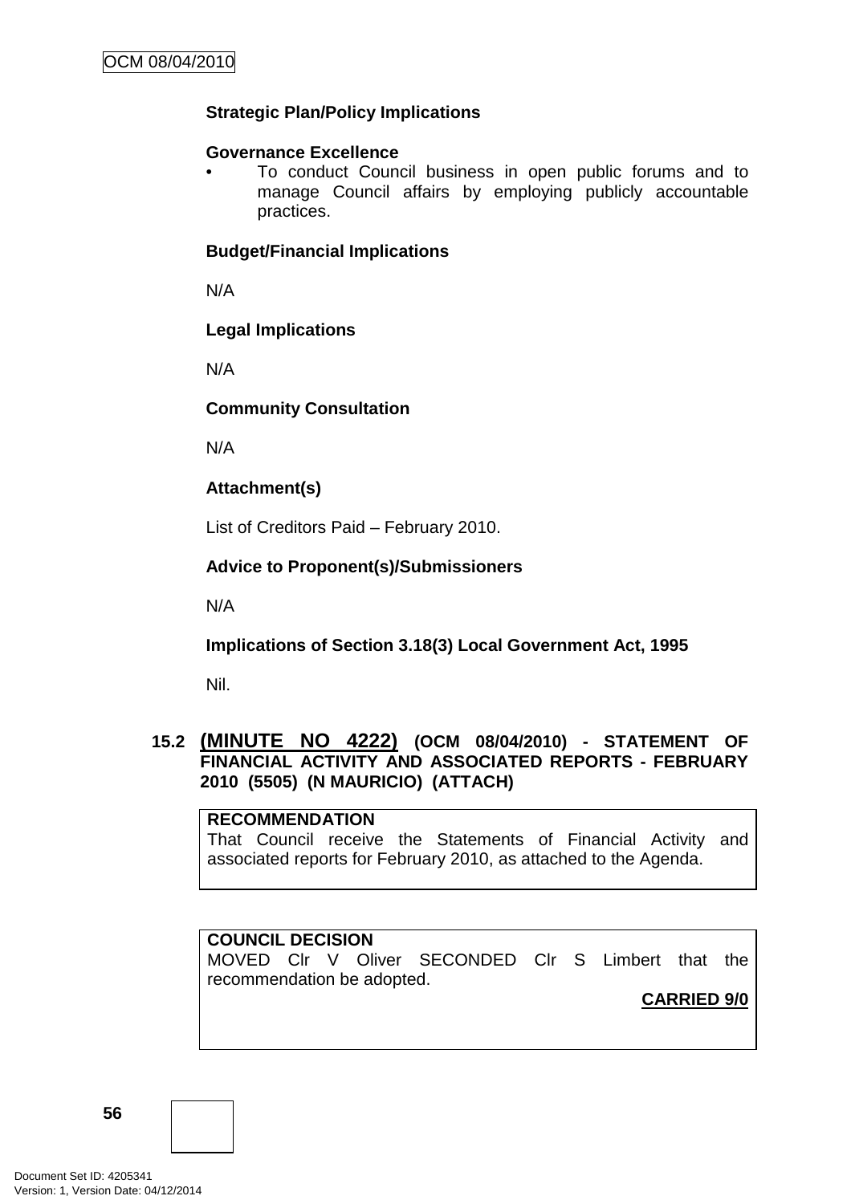**Strategic Plan/Policy Implications**

**Governance Excellence**

- To conduct Council business in open public forums and to manage Council affairs by employing publicly accountable practices.

**Budget/Financial Implications**

N/A

**Legal Implications**

N/A

**Community Consultation**

N/A

**Attachment(s)**

List of Creditors Paid – February 2010.

**Advice to Proponent(s)/Submissioners**

N/A

**Implications of Section 3.18(3) Local Government Act, 1995**

Nil.

## 15.2 (MINUTE NO 4222) (OCM 08/04/2010) - STATEMENT OF FINANCIAL ACTIVITY AND ASSOCIATED REPORTS - FEBRUARY 2010 (5505) (N MAURICIO) (ATTACH)

**RECOMMENDATION**

That Council receive the Statements of Financial Activity and associated reports for February 2010, as attached to the Agenda.

**COUNCIL DECISION**

MOVED Clr V Oliver SECONDED Clr S Limbert that the recommendation be adopted.

**CARRIED 9/0**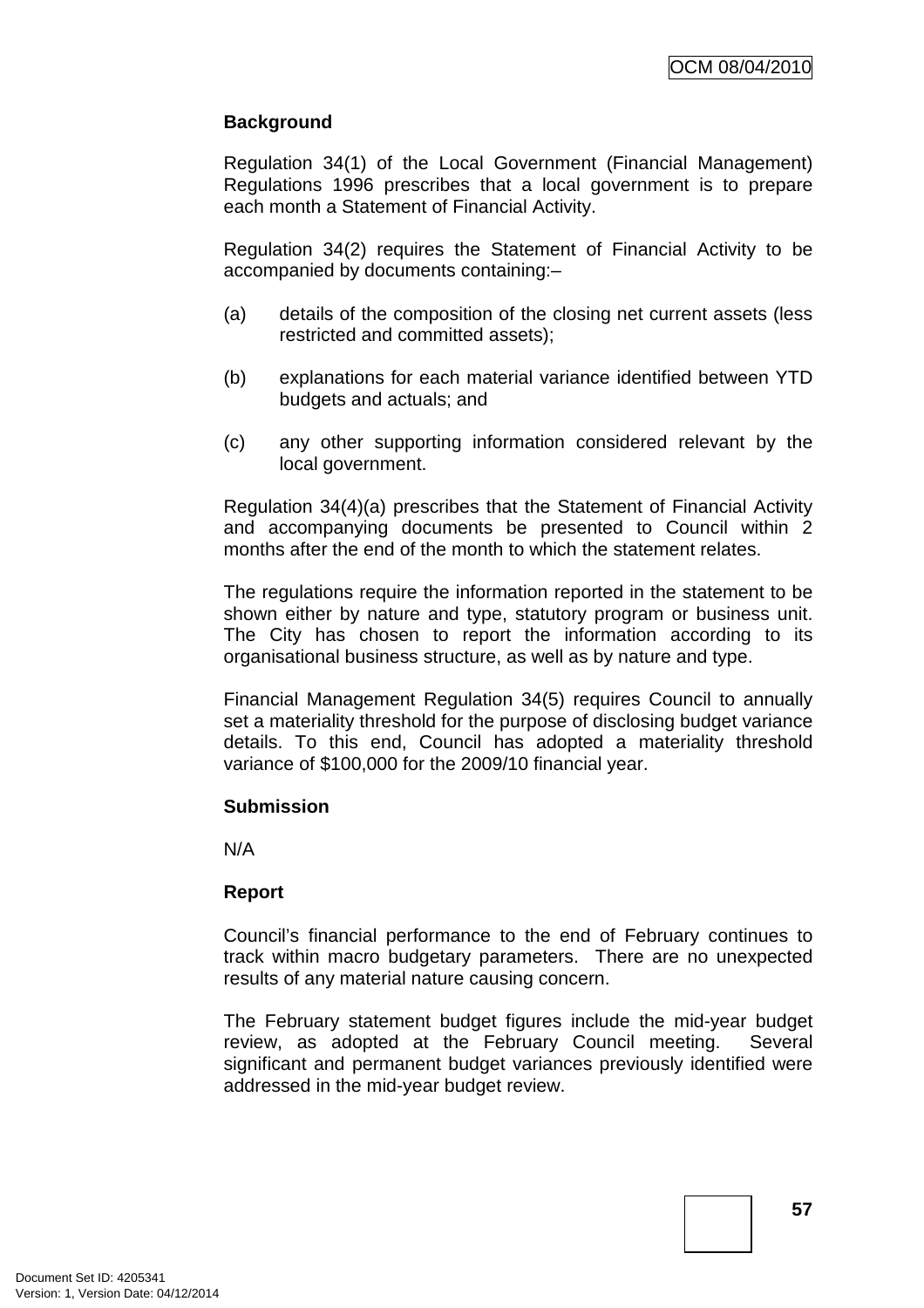**Background**

Regulation 34(1) of the Local Government (Financial Management) Regulations 1996 prescribes that a local government is to prepare each month a Statement of Financial Activity.

Regulation 34(2) requires the Statement of Financial Activity to be accompanied by documents containing:–

(a) details of the composition of the closing net current assets (less restricted and committed assets);

(b) explanations for each material variance identified between YTD budgets and actuals; and

(c) any other supporting information considered relevant by the local government.

Regulation 34(4)(a) prescribes that the Statement of Financial Activity and accompanying documents be presented to Council within 2 months after the end of the month to which the statement relates.

The regulations require the information reported in the statement to be shown either by nature and type, statutory program or business unit. The City has chosen to report the information according to its organisational business structure, as well as by nature and type.

Financial Management Regulation 34(5) requires Council to annually set a materiality threshold for the purpose of disclosing budget variance details. To this end, Council has adopted a materiality threshold variance of $100,000 for the 2009/10 financial year.

**Submission**

N/A

**Report**

Council's financial performance to the end of February continues to track within macro budgetary parameters. There are no unexpected results of any material nature causing concern.

The February statement budget figures include the mid-year budget review, as adopted at the February Council meeting. Several significant and permanent budget variances previously identified were addressed in the mid-year budget review.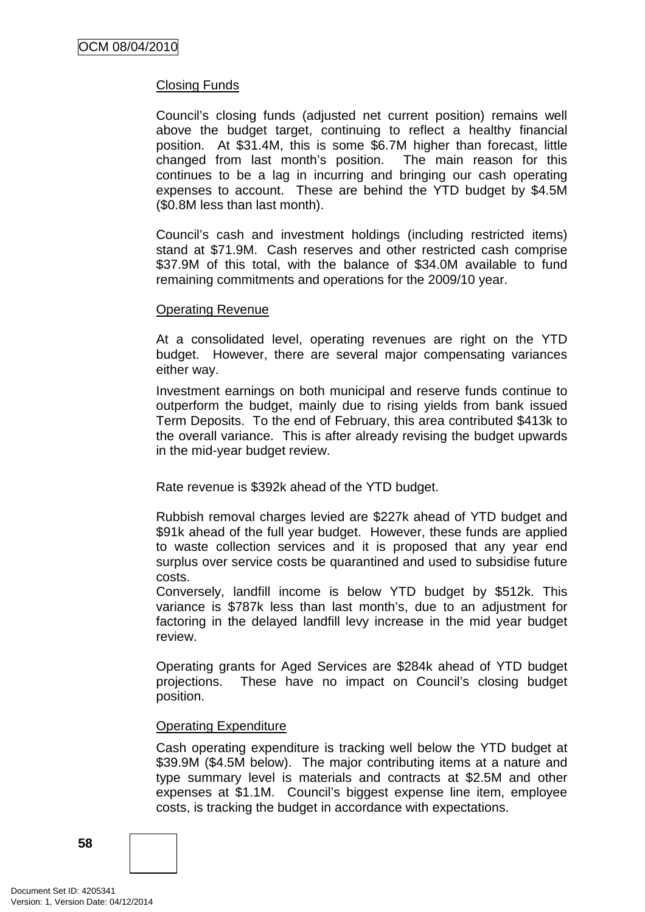## Closing Funds

Council's closing funds (adjusted net current position) remains well above the budget target, continuing to reflect a healthy financial position. At $31.4M, this is some $6.7M higher than forecast, little changed from last month's position. The main reason for this continues to be a lag in incurring and bringing our cash operating expenses to account. These are behind the YTD budget by $4.5M ($0.8M less than last month).

Council's cash and investment holdings (including restricted items) stand at $71.9M. Cash reserves and other restricted cash comprise $37.9M of this total, with the balance of $34.0M available to fund remaining commitments and operations for the 2009/10 year.

## Operating Revenue

At a consolidated level, operating revenues are right on the YTD budget. However, there are several major compensating variances either way.

Investment earnings on both municipal and reserve funds continue to outperform the budget, mainly due to rising yields from bank issued Term Deposits. To the end of February, this area contributed $413k to the overall variance. This is after already revising the budget upwards in the mid-year budget review.

Rate revenue is $392k ahead of the YTD budget.

Rubbish removal charges levied are $227k ahead of YTD budget and $91k ahead of the full year budget. However, these funds are applied to waste collection services and it is proposed that any year end surplus over service costs be quarantined and used to subsidise future costs.

Conversely, landfill income is below YTD budget by $512k. This variance is $787k less than last month's, due to an adjustment for factoring in the delayed landfill levy increase in the mid year budget review.

Operating grants for Aged Services are $284k ahead of YTD budget projections. These have no impact on Council's closing budget position.

## Operating Expenditure

Cash operating expenditure is tracking well below the YTD budget at $39.9M ($4.5M below). The major contributing items at a nature and type summary level is materials and contracts at $2.5M and other expenses at $1.1M. Council's biggest expense line item, employee costs, is tracking the budget in accordance with expectations.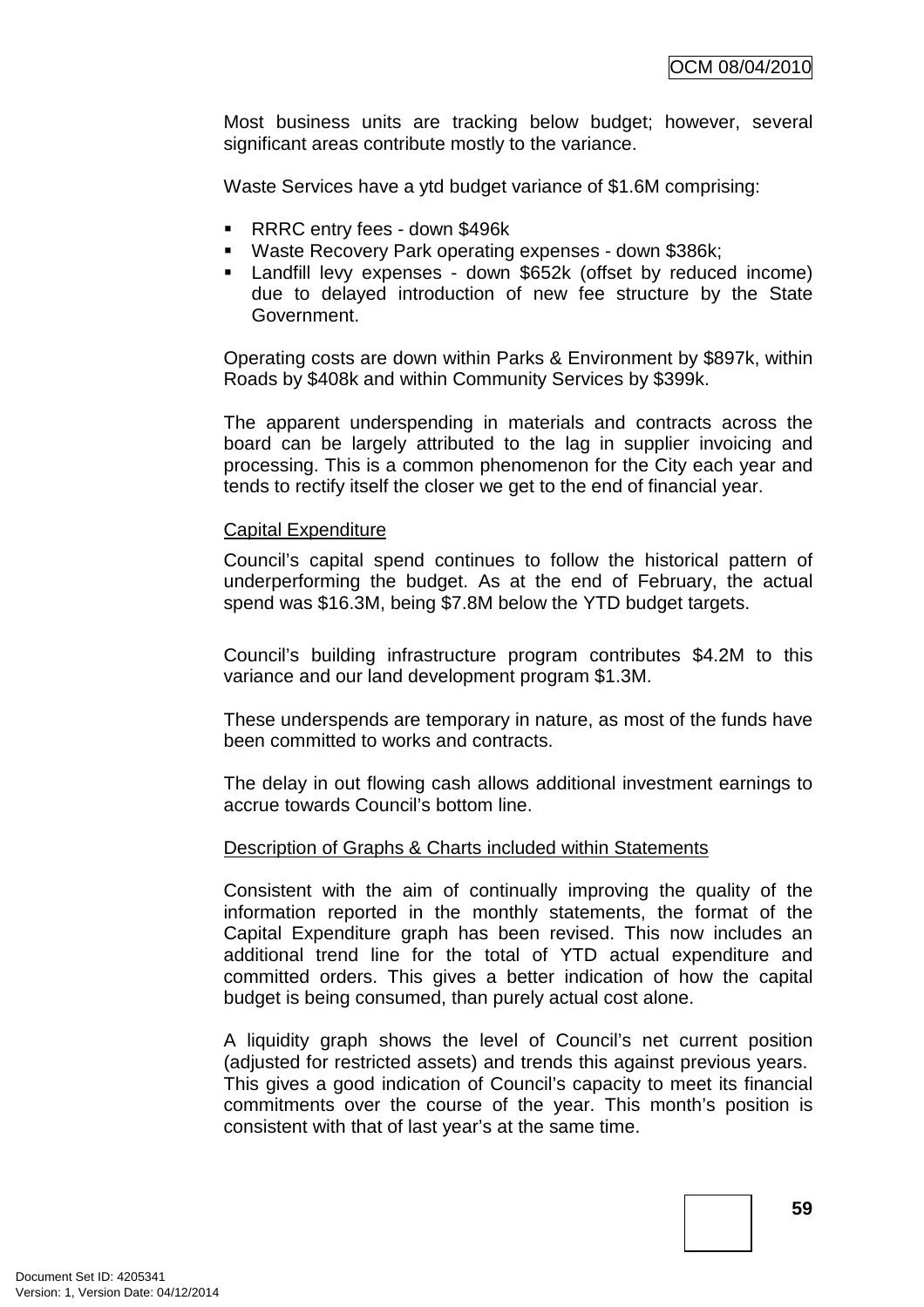Most business units are tracking below budget; however, several significant areas contribute mostly to the variance.

Waste Services have a ytd budget variance of $1.6M comprising:

- RRRC entry fees - down $496k
- Waste Recovery Park operating expenses - down $386k;
- Landfill levy expenses - down $652k (offset by reduced income) due to delayed introduction of new fee structure by the State Government.

Operating costs are down within Parks & Environment by $897k, within Roads by $408k and within Community Services by $399k.

The apparent underspending in materials and contracts across the board can be largely attributed to the lag in supplier invoicing and processing. This is a common phenomenon for the City each year and tends to rectify itself the closer we get to the end of financial year.

<u>Capital Expenditure</u>

Council's capital spend continues to follow the historical pattern of underperforming the budget. As at the end of February, the actual spend was $16.3M, being $7.8M below the YTD budget targets.

Council's building infrastructure program contributes $4.2M to this variance and our land development program $1.3M.

These underspends are temporary in nature, as most of the funds have been committed to works and contracts.

The delay in out flowing cash allows additional investment earnings to accrue towards Council's bottom line.

<u>Description of Graphs & Charts included within Statements</u>

Consistent with the aim of continually improving the quality of the information reported in the monthly statements, the format of the Capital Expenditure graph has been revised. This now includes an additional trend line for the total of YTD actual expenditure and committed orders. This gives a better indication of how the capital budget is being consumed, than purely actual cost alone.

A liquidity graph shows the level of Council's net current position (adjusted for restricted assets) and trends this against previous years. This gives a good indication of Council's capacity to meet its financial commitments over the course of the year. This month's position is consistent with that of last year's at the same time.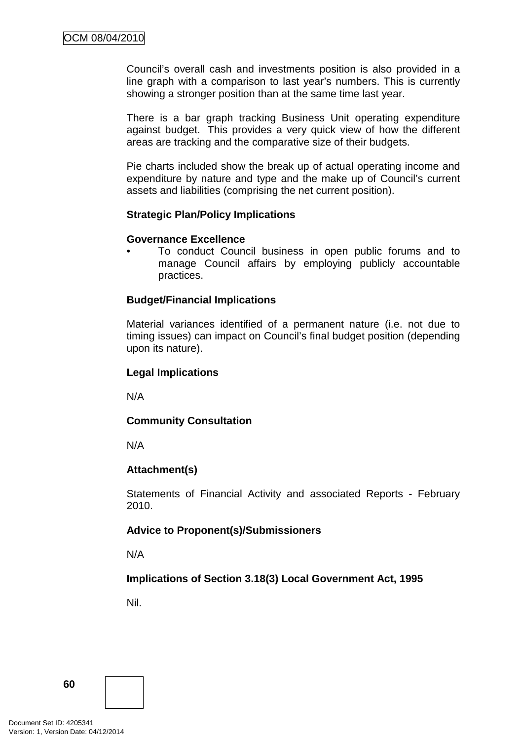Council's overall cash and investments position is also provided in a line graph with a comparison to last year's numbers. This is currently showing a stronger position than at the same time last year.

There is a bar graph tracking Business Unit operating expenditure against budget. This provides a very quick view of how the different areas are tracking and the comparative size of their budgets.

Pie charts included show the break up of actual operating income and expenditure by nature and type and the make up of Council's current assets and liabilities (comprising the net current position).

**Strategic Plan/Policy Implications**

**Governance Excellence**

- To conduct Council business in open public forums and to manage Council affairs by employing publicly accountable practices.

**Budget/Financial Implications**

Material variances identified of a permanent nature (i.e. not due to timing issues) can impact on Council's final budget position (depending upon its nature).

**Legal Implications**

N/A

**Community Consultation**

N/A

**Attachment(s)**

Statements of Financial Activity and associated Reports - February 2010.

**Advice to Proponent(s)/Submissioners**

N/A

**Implications of Section 3.18(3) Local Government Act, 1995**

Nil.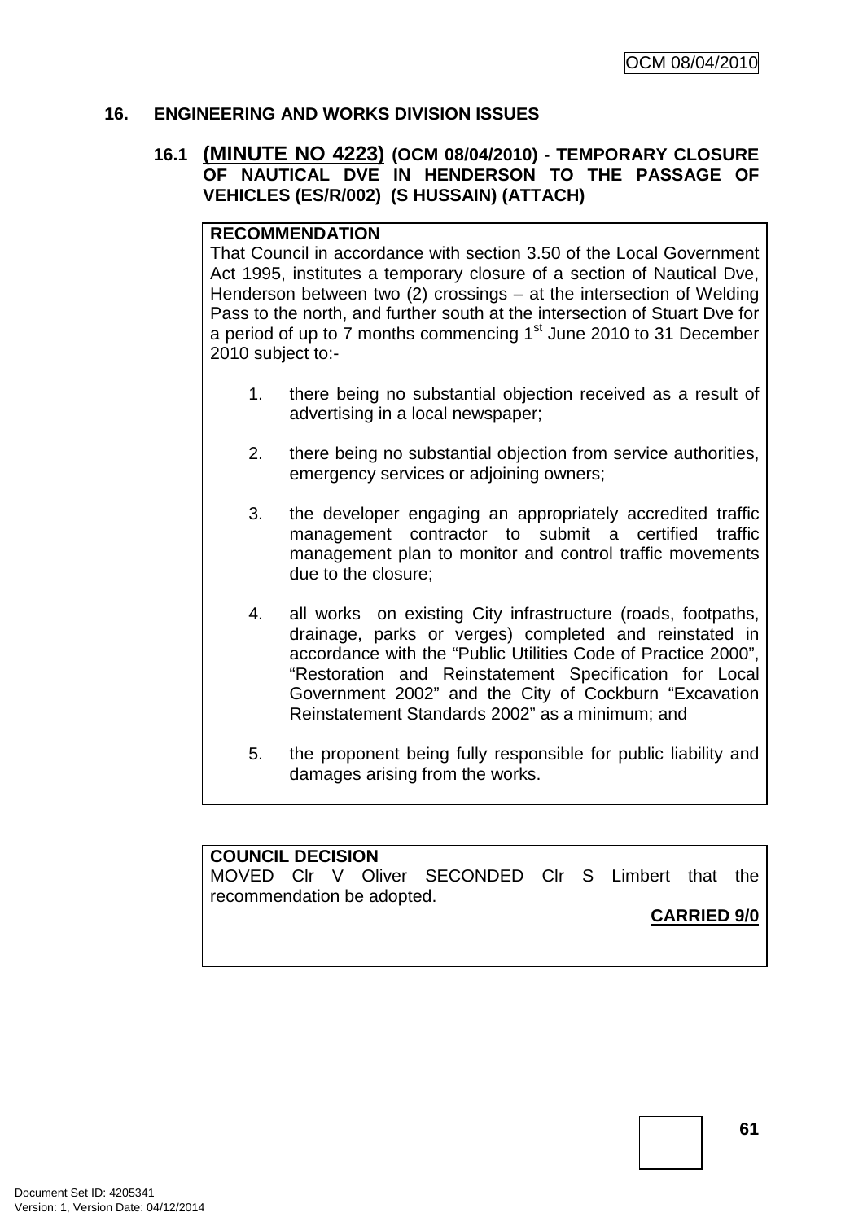## 16. ENGINEERING AND WORKS DIVISION ISSUES

### 16.1 (MINUTE NO 4223) (OCM 08/04/2010) - TEMPORARY CLOSURE OF NAUTICAL DVE IN HENDERSON TO THE PASSAGE OF VEHICLES (ES/R/002) (S HUSSAIN) (ATTACH)

**RECOMMENDATION**

That Council in accordance with section 3.50 of the Local Government Act 1995, institutes a temporary closure of a section of Nautical Dve, Henderson between two (2) crossings – at the intersection of Welding Pass to the north, and further south at the intersection of Stuart Dve for a period of up to 7 months commencing 1st June 2010 to 31 December 2010 subject to:-

1. there being no substantial objection received as a result of advertising in a local newspaper;
2. there being no substantial objection from service authorities, emergency services or adjoining owners;
3. the developer engaging an appropriately accredited traffic management contractor to submit a certified traffic management plan to monitor and control traffic movements due to the closure;
4. all works on existing City infrastructure (roads, footpaths, drainage, parks or verges) completed and reinstated in accordance with the "Public Utilities Code of Practice 2000", "Restoration and Reinstatement Specification for Local Government 2002" and the City of Cockburn "Excavation Reinstatement Standards 2002" as a minimum; and
5. the proponent being fully responsible for public liability and damages arising from the works.

**COUNCIL DECISION**

MOVED Clr V Oliver SECONDED Clr S Limbert that the recommendation be adopted.

**CARRIED 9/0**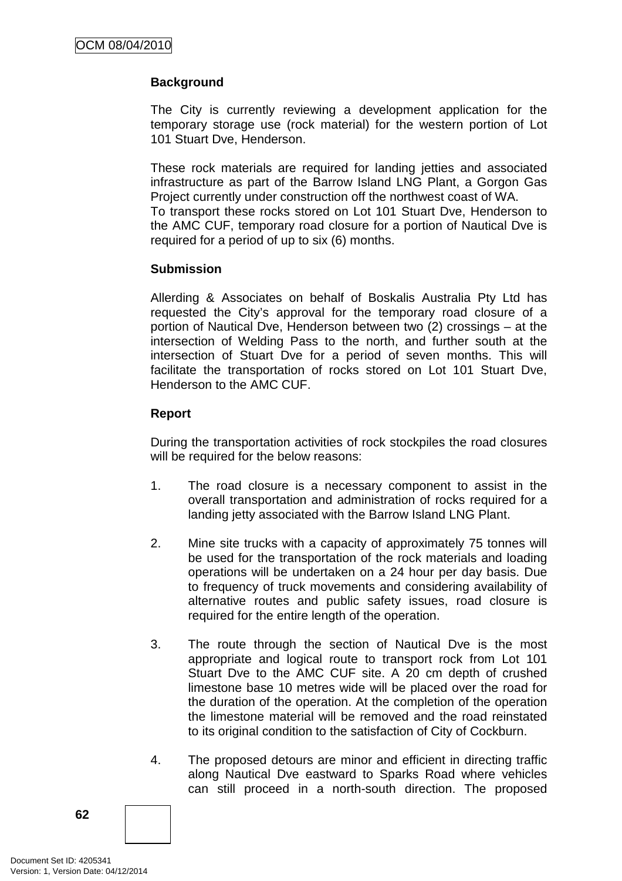**Background**

The City is currently reviewing a development application for the temporary storage use (rock material) for the western portion of Lot 101 Stuart Dve, Henderson.

These rock materials are required for landing jetties and associated infrastructure as part of the Barrow Island LNG Plant, a Gorgon Gas Project currently under construction off the northwest coast of WA.
To transport these rocks stored on Lot 101 Stuart Dve, Henderson to the AMC CUF, temporary road closure for a portion of Nautical Dve is required for a period of up to six (6) months.

**Submission**

Allerding & Associates on behalf of Boskalis Australia Pty Ltd has requested the City's approval for the temporary road closure of a portion of Nautical Dve, Henderson between two (2) crossings – at the intersection of Welding Pass to the north, and further south at the intersection of Stuart Dve for a period of seven months. This will facilitate the transportation of rocks stored on Lot 101 Stuart Dve, Henderson to the AMC CUF.

**Report**

During the transportation activities of rock stockpiles the road closures will be required for the below reasons:

1. The road closure is a necessary component to assist in the overall transportation and administration of rocks required for a landing jetty associated with the Barrow Island LNG Plant.

2. Mine site trucks with a capacity of approximately 75 tonnes will be used for the transportation of the rock materials and loading operations will be undertaken on a 24 hour per day basis. Due to frequency of truck movements and considering availability of alternative routes and public safety issues, road closure is required for the entire length of the operation.

3. The route through the section of Nautical Dve is the most appropriate and logical route to transport rock from Lot 101 Stuart Dve to the AMC CUF site. A 20 cm depth of crushed limestone base 10 metres wide will be placed over the road for the duration of the operation. At the completion of the operation the limestone material will be removed and the road reinstated to its original condition to the satisfaction of City of Cockburn.

4. The proposed detours are minor and efficient in directing traffic along Nautical Dve eastward to Sparks Road where vehicles can still proceed in a north-south direction. The proposed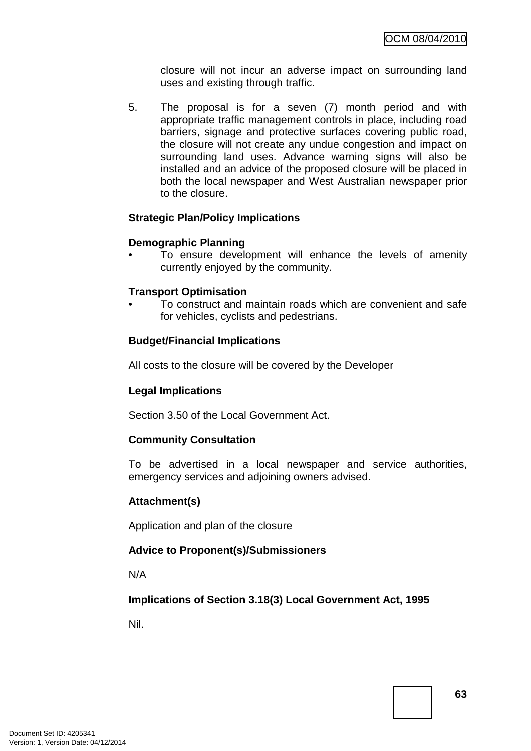closure will not incur an adverse impact on surrounding land uses and existing through traffic.

5. The proposal is for a seven (7) month period and with appropriate traffic management controls in place, including road barriers, signage and protective surfaces covering public road, the closure will not create any undue congestion and impact on surrounding land uses. Advance warning signs will also be installed and an advice of the proposed closure will be placed in both the local newspaper and West Australian newspaper prior to the closure.

**Strategic Plan/Policy Implications**

**Demographic Planning**

- To ensure development will enhance the levels of amenity currently enjoyed by the community.

**Transport Optimisation**

- To construct and maintain roads which are convenient and safe for vehicles, cyclists and pedestrians.

**Budget/Financial Implications**

All costs to the closure will be covered by the Developer

**Legal Implications**

Section 3.50 of the Local Government Act.

**Community Consultation**

To be advertised in a local newspaper and service authorities, emergency services and adjoining owners advised.

**Attachment(s)**

Application and plan of the closure

**Advice to Proponent(s)/Submissioners**

N/A

**Implications of Section 3.18(3) Local Government Act, 1995**

Nil.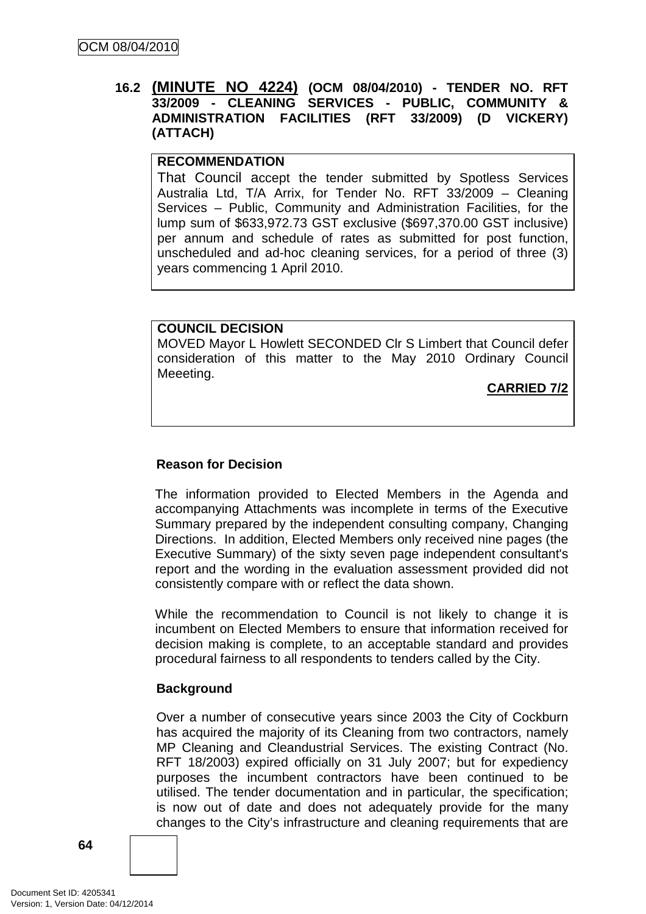### 16.2 (MINUTE NO 4224) (OCM 08/04/2010) - TENDER NO. RFT 33/2009 - CLEANING SERVICES - PUBLIC, COMMUNITY & ADMINISTRATION FACILITIES (RFT 33/2009) (D VICKERY) (ATTACH)

**RECOMMENDATION**

That Council accept the tender submitted by Spotless Services Australia Ltd, T/A Arrix, for Tender No. RFT 33/2009 – Cleaning Services – Public, Community and Administration Facilities, for the lump sum of $633,972.73 GST exclusive ($697,370.00 GST inclusive) per annum and schedule of rates as submitted for post function, unscheduled and ad-hoc cleaning services, for a period of three (3) years commencing 1 April 2010.

**COUNCIL DECISION**

MOVED Mayor L Howlett SECONDED Clr S Limbert that Council defer consideration of this matter to the May 2010 Ordinary Council Meeeting.

**CARRIED 7/2**

**Reason for Decision**

The information provided to Elected Members in the Agenda and accompanying Attachments was incomplete in terms of the Executive Summary prepared by the independent consulting company, Changing Directions. In addition, Elected Members only received nine pages (the Executive Summary) of the sixty seven page independent consultant's report and the wording in the evaluation assessment provided did not consistently compare with or reflect the data shown.

While the recommendation to Council is not likely to change it is incumbent on Elected Members to ensure that information received for decision making is complete, to an acceptable standard and provides procedural fairness to all respondents to tenders called by the City.

**Background**

Over a number of consecutive years since 2003 the City of Cockburn has acquired the majority of its Cleaning from two contractors, namely MP Cleaning and Cleandustrial Services. The existing Contract (No. RFT 18/2003) expired officially on 31 July 2007; but for expediency purposes the incumbent contractors have been continued to be utilised. The tender documentation and in particular, the specification; is now out of date and does not adequately provide for the many changes to the City's infrastructure and cleaning requirements that are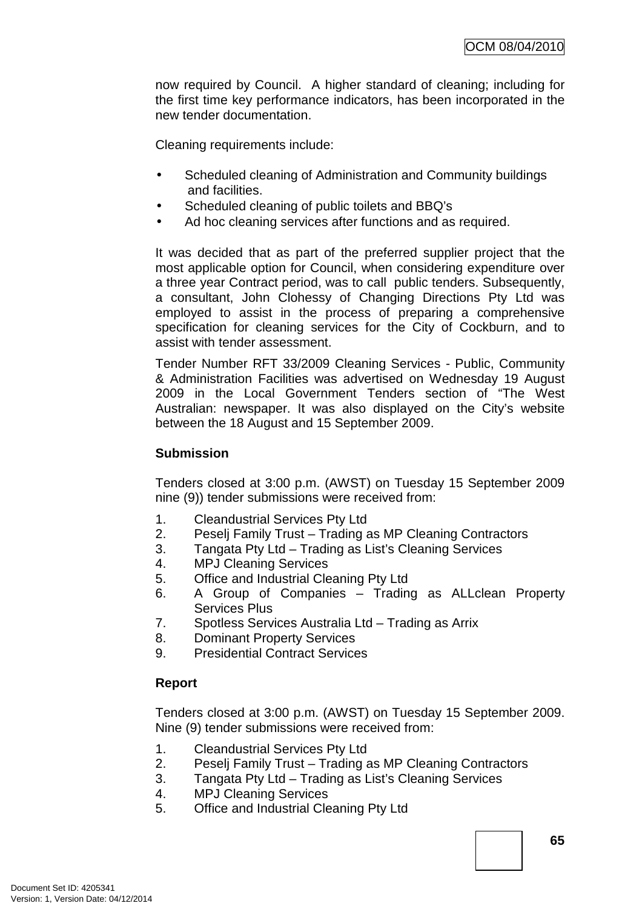now required by Council. A higher standard of cleaning; including for the first time key performance indicators, has been incorporated in the new tender documentation.

Cleaning requirements include:

- Scheduled cleaning of Administration and Community buildings and facilities.
- Scheduled cleaning of public toilets and BBQ's
- Ad hoc cleaning services after functions and as required.

It was decided that as part of the preferred supplier project that the most applicable option for Council, when considering expenditure over a three year Contract period, was to call public tenders. Subsequently, a consultant, John Clohessy of Changing Directions Pty Ltd was employed to assist in the process of preparing a comprehensive specification for cleaning services for the City of Cockburn, and to assist with tender assessment.

Tender Number RFT 33/2009 Cleaning Services - Public, Community & Administration Facilities was advertised on Wednesday 19 August 2009 in the Local Government Tenders section of "The West Australian: newspaper. It was also displayed on the City's website between the 18 August and 15 September 2009.

**Submission**

Tenders closed at 3:00 p.m. (AWST) on Tuesday 15 September 2009 nine (9)) tender submissions were received from:

1. Cleandustrial Services Pty Ltd
2. Peselj Family Trust – Trading as MP Cleaning Contractors
3. Tangata Pty Ltd – Trading as List's Cleaning Services
4. MPJ Cleaning Services
5. Office and Industrial Cleaning Pty Ltd
6. A Group of Companies – Trading as ALLclean Property Services Plus
7. Spotless Services Australia Ltd – Trading as Arrix
8. Dominant Property Services
9. Presidential Contract Services

**Report**

Tenders closed at 3:00 p.m. (AWST) on Tuesday 15 September 2009. Nine (9) tender submissions were received from:

1. Cleandustrial Services Pty Ltd
2. Peselj Family Trust – Trading as MP Cleaning Contractors
3. Tangata Pty Ltd – Trading as List's Cleaning Services
4. MPJ Cleaning Services
5. Office and Industrial Cleaning Pty Ltd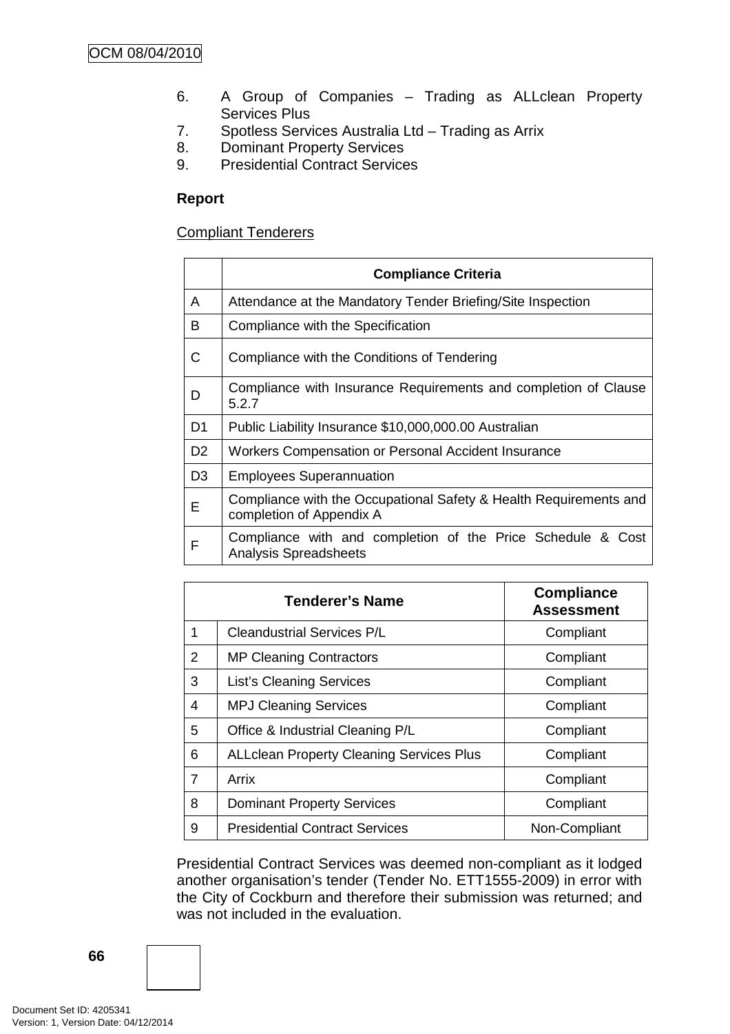6. A Group of Companies – Trading as ALLclean Property Services Plus
7. Spotless Services Australia Ltd – Trading as Arrix
8. Dominant Property Services
9. Presidential Contract Services

**Report**

Compliant Tenderers

| | Compliance Criteria |
|---|---|
| A | Attendance at the Mandatory Tender Briefing/Site Inspection |
| B | Compliance with the Specification |
| C | Compliance with the Conditions of Tendering |
| D | Compliance with Insurance Requirements and completion of Clause 5.2.7 |
| D1 | Public Liability Insurance $10,000,000.00 Australian |
| D2 | Workers Compensation or Personal Accident Insurance |
| D3 | Employees Superannuation |
| E | Compliance with the Occupational Safety & Health Requirements and completion of Appendix A |
| F | Compliance with and completion of the Price Schedule & Cost Analysis Spreadsheets |

| | Tenderer's Name | Compliance Assessment |
|---|---|---|
| 1 | Cleandustrial Services P/L | Compliant |
| 2 | MP Cleaning Contractors | Compliant |
| 3 | List's Cleaning Services | Compliant |
| 4 | MPJ Cleaning Services | Compliant |
| 5 | Office & Industrial Cleaning P/L | Compliant |
| 6 | ALLclean Property Cleaning Services Plus | Compliant |
| 7 | Arrix | Compliant |
| 8 | Dominant Property Services | Compliant |
| 9 | Presidential Contract Services | Non-Compliant |

Presidential Contract Services was deemed non-compliant as it lodged another organisation's tender (Tender No. ETT1555-2009) in error with the City of Cockburn and therefore their submission was returned; and was not included in the evaluation.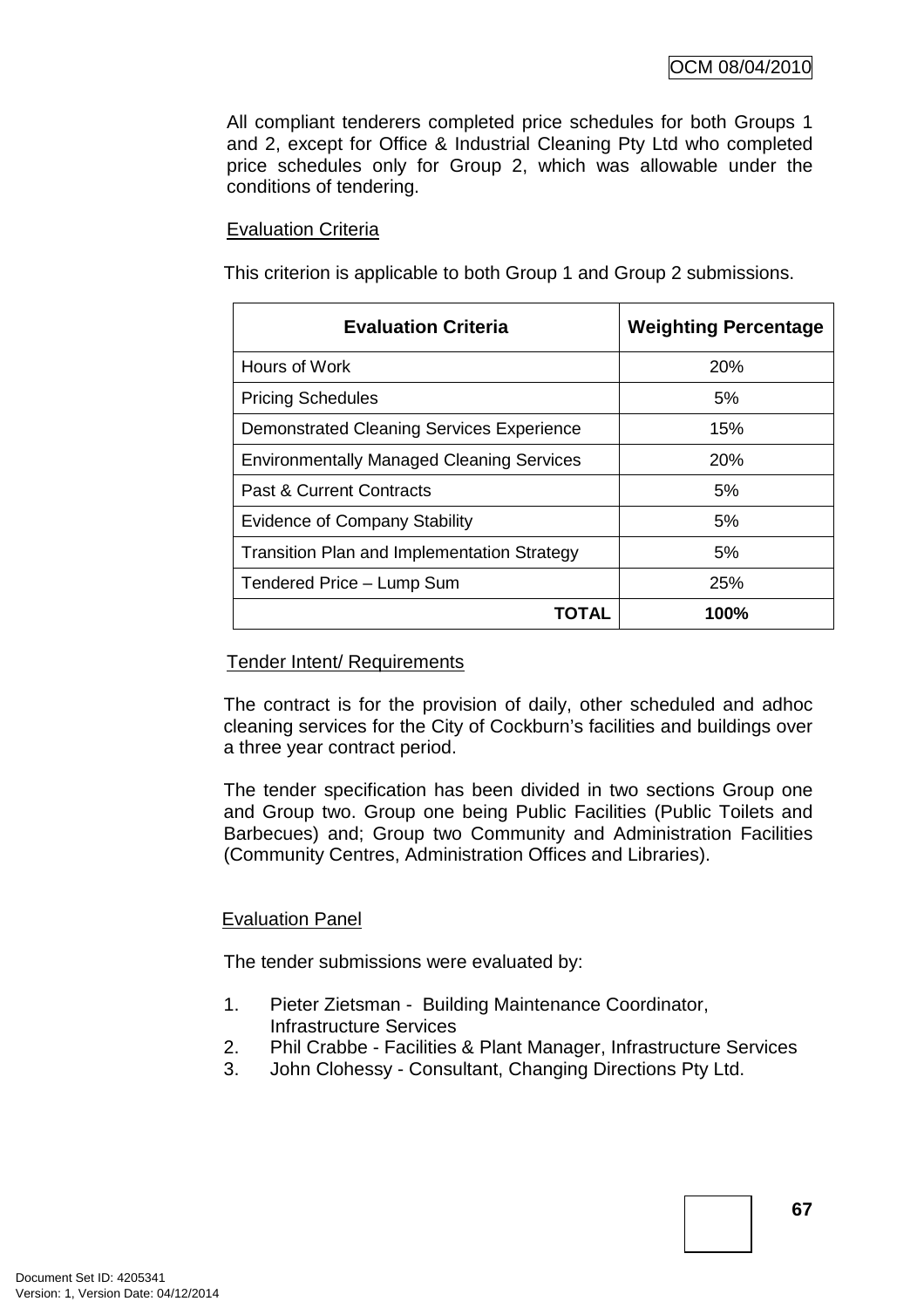All compliant tenderers completed price schedules for both Groups 1 and 2, except for Office & Industrial Cleaning Pty Ltd who completed price schedules only for Group 2, which was allowable under the conditions of tendering.

Evaluation Criteria

This criterion is applicable to both Group 1 and Group 2 submissions.

| Evaluation Criteria | Weighting Percentage |
|---|---|
| Hours of Work | 20% |
| Pricing Schedules | 5% |
| Demonstrated Cleaning Services Experience | 15% |
| Environmentally Managed Cleaning Services | 20% |
| Past & Current Contracts | 5% |
| Evidence of Company Stability | 5% |
| Transition Plan and Implementation Strategy | 5% |
| Tendered Price – Lump Sum | 25% |
| **TOTAL** | **100%** |

Tender Intent/ Requirements

The contract is for the provision of daily, other scheduled and adhoc cleaning services for the City of Cockburn's facilities and buildings over a three year contract period.

The tender specification has been divided in two sections Group one and Group two. Group one being Public Facilities (Public Toilets and Barbecues) and; Group two Community and Administration Facilities (Community Centres, Administration Offices and Libraries).

Evaluation Panel

The tender submissions were evaluated by:

1. Pieter Zietsman - Building Maintenance Coordinator, Infrastructure Services
2. Phil Crabbe - Facilities & Plant Manager, Infrastructure Services
3. John Clohessy - Consultant, Changing Directions Pty Ltd.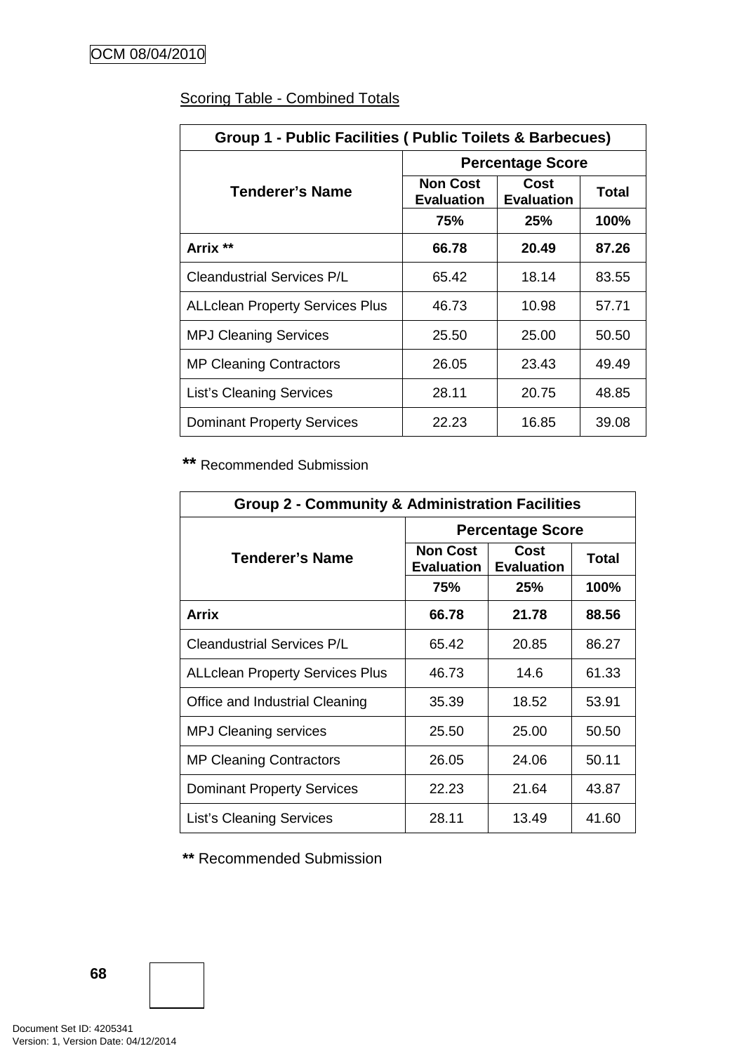Scoring Table - Combined Totals

| Group 1 - Public Facilities ( Public Toilets & Barbecues) | | | |
|---|---|---|---|
| **Tenderer's Name** | **Percentage Score** | | |
| | **Non Cost Evaluation** | **Cost Evaluation** | **Total** |
| | **75%** | **25%** | **100%** |
| **Arrix \*\*** | **66.78** | **20.49** | **87.26** |
| Cleandustrial Services P/L | 65.42 | 18.14 | 83.55 |
| ALLclean Property Services Plus | 46.73 | 10.98 | 57.71 |
| MPJ Cleaning Services | 25.50 | 25.00 | 50.50 |
| MP Cleaning Contractors | 26.05 | 23.43 | 49.49 |
| List's Cleaning Services | 28.11 | 20.75 | 48.85 |
| Dominant Property Services | 22.23 | 16.85 | 39.08 |

**\*\*** Recommended Submission

| Group 2 - Community & Administration Facilities | | | |
|---|---|---|---|
| **Tenderer's Name** | **Percentage Score** | | |
| | **Non Cost Evaluation** | **Cost Evaluation** | **Total** |
| | **75%** | **25%** | **100%** |
| **Arrix** | **66.78** | **21.78** | **88.56** |
| Cleandustrial Services P/L | 65.42 | 20.85 | 86.27 |
| ALLclean Property Services Plus | 46.73 | 14.6 | 61.33 |
| Office and Industrial Cleaning | 35.39 | 18.52 | 53.91 |
| MPJ Cleaning services | 25.50 | 25.00 | 50.50 |
| MP Cleaning Contractors | 26.05 | 24.06 | 50.11 |
| Dominant Property Services | 22.23 | 21.64 | 43.87 |
| List's Cleaning Services | 28.11 | 13.49 | 41.60 |

**\*\*** Recommended Submission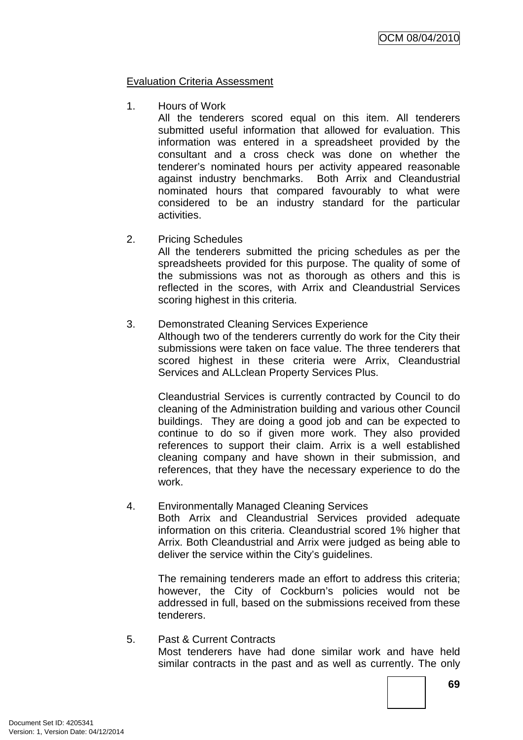Evaluation Criteria Assessment

1. Hours of Work

   All the tenderers scored equal on this item. All tenderers submitted useful information that allowed for evaluation. This information was entered in a spreadsheet provided by the consultant and a cross check was done on whether the tenderer's nominated hours per activity appeared reasonable against industry benchmarks. Both Arrix and Cleandustrial nominated hours that compared favourably to what were considered to be an industry standard for the particular activities.

2. Pricing Schedules

   All the tenderers submitted the pricing schedules as per the spreadsheets provided for this purpose. The quality of some of the submissions was not as thorough as others and this is reflected in the scores, with Arrix and Cleandustrial Services scoring highest in this criteria.

3. Demonstrated Cleaning Services Experience

   Although two of the tenderers currently do work for the City their submissions were taken on face value. The three tenderers that scored highest in these criteria were Arrix, Cleandustrial Services and ALLclean Property Services Plus.

   Cleandustrial Services is currently contracted by Council to do cleaning of the Administration building and various other Council buildings. They are doing a good job and can be expected to continue to do so if given more work. They also provided references to support their claim. Arrix is a well established cleaning company and have shown in their submission, and references, that they have the necessary experience to do the work.

4. Environmentally Managed Cleaning Services

   Both Arrix and Cleandustrial Services provided adequate information on this criteria. Cleandustrial scored 1% higher that Arrix. Both Cleandustrial and Arrix were judged as being able to deliver the service within the City's guidelines.

   The remaining tenderers made an effort to address this criteria; however, the City of Cockburn's policies would not be addressed in full, based on the submissions received from these tenderers.

5. Past & Current Contracts

   Most tenderers have had done similar work and have held similar contracts in the past and as well as currently. The only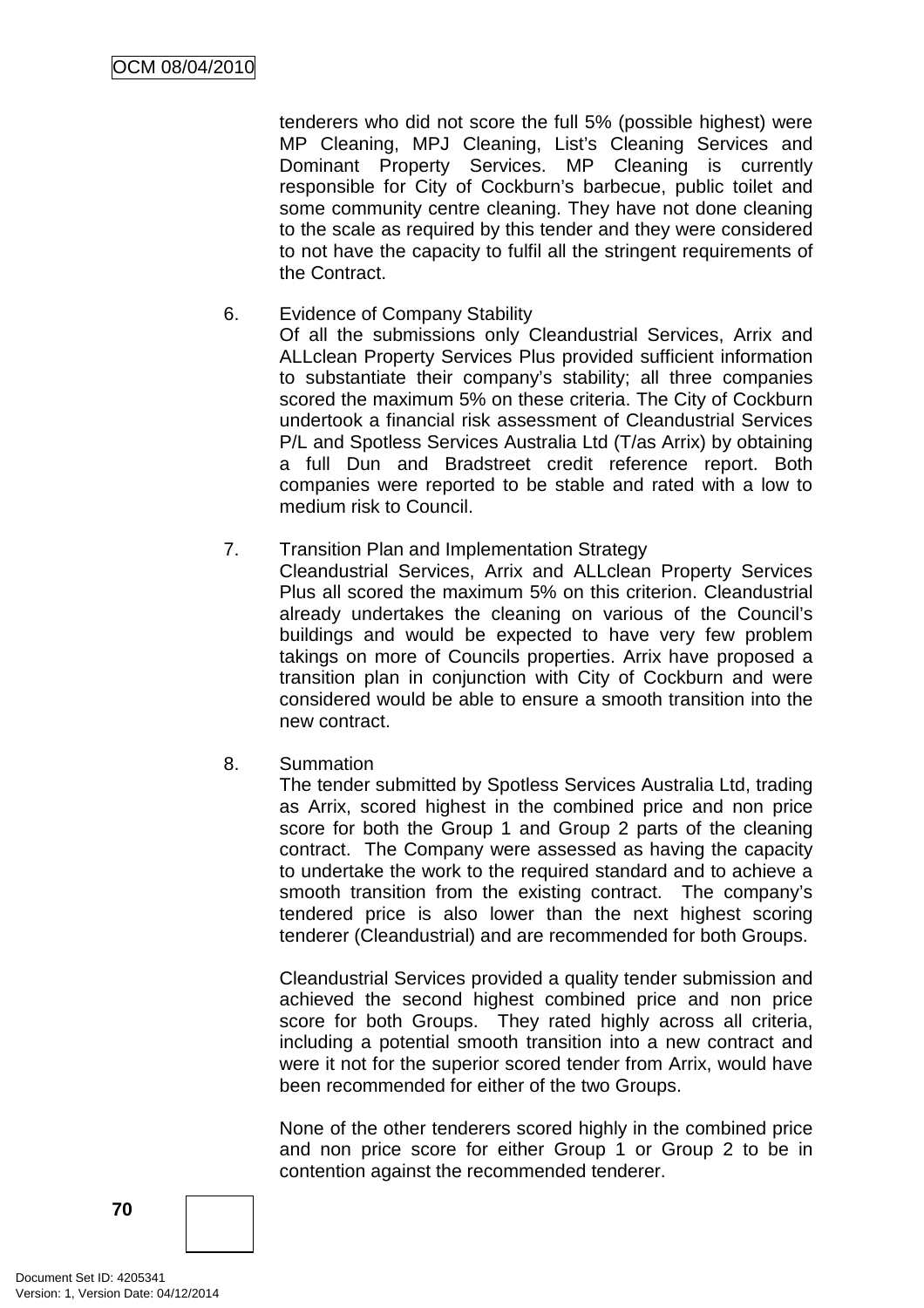tenderers who did not score the full 5% (possible highest) were MP Cleaning, MPJ Cleaning, List's Cleaning Services and Dominant Property Services. MP Cleaning is currently responsible for City of Cockburn's barbecue, public toilet and some community centre cleaning. They have not done cleaning to the scale as required by this tender and they were considered to not have the capacity to fulfil all the stringent requirements of the Contract.

6. Evidence of Company Stability
   Of all the submissions only Cleandustrial Services, Arrix and ALLclean Property Services Plus provided sufficient information to substantiate their company's stability; all three companies scored the maximum 5% on these criteria. The City of Cockburn undertook a financial risk assessment of Cleandustrial Services P/L and Spotless Services Australia Ltd (T/as Arrix) by obtaining a full Dun and Bradstreet credit reference report. Both companies were reported to be stable and rated with a low to medium risk to Council.

7. Transition Plan and Implementation Strategy
   Cleandustrial Services, Arrix and ALLclean Property Services Plus all scored the maximum 5% on this criterion. Cleandustrial already undertakes the cleaning on various of the Council's buildings and would be expected to have very few problem takings on more of Councils properties. Arrix have proposed a transition plan in conjunction with City of Cockburn and were considered would be able to ensure a smooth transition into the new contract.

8. Summation
   The tender submitted by Spotless Services Australia Ltd, trading as Arrix, scored highest in the combined price and non price score for both the Group 1 and Group 2 parts of the cleaning contract. The Company were assessed as having the capacity to undertake the work to the required standard and to achieve a smooth transition from the existing contract. The company's tendered price is also lower than the next highest scoring tenderer (Cleandustrial) and are recommended for both Groups.

   Cleandustrial Services provided a quality tender submission and achieved the second highest combined price and non price score for both Groups. They rated highly across all criteria, including a potential smooth transition into a new contract and were it not for the superior scored tender from Arrix, would have been recommended for either of the two Groups.

   None of the other tenderers scored highly in the combined price and non price score for either Group 1 or Group 2 to be in contention against the recommended tenderer.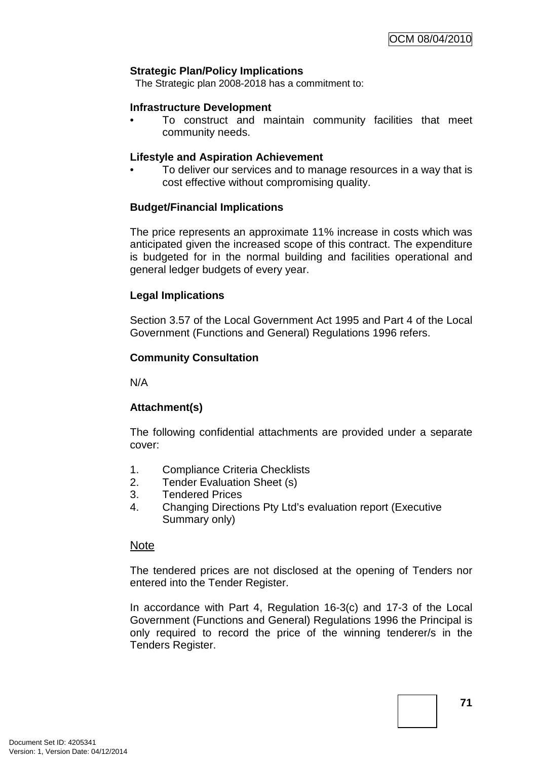**Strategic Plan/Policy Implications**

The Strategic plan 2008-2018 has a commitment to:

**Infrastructure Development**

- To construct and maintain community facilities that meet community needs.

**Lifestyle and Aspiration Achievement**

- To deliver our services and to manage resources in a way that is cost effective without compromising quality.

**Budget/Financial Implications**

The price represents an approximate 11% increase in costs which was anticipated given the increased scope of this contract. The expenditure is budgeted for in the normal building and facilities operational and general ledger budgets of every year.

**Legal Implications**

Section 3.57 of the Local Government Act 1995 and Part 4 of the Local Government (Functions and General) Regulations 1996 refers.

**Community Consultation**

N/A

**Attachment(s)**

The following confidential attachments are provided under a separate cover:

1. Compliance Criteria Checklists
2. Tender Evaluation Sheet (s)
3. Tendered Prices
4. Changing Directions Pty Ltd's evaluation report (Executive Summary only)

Note

The tendered prices are not disclosed at the opening of Tenders nor entered into the Tender Register.

In accordance with Part 4, Regulation 16-3(c) and 17-3 of the Local Government (Functions and General) Regulations 1996 the Principal is only required to record the price of the winning tenderer/s in the Tenders Register.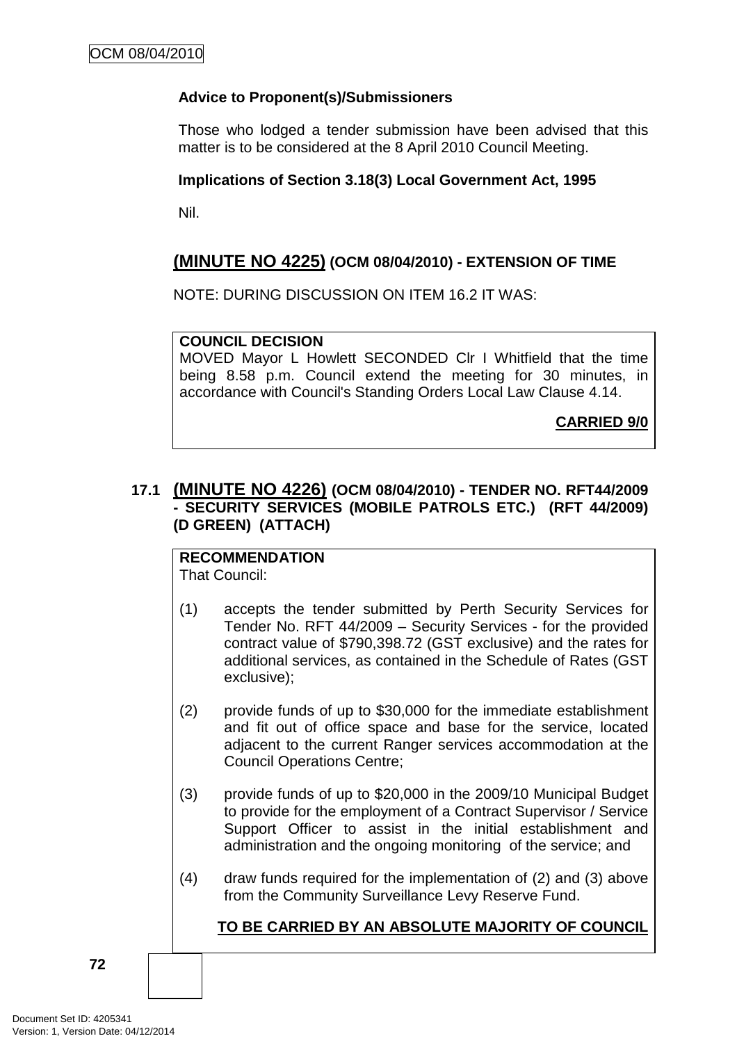**Advice to Proponent(s)/Submissioners**

Those who lodged a tender submission have been advised that this matter is to be considered at the 8 April 2010 Council Meeting.

**Implications of Section 3.18(3) Local Government Act, 1995**

Nil.

## (MINUTE NO 4225) (OCM 08/04/2010) - EXTENSION OF TIME

NOTE: DURING DISCUSSION ON ITEM 16.2 IT WAS:

**COUNCIL DECISION**
MOVED Mayor L Howlett SECONDED Clr I Whitfield that the time being 8.58 p.m. Council extend the meeting for 30 minutes, in accordance with Council's Standing Orders Local Law Clause 4.14.

**CARRIED 9/0**

## 17.1 (MINUTE NO 4226) (OCM 08/04/2010) - TENDER NO. RFT44/2009 - SECURITY SERVICES (MOBILE PATROLS ETC.) (RFT 44/2009) (D GREEN) (ATTACH)

**RECOMMENDATION**
That Council:

(1) accepts the tender submitted by Perth Security Services for Tender No. RFT 44/2009 – Security Services - for the provided contract value of $790,398.72 (GST exclusive) and the rates for additional services, as contained in the Schedule of Rates (GST exclusive);

(2) provide funds of up to $30,000 for the immediate establishment and fit out of office space and base for the service, located adjacent to the current Ranger services accommodation at the Council Operations Centre;

(3) provide funds of up to $20,000 in the 2009/10 Municipal Budget to provide for the employment of a Contract Supervisor / Service Support Officer to assist in the initial establishment and administration and the ongoing monitoring of the service; and

(4) draw funds required for the implementation of (2) and (3) above from the Community Surveillance Levy Reserve Fund.

**TO BE CARRIED BY AN ABSOLUTE MAJORITY OF COUNCIL**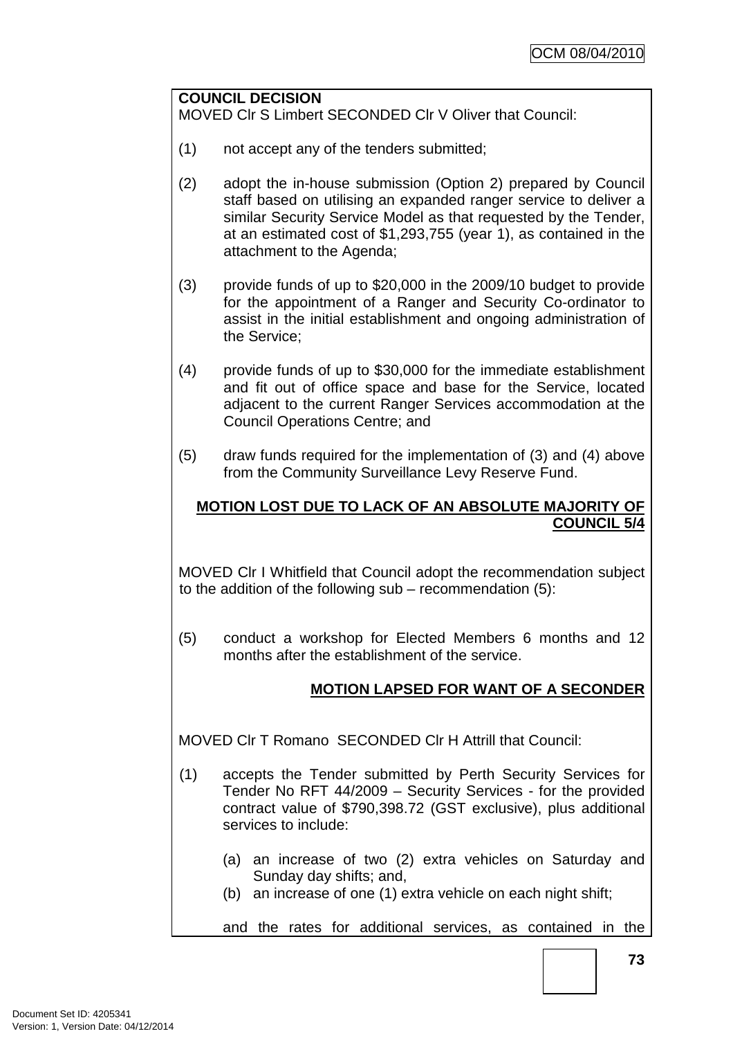**COUNCIL DECISION**

MOVED Clr S Limbert SECONDED Clr V Oliver that Council:

(1) not accept any of the tenders submitted;

(2) adopt the in-house submission (Option 2) prepared by Council staff based on utilising an expanded ranger service to deliver a similar Security Service Model as that requested by the Tender, at an estimated cost of $1,293,755 (year 1), as contained in the attachment to the Agenda;

(3) provide funds of up to $20,000 in the 2009/10 budget to provide for the appointment of a Ranger and Security Co-ordinator to assist in the initial establishment and ongoing administration of the Service;

(4) provide funds of up to $30,000 for the immediate establishment and fit out of office space and base for the Service, located adjacent to the current Ranger Services accommodation at the Council Operations Centre; and

(5) draw funds required for the implementation of (3) and (4) above from the Community Surveillance Levy Reserve Fund.

**MOTION LOST DUE TO LACK OF AN ABSOLUTE MAJORITY OF COUNCIL 5/4**

MOVED Clr I Whitfield that Council adopt the recommendation subject to the addition of the following sub – recommendation (5):

(5) conduct a workshop for Elected Members 6 months and 12 months after the establishment of the service.

**MOTION LAPSED FOR WANT OF A SECONDER**

MOVED Clr T Romano SECONDED Clr H Attrill that Council:

(1) accepts the Tender submitted by Perth Security Services for Tender No RFT 44/2009 – Security Services - for the provided contract value of $790,398.72 (GST exclusive), plus additional services to include:

    (a) an increase of two (2) extra vehicles on Saturday and Sunday day shifts; and,
    (b) an increase of one (1) extra vehicle on each night shift;

    and the rates for additional services, as contained in the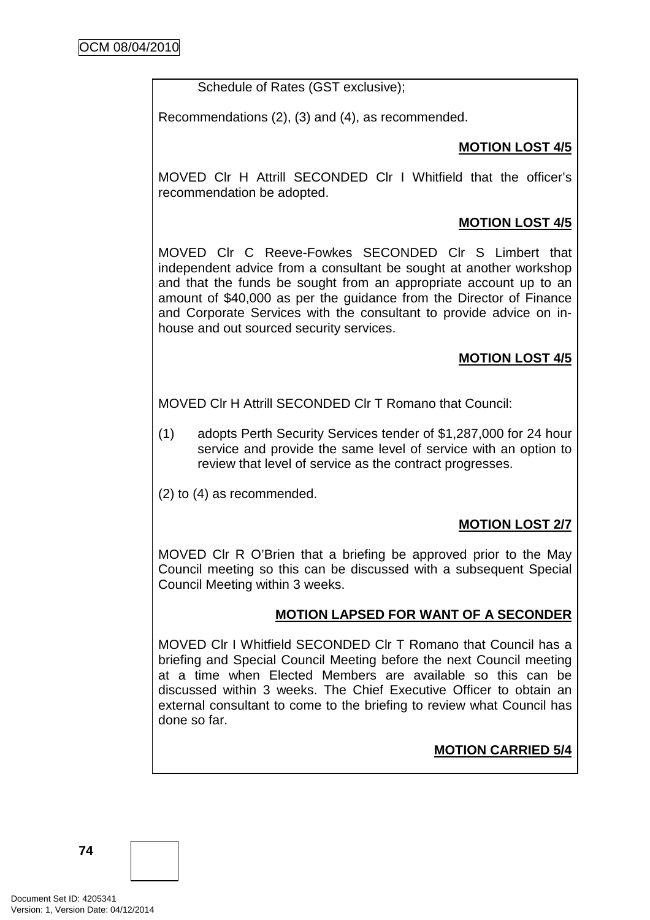Schedule of Rates (GST exclusive);

Recommendations (2), (3) and (4), as recommended.

**MOTION LOST 4/5**

MOVED Clr H Attrill SECONDED Clr I Whitfield that the officer's recommendation be adopted.

**MOTION LOST 4/5**

MOVED Clr C Reeve-Fowkes SECONDED Clr S Limbert that independent advice from a consultant be sought at another workshop and that the funds be sought from an appropriate account up to an amount of $40,000 as per the guidance from the Director of Finance and Corporate Services with the consultant to provide advice on in-house and out sourced security services.

**MOTION LOST 4/5**

MOVED Clr H Attrill SECONDED Clr T Romano that Council:

(1) adopts Perth Security Services tender of $1,287,000 for 24 hour service and provide the same level of service with an option to review that level of service as the contract progresses.

(2) to (4) as recommended.

**MOTION LOST 2/7**

MOVED Clr R O'Brien that a briefing be approved prior to the May Council meeting so this can be discussed with a subsequent Special Council Meeting within 3 weeks.

**MOTION LAPSED FOR WANT OF A SECONDER**

MOVED Clr I Whitfield SECONDED Clr T Romano that Council has a briefing and Special Council Meeting before the next Council meeting at a time when Elected Members are available so this can be discussed within 3 weeks. The Chief Executive Officer to obtain an external consultant to come to the briefing to review what Council has done so far.

**MOTION CARRIED 5/4**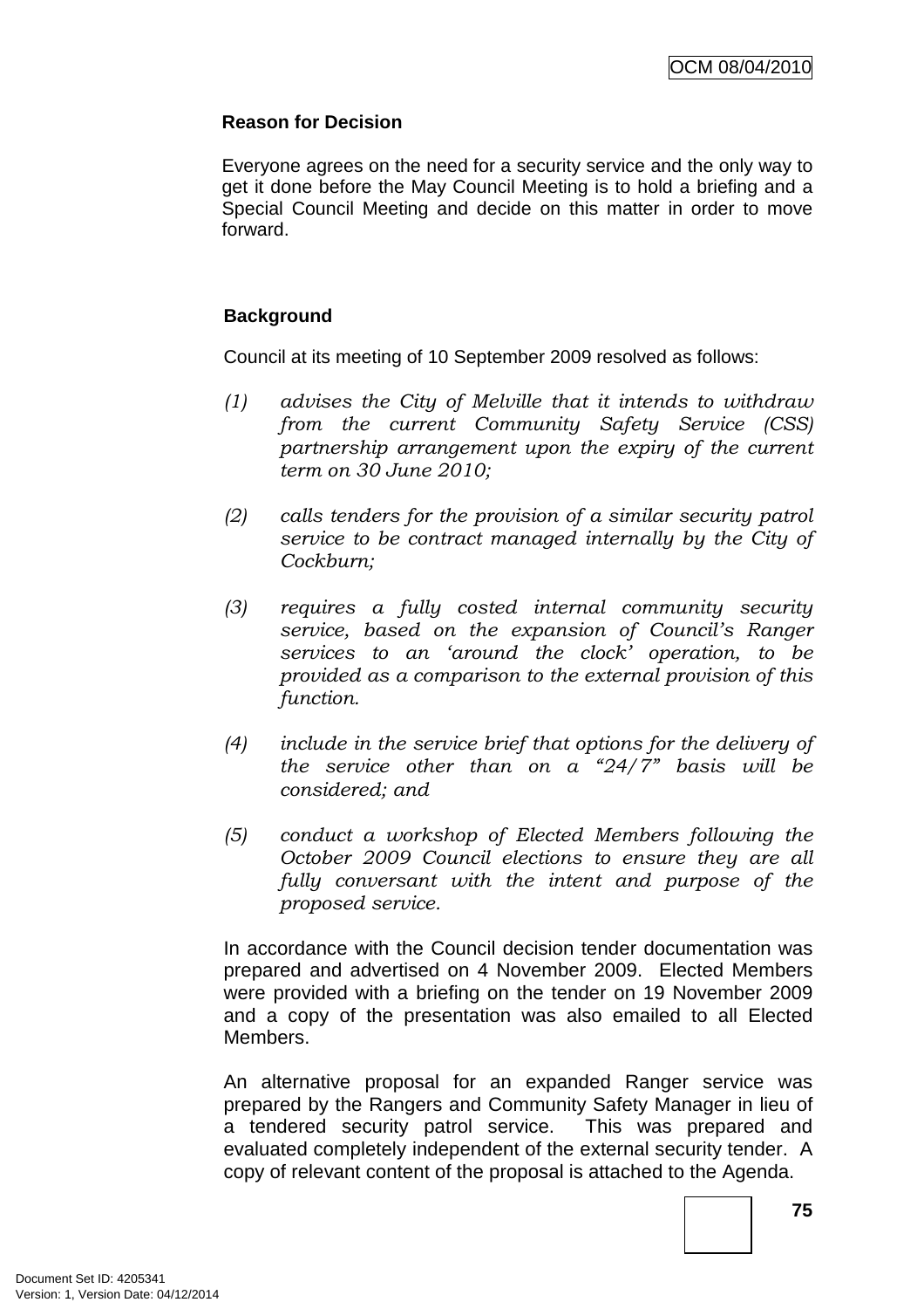**Reason for Decision**

Everyone agrees on the need for a security service and the only way to get it done before the May Council Meeting is to hold a briefing and a Special Council Meeting and decide on this matter in order to move forward.

**Background**

Council at its meeting of 10 September 2009 resolved as follows:

*(1) advises the City of Melville that it intends to withdraw from the current Community Safety Service (CSS) partnership arrangement upon the expiry of the current term on 30 June 2010;*

*(2) calls tenders for the provision of a similar security patrol service to be contract managed internally by the City of Cockburn;*

*(3) requires a fully costed internal community security service, based on the expansion of Council's Ranger services to an 'around the clock' operation, to be provided as a comparison to the external provision of this function.*

*(4) include in the service brief that options for the delivery of the service other than on a "24/7" basis will be considered; and*

*(5) conduct a workshop of Elected Members following the October 2009 Council elections to ensure they are all fully conversant with the intent and purpose of the proposed service.*

In accordance with the Council decision tender documentation was prepared and advertised on 4 November 2009. Elected Members were provided with a briefing on the tender on 19 November 2009 and a copy of the presentation was also emailed to all Elected Members.

An alternative proposal for an expanded Ranger service was prepared by the Rangers and Community Safety Manager in lieu of a tendered security patrol service. This was prepared and evaluated completely independent of the external security tender. A copy of relevant content of the proposal is attached to the Agenda.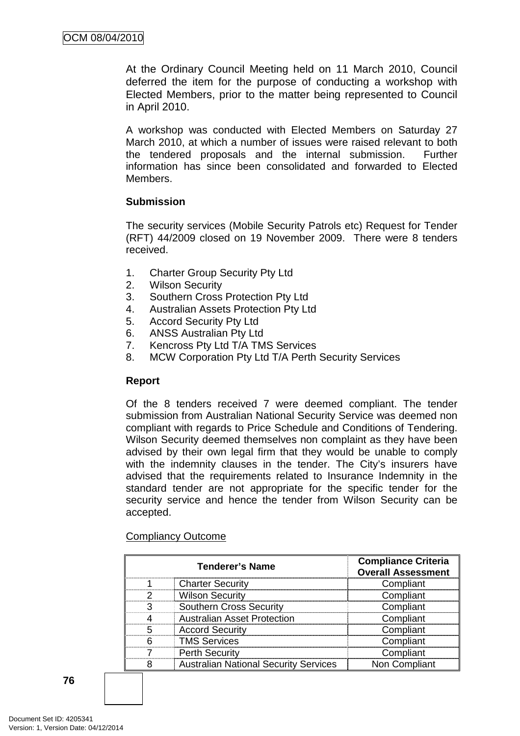At the Ordinary Council Meeting held on 11 March 2010, Council deferred the item for the purpose of conducting a workshop with Elected Members, prior to the matter being represented to Council in April 2010.

A workshop was conducted with Elected Members on Saturday 27 March 2010, at which a number of issues were raised relevant to both the tendered proposals and the internal submission. Further information has since been consolidated and forwarded to Elected Members.

**Submission**

The security services (Mobile Security Patrols etc) Request for Tender (RFT) 44/2009 closed on 19 November 2009. There were 8 tenders received.

1. Charter Group Security Pty Ltd
2. Wilson Security
3. Southern Cross Protection Pty Ltd
4. Australian Assets Protection Pty Ltd
5. Accord Security Pty Ltd
6. ANSS Australian Pty Ltd
7. Kencross Pty Ltd T/A TMS Services
8. MCW Corporation Pty Ltd T/A Perth Security Services

**Report**

Of the 8 tenders received 7 were deemed compliant. The tender submission from Australian National Security Service was deemed non compliant with regards to Price Schedule and Conditions of Tendering. Wilson Security deemed themselves non complaint as they have been advised by their own legal firm that they would be unable to comply with the indemnity clauses in the tender. The City's insurers have advised that the requirements related to Insurance Indemnity in the standard tender are not appropriate for the specific tender for the security service and hence the tender from Wilson Security can be accepted.

<u>Compliancy Outcome</u>

| Tenderer's Name | | Compliance Criteria Overall Assessment |
|---|---|---|
| 1 | Charter Security | Compliant |
| 2 | Wilson Security | Compliant |
| 3 | Southern Cross Security | Compliant |
| 4 | Australian Asset Protection | Compliant |
| 5 | Accord Security | Compliant |
| 6 | TMS Services | Compliant |
| 7 | Perth Security | Compliant |
| 8 | Australian National Security Services | Non Compliant |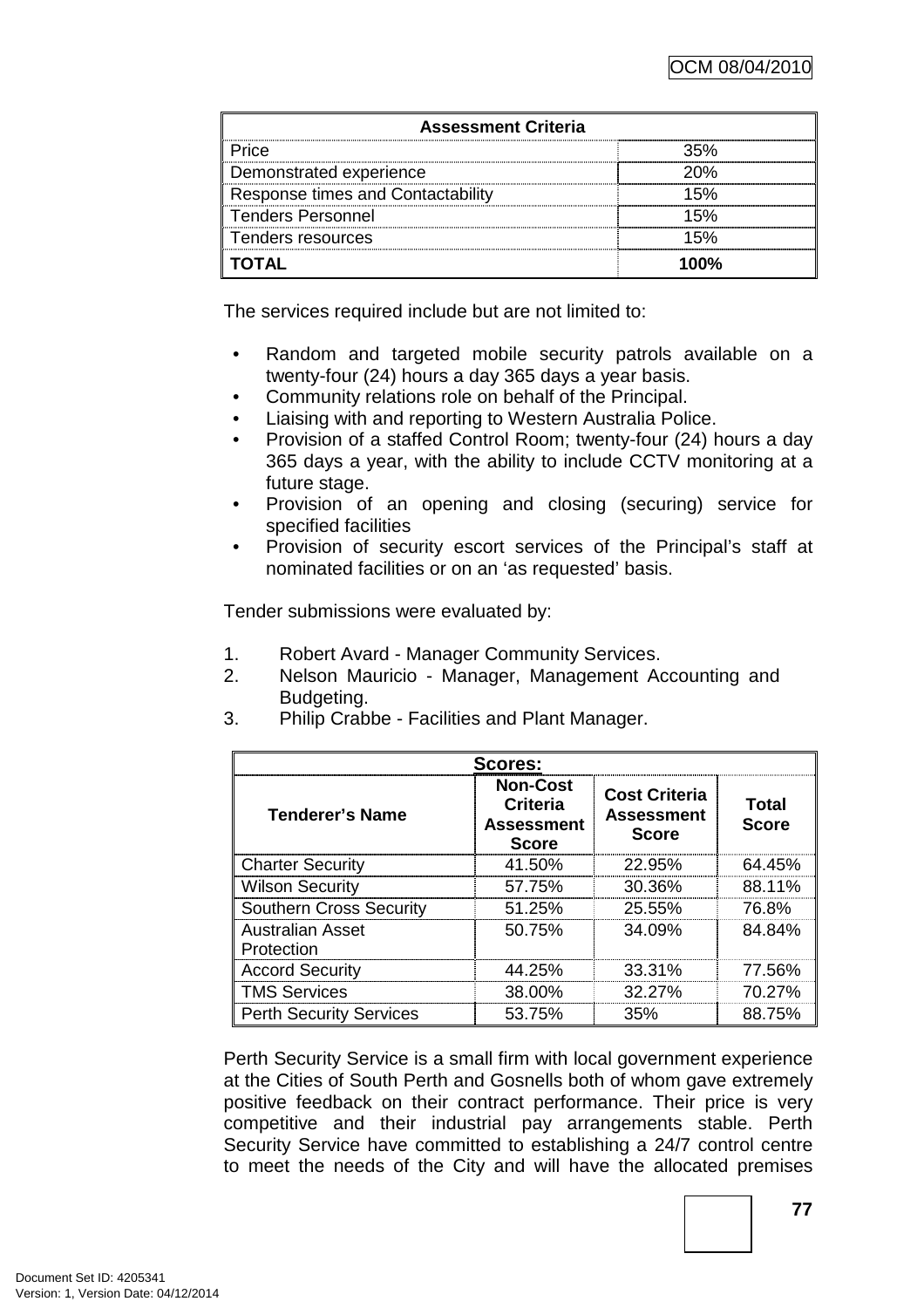| Assessment Criteria | |
|---|---|
| Price | 35% |
| Demonstrated experience | 20% |
| Response times and Contactability | 15% |
| Tenders Personnel | 15% |
| Tenders resources | 15% |
| **TOTAL** | **100%** |

The services required include but are not limited to:

- Random and targeted mobile security patrols available on a twenty-four (24) hours a day 365 days a year basis.
- Community relations role on behalf of the Principal.
- Liaising with and reporting to Western Australia Police.
- Provision of a staffed Control Room; twenty-four (24) hours a day 365 days a year, with the ability to include CCTV monitoring at a future stage.
- Provision of an opening and closing (securing) service for specified facilities
- Provision of security escort services of the Principal's staff at nominated facilities or on an 'as requested' basis.

Tender submissions were evaluated by:

1. Robert Avard - Manager Community Services.
2. Nelson Mauricio - Manager, Management Accounting and Budgeting.
3. Philip Crabbe - Facilities and Plant Manager.

| **Scores:** | | | |
|---|---|---|---|
| **Tenderer's Name** | **Non-Cost Criteria Assessment Score** | **Cost Criteria Assessment Score** | **Total Score** |
| Charter Security | 41.50% | 22.95% | 64.45% |
| Wilson Security | 57.75% | 30.36% | 88.11% |
| Southern Cross Security | 51.25% | 25.55% | 76.8% |
| Australian Asset Protection | 50.75% | 34.09% | 84.84% |
| Accord Security | 44.25% | 33.31% | 77.56% |
| TMS Services | 38.00% | 32.27% | 70.27% |
| Perth Security Services | 53.75% | 35% | 88.75% |

Perth Security Service is a small firm with local government experience at the Cities of South Perth and Gosnells both of whom gave extremely positive feedback on their contract performance. Their price is very competitive and their industrial pay arrangements stable. Perth Security Service have committed to establishing a 24/7 control centre to meet the needs of the City and will have the allocated premises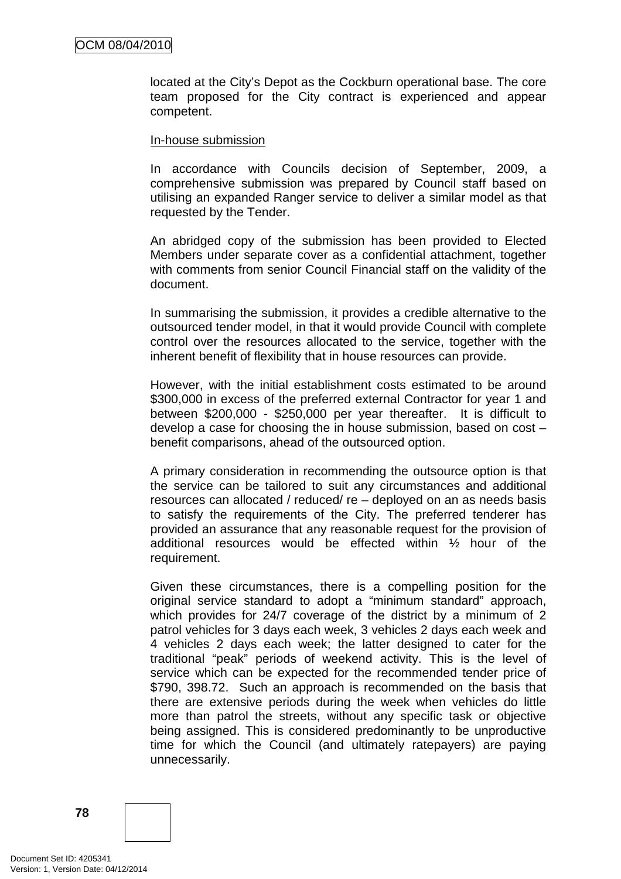located at the City's Depot as the Cockburn operational base. The core team proposed for the City contract is experienced and appear competent.

In-house submission

In accordance with Councils decision of September, 2009, a comprehensive submission was prepared by Council staff based on utilising an expanded Ranger service to deliver a similar model as that requested by the Tender.

An abridged copy of the submission has been provided to Elected Members under separate cover as a confidential attachment, together with comments from senior Council Financial staff on the validity of the document.

In summarising the submission, it provides a credible alternative to the outsourced tender model, in that it would provide Council with complete control over the resources allocated to the service, together with the inherent benefit of flexibility that in house resources can provide.

However, with the initial establishment costs estimated to be around $300,000 in excess of the preferred external Contractor for year 1 and between $200,000 - $250,000 per year thereafter. It is difficult to develop a case for choosing the in house submission, based on cost – benefit comparisons, ahead of the outsourced option.

A primary consideration in recommending the outsource option is that the service can be tailored to suit any circumstances and additional resources can allocated / reduced/ re – deployed on an as needs basis to satisfy the requirements of the City. The preferred tenderer has provided an assurance that any reasonable request for the provision of additional resources would be effected within ½ hour of the requirement.

Given these circumstances, there is a compelling position for the original service standard to adopt a "minimum standard" approach, which provides for 24/7 coverage of the district by a minimum of 2 patrol vehicles for 3 days each week, 3 vehicles 2 days each week and 4 vehicles 2 days each week; the latter designed to cater for the traditional "peak" periods of weekend activity. This is the level of service which can be expected for the recommended tender price of $790, 398.72. Such an approach is recommended on the basis that there are extensive periods during the week when vehicles do little more than patrol the streets, without any specific task or objective being assigned. This is considered predominantly to be unproductive time for which the Council (and ultimately ratepayers) are paying unnecessarily.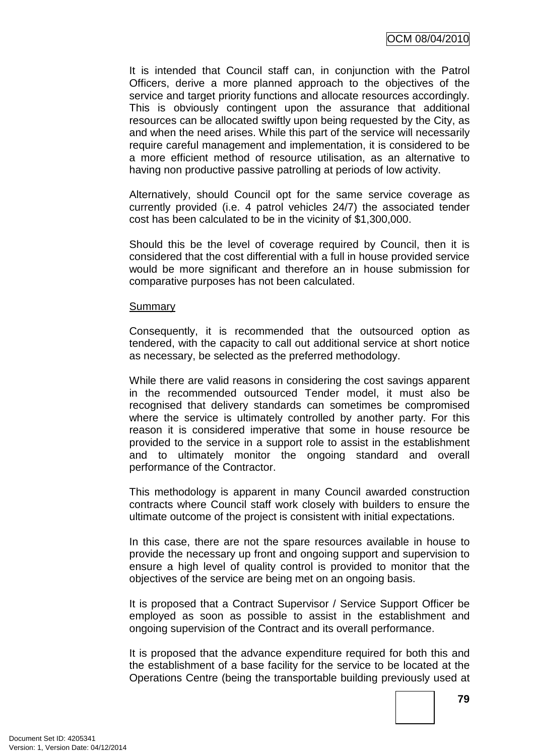It is intended that Council staff can, in conjunction with the Patrol Officers, derive a more planned approach to the objectives of the service and target priority functions and allocate resources accordingly. This is obviously contingent upon the assurance that additional resources can be allocated swiftly upon being requested by the City, as and when the need arises. While this part of the service will necessarily require careful management and implementation, it is considered to be a more efficient method of resource utilisation, as an alternative to having non productive passive patrolling at periods of low activity.

Alternatively, should Council opt for the same service coverage as currently provided (i.e. 4 patrol vehicles 24/7) the associated tender cost has been calculated to be in the vicinity of $1,300,000.

Should this be the level of coverage required by Council, then it is considered that the cost differential with a full in house provided service would be more significant and therefore an in house submission for comparative purposes has not been calculated.

Summary

Consequently, it is recommended that the outsourced option as tendered, with the capacity to call out additional service at short notice as necessary, be selected as the preferred methodology.

While there are valid reasons in considering the cost savings apparent in the recommended outsourced Tender model, it must also be recognised that delivery standards can sometimes be compromised where the service is ultimately controlled by another party. For this reason it is considered imperative that some in house resource be provided to the service in a support role to assist in the establishment and to ultimately monitor the ongoing standard and overall performance of the Contractor.

This methodology is apparent in many Council awarded construction contracts where Council staff work closely with builders to ensure the ultimate outcome of the project is consistent with initial expectations.

In this case, there are not the spare resources available in house to provide the necessary up front and ongoing support and supervision to ensure a high level of quality control is provided to monitor that the objectives of the service are being met on an ongoing basis.

It is proposed that a Contract Supervisor / Service Support Officer be employed as soon as possible to assist in the establishment and ongoing supervision of the Contract and its overall performance.

It is proposed that the advance expenditure required for both this and the establishment of a base facility for the service to be located at the Operations Centre (being the transportable building previously used at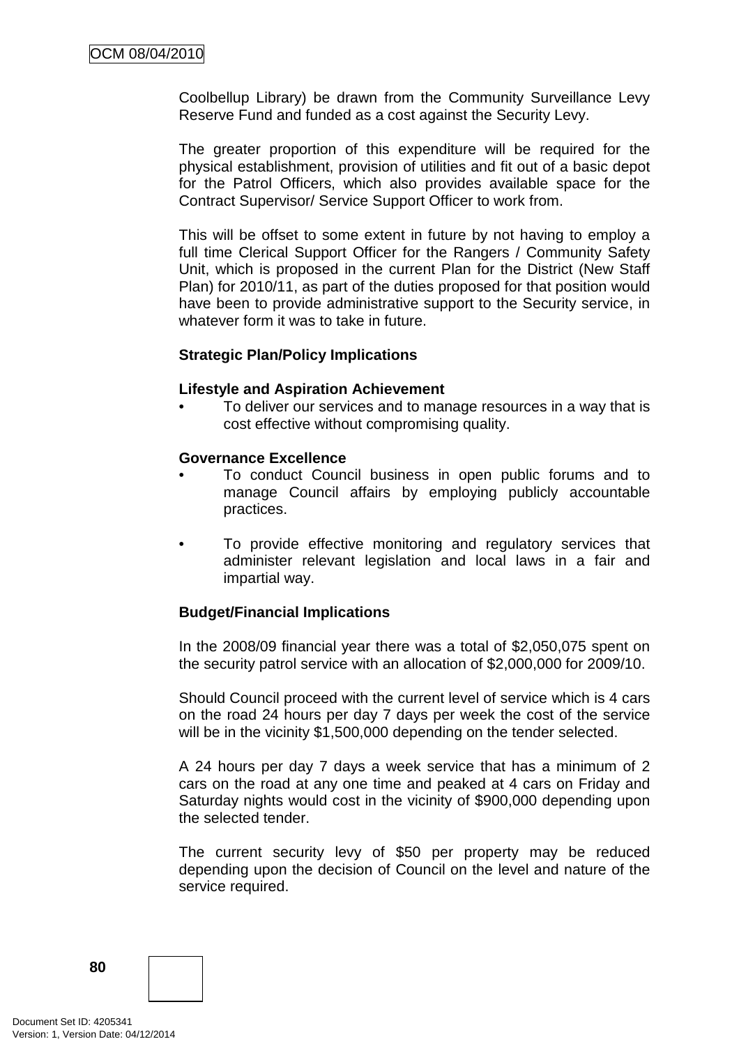Coolbellup Library) be drawn from the Community Surveillance Levy Reserve Fund and funded as a cost against the Security Levy.

The greater proportion of this expenditure will be required for the physical establishment, provision of utilities and fit out of a basic depot for the Patrol Officers, which also provides available space for the Contract Supervisor/ Service Support Officer to work from.

This will be offset to some extent in future by not having to employ a full time Clerical Support Officer for the Rangers / Community Safety Unit, which is proposed in the current Plan for the District (New Staff Plan) for 2010/11, as part of the duties proposed for that position would have been to provide administrative support to the Security service, in whatever form it was to take in future.

**Strategic Plan/Policy Implications**

**Lifestyle and Aspiration Achievement**

- To deliver our services and to manage resources in a way that is cost effective without compromising quality.

**Governance Excellence**

- To conduct Council business in open public forums and to manage Council affairs by employing publicly accountable practices.

- To provide effective monitoring and regulatory services that administer relevant legislation and local laws in a fair and impartial way.

**Budget/Financial Implications**

In the 2008/09 financial year there was a total of $2,050,075 spent on the security patrol service with an allocation of $2,000,000 for 2009/10.

Should Council proceed with the current level of service which is 4 cars on the road 24 hours per day 7 days per week the cost of the service will be in the vicinity $1,500,000 depending on the tender selected.

A 24 hours per day 7 days a week service that has a minimum of 2 cars on the road at any one time and peaked at 4 cars on Friday and Saturday nights would cost in the vicinity of $900,000 depending upon the selected tender.

The current security levy of $50 per property may be reduced depending upon the decision of Council on the level and nature of the service required.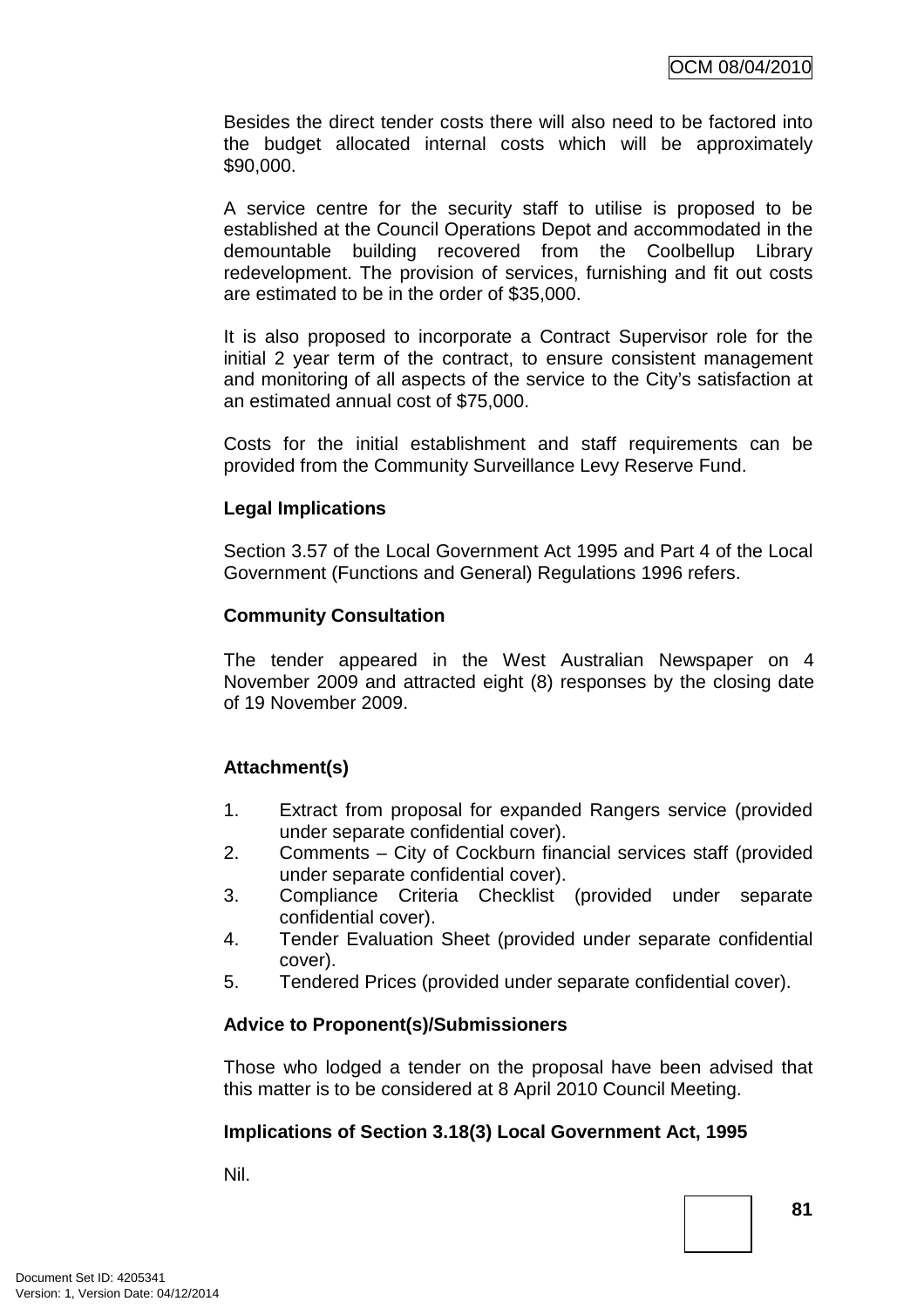Besides the direct tender costs there will also need to be factored into the budget allocated internal costs which will be approximately $90,000.

A service centre for the security staff to utilise is proposed to be established at the Council Operations Depot and accommodated in the demountable building recovered from the Coolbellup Library redevelopment. The provision of services, furnishing and fit out costs are estimated to be in the order of $35,000.

It is also proposed to incorporate a Contract Supervisor role for the initial 2 year term of the contract, to ensure consistent management and monitoring of all aspects of the service to the City's satisfaction at an estimated annual cost of $75,000.

Costs for the initial establishment and staff requirements can be provided from the Community Surveillance Levy Reserve Fund.

**Legal Implications**

Section 3.57 of the Local Government Act 1995 and Part 4 of the Local Government (Functions and General) Regulations 1996 refers.

**Community Consultation**

The tender appeared in the West Australian Newspaper on 4 November 2009 and attracted eight (8) responses by the closing date of 19 November 2009.

**Attachment(s)**

1. Extract from proposal for expanded Rangers service (provided under separate confidential cover).
2. Comments – City of Cockburn financial services staff (provided under separate confidential cover).
3. Compliance Criteria Checklist (provided under separate confidential cover).
4. Tender Evaluation Sheet (provided under separate confidential cover).
5. Tendered Prices (provided under separate confidential cover).

**Advice to Proponent(s)/Submissioners**

Those who lodged a tender on the proposal have been advised that this matter is to be considered at 8 April 2010 Council Meeting.

**Implications of Section 3.18(3) Local Government Act, 1995**

Nil.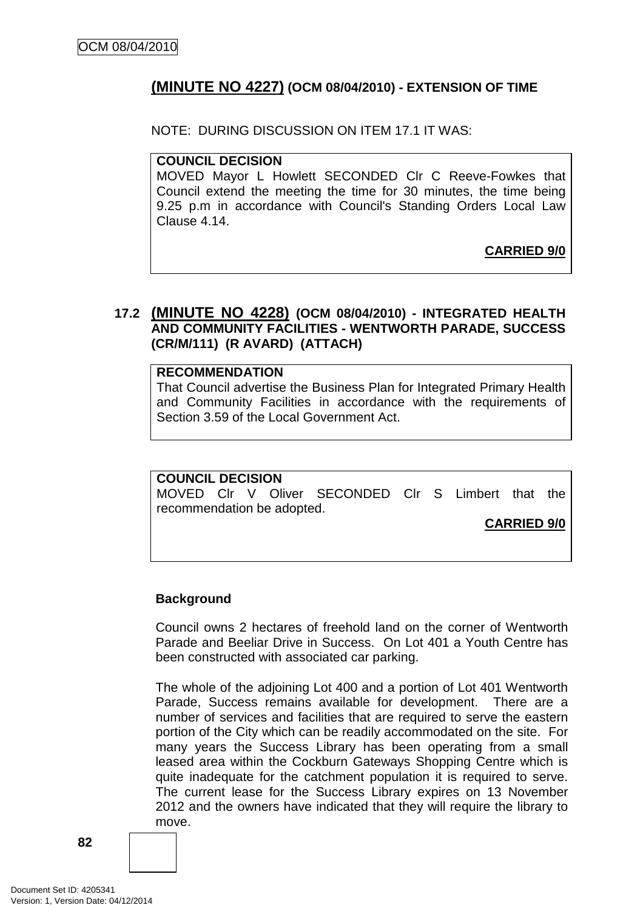## (MINUTE NO 4227) (OCM 08/04/2010) - EXTENSION OF TIME

NOTE: DURING DISCUSSION ON ITEM 17.1 IT WAS:

**COUNCIL DECISION**
MOVED Mayor L Howlett SECONDED Clr C Reeve-Fowkes that Council extend the meeting the time for 30 minutes, the time being 9.25 p.m in accordance with Council's Standing Orders Local Law Clause 4.14.

**CARRIED 9/0**

## 17.2 (MINUTE NO 4228) (OCM 08/04/2010) - INTEGRATED HEALTH AND COMMUNITY FACILITIES - WENTWORTH PARADE, SUCCESS (CR/M/111) (R AVARD) (ATTACH)

**RECOMMENDATION**
That Council advertise the Business Plan for Integrated Primary Health and Community Facilities in accordance with the requirements of Section 3.59 of the Local Government Act.

**COUNCIL DECISION**
MOVED Clr V Oliver SECONDED Clr S Limbert that the recommendation be adopted.

**CARRIED 9/0**

### Background

Council owns 2 hectares of freehold land on the corner of Wentworth Parade and Beeliar Drive in Success. On Lot 401 a Youth Centre has been constructed with associated car parking.

The whole of the adjoining Lot 400 and a portion of Lot 401 Wentworth Parade, Success remains available for development. There are a number of services and facilities that are required to serve the eastern portion of the City which can be readily accommodated on the site. For many years the Success Library has been operating from a small leased area within the Cockburn Gateways Shopping Centre which is quite inadequate for the catchment population it is required to serve. The current lease for the Success Library expires on 13 November 2012 and the owners have indicated that they will require the library to move.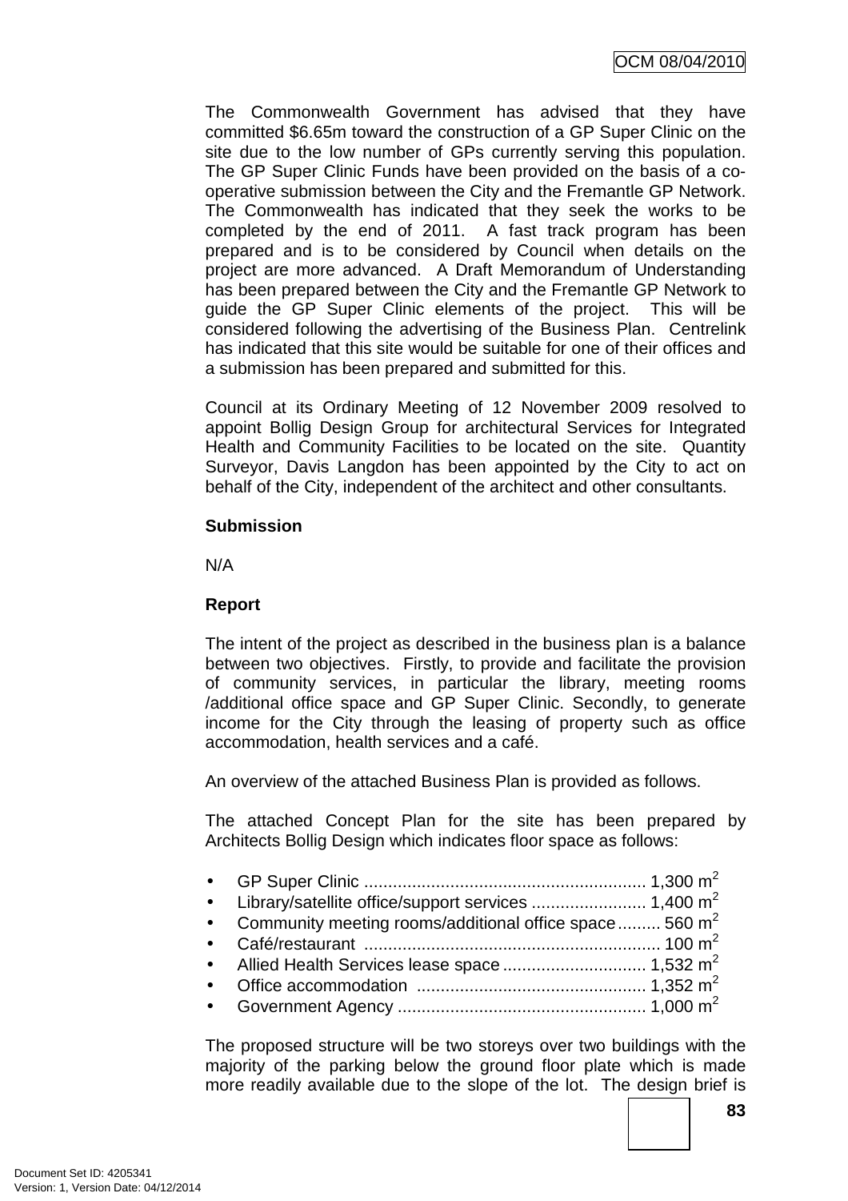The Commonwealth Government has advised that they have committed $6.65m toward the construction of a GP Super Clinic on the site due to the low number of GPs currently serving this population. The GP Super Clinic Funds have been provided on the basis of a co-operative submission between the City and the Fremantle GP Network. The Commonwealth has indicated that they seek the works to be completed by the end of 2011. A fast track program has been prepared and is to be considered by Council when details on the project are more advanced. A Draft Memorandum of Understanding has been prepared between the City and the Fremantle GP Network to guide the GP Super Clinic elements of the project. This will be considered following the advertising of the Business Plan. Centrelink has indicated that this site would be suitable for one of their offices and a submission has been prepared and submitted for this.

Council at its Ordinary Meeting of 12 November 2009 resolved to appoint Bollig Design Group for architectural Services for Integrated Health and Community Facilities to be located on the site. Quantity Surveyor, Davis Langdon has been appointed by the City to act on behalf of the City, independent of the architect and other consultants.

**Submission**

N/A

**Report**

The intent of the project as described in the business plan is a balance between two objectives. Firstly, to provide and facilitate the provision of community services, in particular the library, meeting rooms /additional office space and GP Super Clinic. Secondly, to generate income for the City through the leasing of property such as office accommodation, health services and a café.

An overview of the attached Business Plan is provided as follows.

The attached Concept Plan for the site has been prepared by Architects Bollig Design which indicates floor space as follows:

- GP Super Clinic ........................................................... 1,300 m$^2$
- Library/satellite office/support services ........................ 1,400 m$^2$
- Community meeting rooms/additional office space......... 560 m$^2$
- Café/restaurant .............................................................. 100 m$^2$
- Allied Health Services lease space .............................. 1,532 m$^2$
- Office accommodation ................................................ 1,352 m$^2$
- Government Agency .................................................... 1,000 m$^2$

The proposed structure will be two storeys over two buildings with the majority of the parking below the ground floor plate which is made more readily available due to the slope of the lot. The design brief is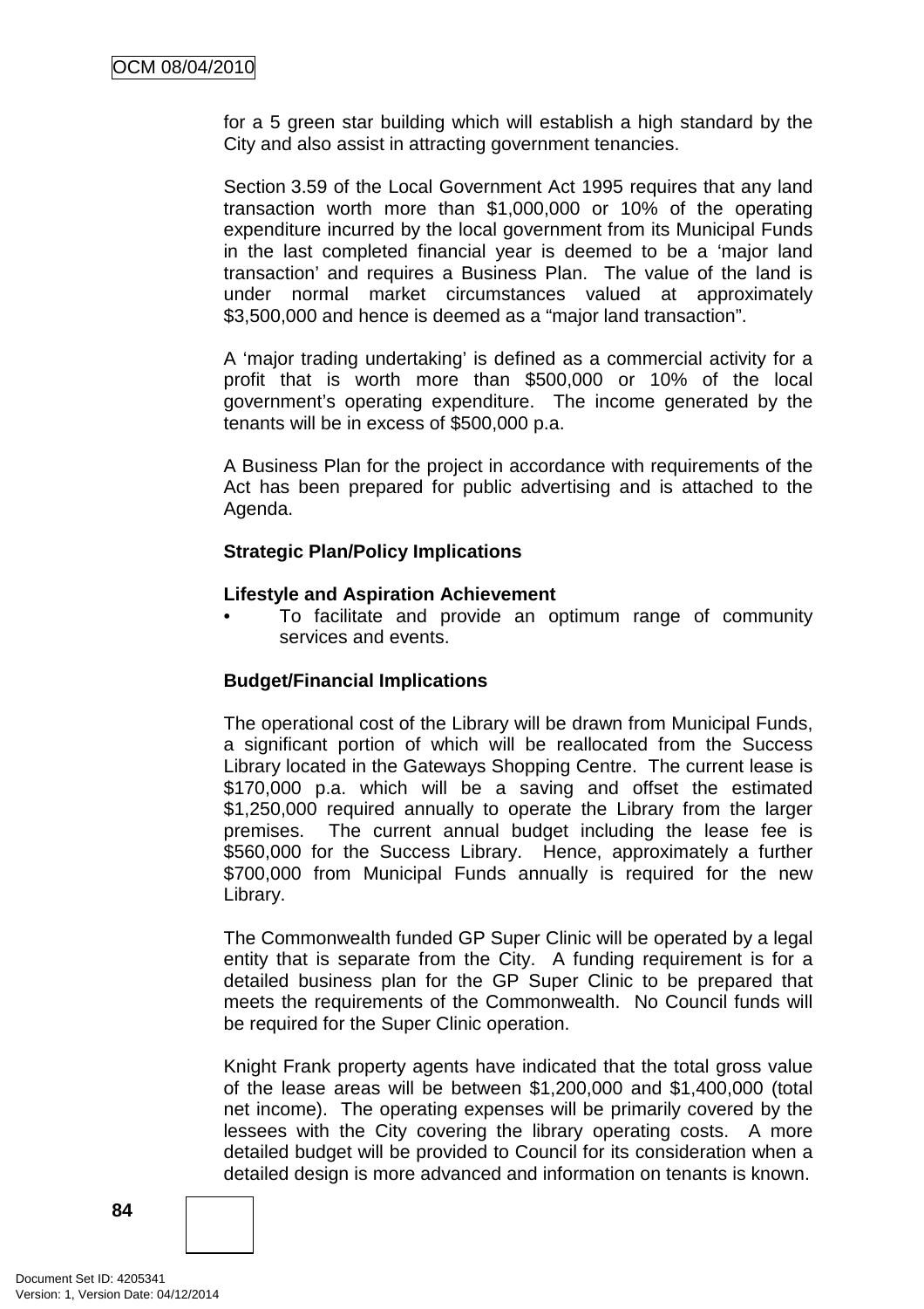for a 5 green star building which will establish a high standard by the City and also assist in attracting government tenancies.

Section 3.59 of the Local Government Act 1995 requires that any land transaction worth more than $1,000,000 or 10% of the operating expenditure incurred by the local government from its Municipal Funds in the last completed financial year is deemed to be a 'major land transaction' and requires a Business Plan. The value of the land is under normal market circumstances valued at approximately $3,500,000 and hence is deemed as a "major land transaction".

A 'major trading undertaking' is defined as a commercial activity for a profit that is worth more than $500,000 or 10% of the local government's operating expenditure. The income generated by the tenants will be in excess of $500,000 p.a.

A Business Plan for the project in accordance with requirements of the Act has been prepared for public advertising and is attached to the Agenda.

**Strategic Plan/Policy Implications**

**Lifestyle and Aspiration Achievement**

- To facilitate and provide an optimum range of community services and events.

**Budget/Financial Implications**

The operational cost of the Library will be drawn from Municipal Funds, a significant portion of which will be reallocated from the Success Library located in the Gateways Shopping Centre. The current lease is $170,000 p.a. which will be a saving and offset the estimated $1,250,000 required annually to operate the Library from the larger premises. The current annual budget including the lease fee is $560,000 for the Success Library. Hence, approximately a further $700,000 from Municipal Funds annually is required for the new Library.

The Commonwealth funded GP Super Clinic will be operated by a legal entity that is separate from the City. A funding requirement is for a detailed business plan for the GP Super Clinic to be prepared that meets the requirements of the Commonwealth. No Council funds will be required for the Super Clinic operation.

Knight Frank property agents have indicated that the total gross value of the lease areas will be between $1,200,000 and $1,400,000 (total net income). The operating expenses will be primarily covered by the lessees with the City covering the library operating costs. A more detailed budget will be provided to Council for its consideration when a detailed design is more advanced and information on tenants is known.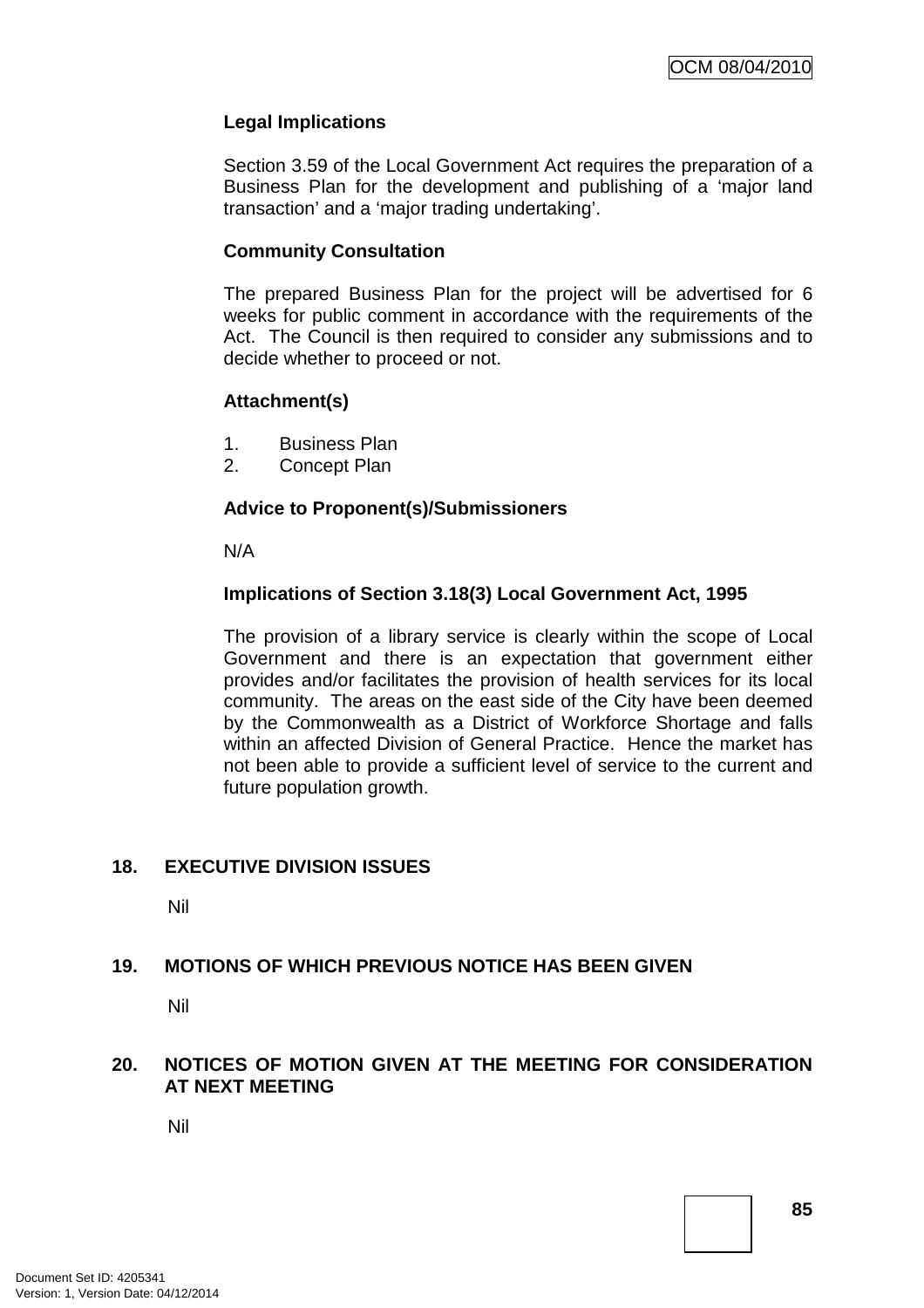**Legal Implications**

Section 3.59 of the Local Government Act requires the preparation of a Business Plan for the development and publishing of a 'major land transaction' and a 'major trading undertaking'.

**Community Consultation**

The prepared Business Plan for the project will be advertised for 6 weeks for public comment in accordance with the requirements of the Act. The Council is then required to consider any submissions and to decide whether to proceed or not.

**Attachment(s)**

1. Business Plan
2. Concept Plan

**Advice to Proponent(s)/Submissioners**

N/A

**Implications of Section 3.18(3) Local Government Act, 1995**

The provision of a library service is clearly within the scope of Local Government and there is an expectation that government either provides and/or facilitates the provision of health services for its local community. The areas on the east side of the City have been deemed by the Commonwealth as a District of Workforce Shortage and falls within an affected Division of General Practice. Hence the market has not been able to provide a sufficient level of service to the current and future population growth.

## 18. EXECUTIVE DIVISION ISSUES

Nil

## 19. MOTIONS OF WHICH PREVIOUS NOTICE HAS BEEN GIVEN

Nil

## 20. NOTICES OF MOTION GIVEN AT THE MEETING FOR CONSIDERATION AT NEXT MEETING

Nil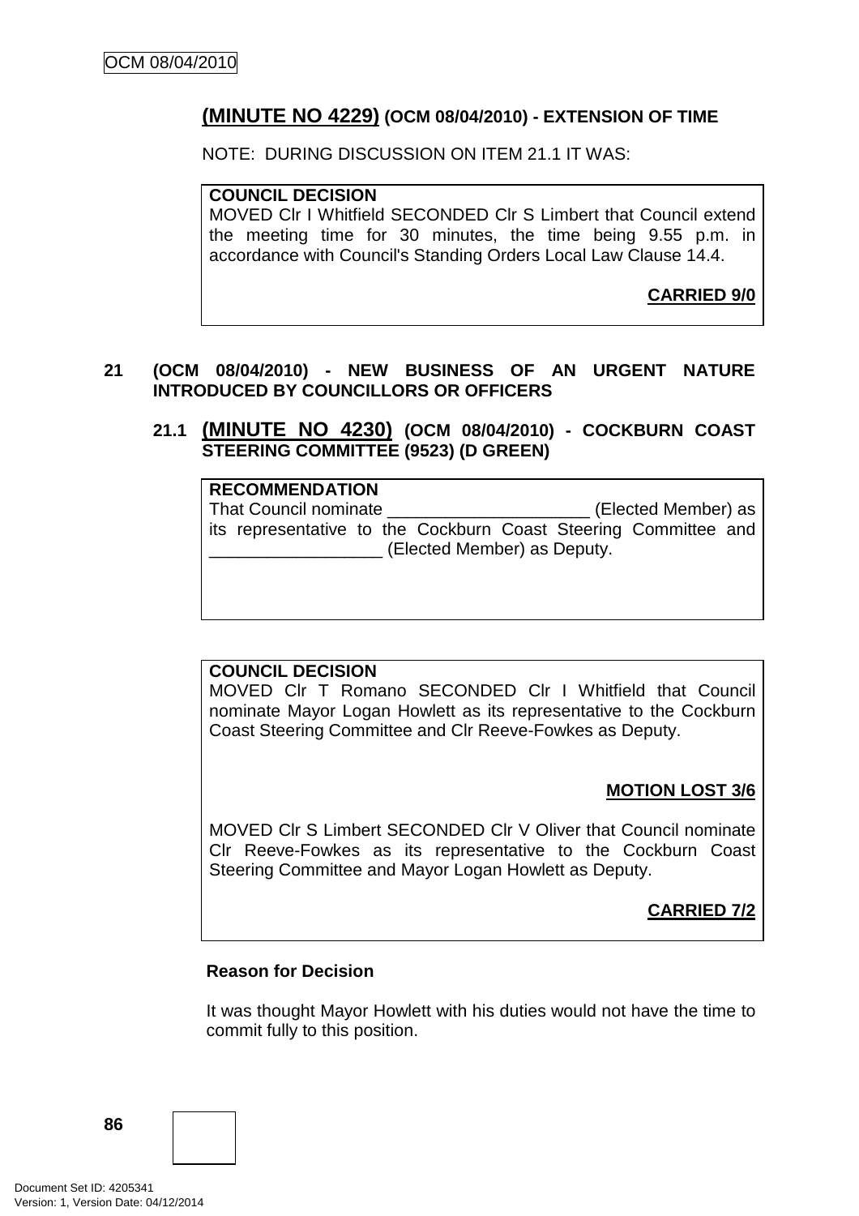## (MINUTE NO 4229) (OCM 08/04/2010) - EXTENSION OF TIME

NOTE: DURING DISCUSSION ON ITEM 21.1 IT WAS:

**COUNCIL DECISION**

MOVED Clr I Whitfield SECONDED Clr S Limbert that Council extend the meeting time for 30 minutes, the time being 9.55 p.m. in accordance with Council's Standing Orders Local Law Clause 14.4.

**CARRIED 9/0**

## 21 (OCM 08/04/2010) - NEW BUSINESS OF AN URGENT NATURE INTRODUCED BY COUNCILLORS OR OFFICERS

### 21.1 (MINUTE NO 4230) (OCM 08/04/2010) - COCKBURN COAST STEERING COMMITTEE (9523) (D GREEN)

**RECOMMENDATION**

That Council nominate _____________________ (Elected Member) as its representative to the Cockburn Coast Steering Committee and __________________ (Elected Member) as Deputy.

**COUNCIL DECISION**

MOVED Clr T Romano SECONDED Clr I Whitfield that Council nominate Mayor Logan Howlett as its representative to the Cockburn Coast Steering Committee and Clr Reeve-Fowkes as Deputy.

**MOTION LOST 3/6**

MOVED Clr S Limbert SECONDED Clr V Oliver that Council nominate Clr Reeve-Fowkes as its representative to the Cockburn Coast Steering Committee and Mayor Logan Howlett as Deputy.

**CARRIED 7/2**

**Reason for Decision**

It was thought Mayor Howlett with his duties would not have the time to commit fully to this position.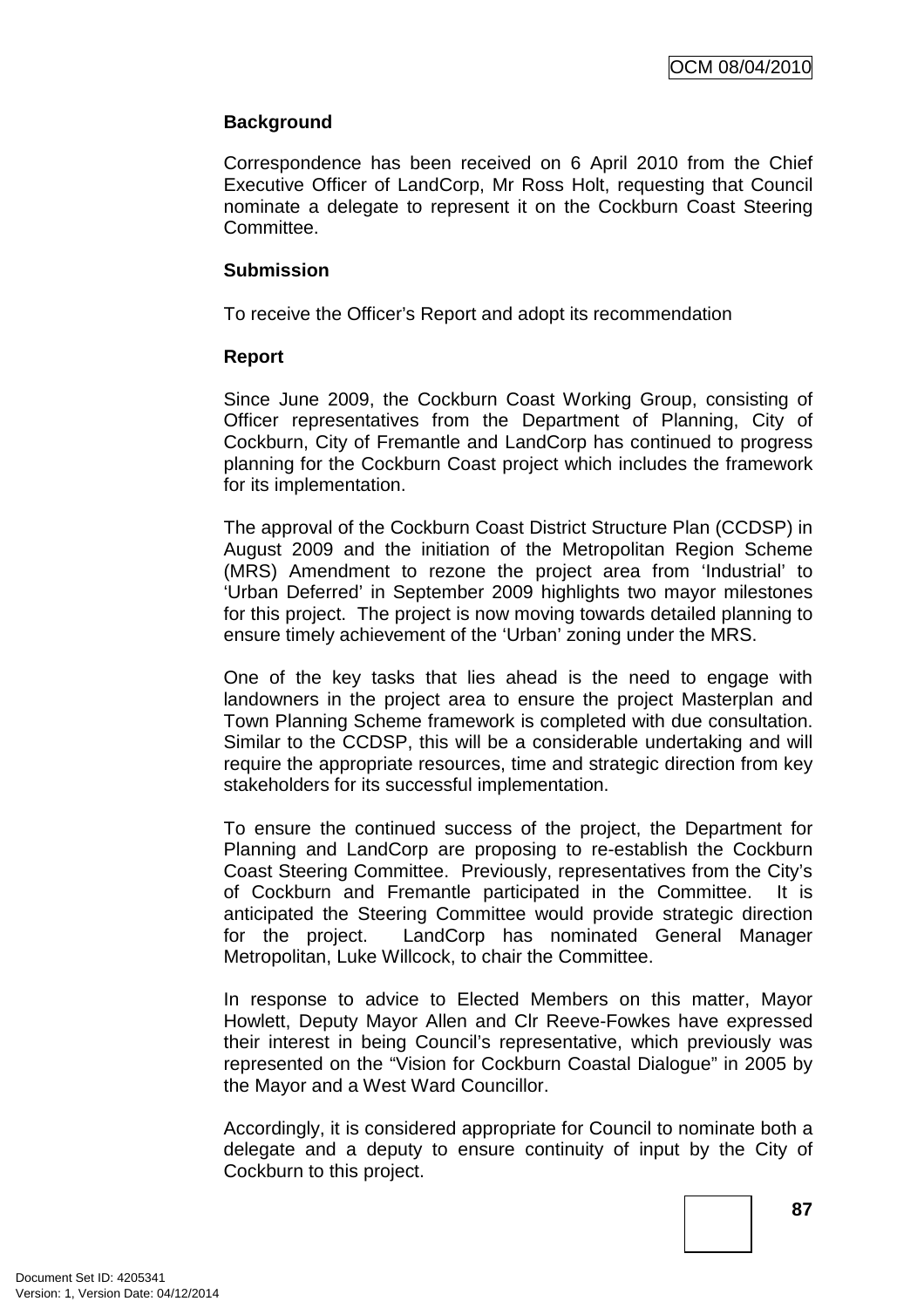**Background**

Correspondence has been received on 6 April 2010 from the Chief Executive Officer of LandCorp, Mr Ross Holt, requesting that Council nominate a delegate to represent it on the Cockburn Coast Steering Committee.

**Submission**

To receive the Officer's Report and adopt its recommendation

**Report**

Since June 2009, the Cockburn Coast Working Group, consisting of Officer representatives from the Department of Planning, City of Cockburn, City of Fremantle and LandCorp has continued to progress planning for the Cockburn Coast project which includes the framework for its implementation.

The approval of the Cockburn Coast District Structure Plan (CCDSP) in August 2009 and the initiation of the Metropolitan Region Scheme (MRS) Amendment to rezone the project area from 'Industrial' to 'Urban Deferred' in September 2009 highlights two mayor milestones for this project. The project is now moving towards detailed planning to ensure timely achievement of the 'Urban' zoning under the MRS.

One of the key tasks that lies ahead is the need to engage with landowners in the project area to ensure the project Masterplan and Town Planning Scheme framework is completed with due consultation. Similar to the CCDSP, this will be a considerable undertaking and will require the appropriate resources, time and strategic direction from key stakeholders for its successful implementation.

To ensure the continued success of the project, the Department for Planning and LandCorp are proposing to re-establish the Cockburn Coast Steering Committee. Previously, representatives from the City's of Cockburn and Fremantle participated in the Committee. It is anticipated the Steering Committee would provide strategic direction for the project. LandCorp has nominated General Manager Metropolitan, Luke Willcock, to chair the Committee.

In response to advice to Elected Members on this matter, Mayor Howlett, Deputy Mayor Allen and Clr Reeve-Fowkes have expressed their interest in being Council's representative, which previously was represented on the "Vision for Cockburn Coastal Dialogue" in 2005 by the Mayor and a West Ward Councillor.

Accordingly, it is considered appropriate for Council to nominate both a delegate and a deputy to ensure continuity of input by the City of Cockburn to this project.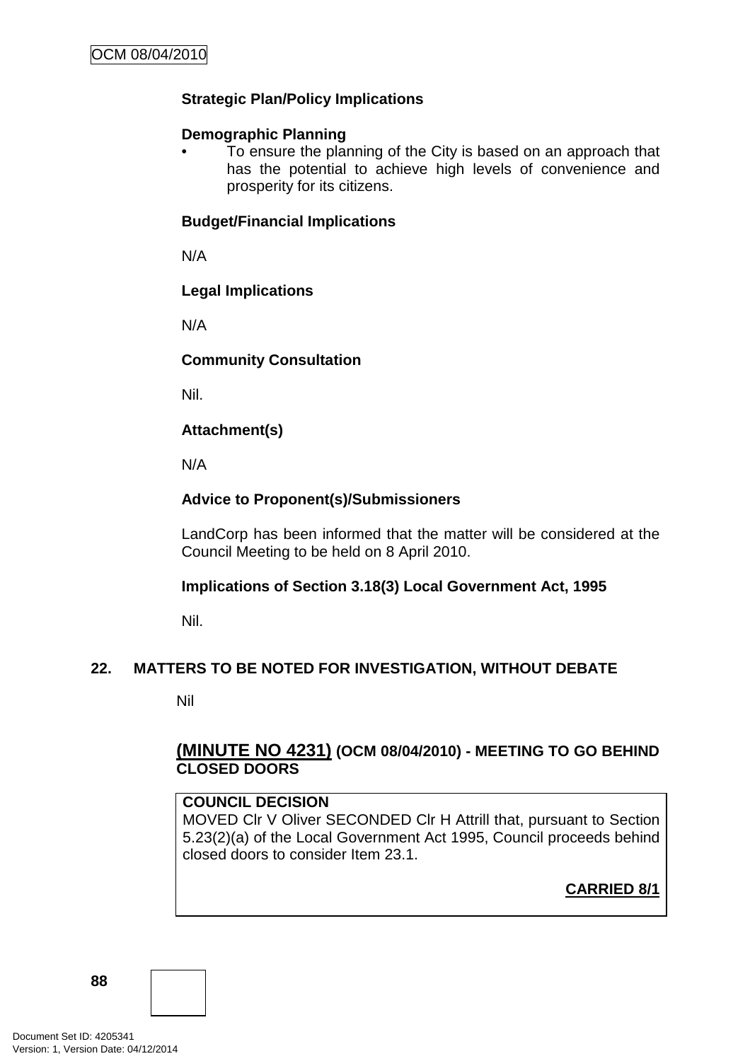**Strategic Plan/Policy Implications**

**Demographic Planning**

- To ensure the planning of the City is based on an approach that has the potential to achieve high levels of convenience and prosperity for its citizens.

**Budget/Financial Implications**

N/A

**Legal Implications**

N/A

**Community Consultation**

Nil.

**Attachment(s)**

N/A

**Advice to Proponent(s)/Submissioners**

LandCorp has been informed that the matter will be considered at the Council Meeting to be held on 8 April 2010.

**Implications of Section 3.18(3) Local Government Act, 1995**

Nil.

## 22. MATTERS TO BE NOTED FOR INVESTIGATION, WITHOUT DEBATE

Nil

### (MINUTE NO 4231) (OCM 08/04/2010) - MEETING TO GO BEHIND CLOSED DOORS

**COUNCIL DECISION**

MOVED Clr V Oliver SECONDED Clr H Attrill that, pursuant to Section 5.23(2)(a) of the Local Government Act 1995, Council proceeds behind closed doors to consider Item 23.1.

**CARRIED 8/1**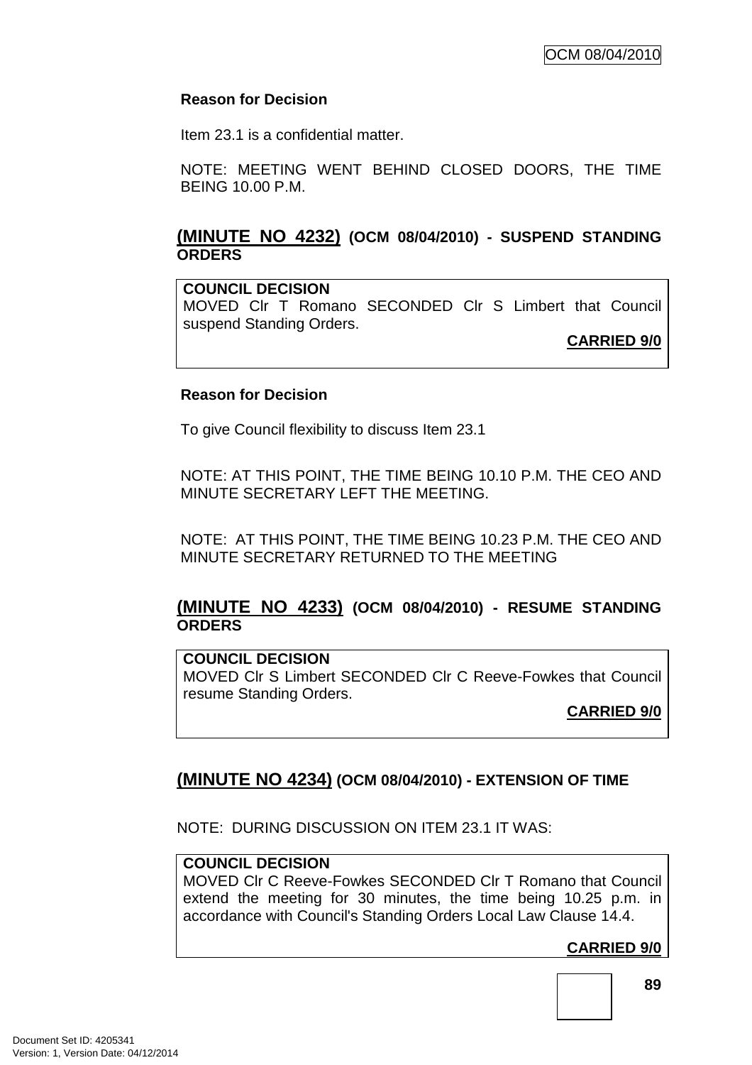**Reason for Decision**

Item 23.1 is a confidential matter.

NOTE: MEETING WENT BEHIND CLOSED DOORS, THE TIME BEING 10.00 P.M.

### (MINUTE NO 4232) (OCM 08/04/2010) - SUSPEND STANDING ORDERS

**COUNCIL DECISION**
MOVED Clr T Romano SECONDED Clr S Limbert that Council suspend Standing Orders.

**CARRIED 9/0**

**Reason for Decision**

To give Council flexibility to discuss Item 23.1

NOTE: AT THIS POINT, THE TIME BEING 10.10 P.M. THE CEO AND MINUTE SECRETARY LEFT THE MEETING.

NOTE: AT THIS POINT, THE TIME BEING 10.23 P.M. THE CEO AND MINUTE SECRETARY RETURNED TO THE MEETING

### (MINUTE NO 4233) (OCM 08/04/2010) - RESUME STANDING ORDERS

**COUNCIL DECISION**
MOVED Clr S Limbert SECONDED Clr C Reeve-Fowkes that Council resume Standing Orders.

**CARRIED 9/0**

### (MINUTE NO 4234) (OCM 08/04/2010) - EXTENSION OF TIME

NOTE: DURING DISCUSSION ON ITEM 23.1 IT WAS:

**COUNCIL DECISION**
MOVED Clr C Reeve-Fowkes SECONDED Clr T Romano that Council extend the meeting for 30 minutes, the time being 10.25 p.m. in accordance with Council's Standing Orders Local Law Clause 14.4.

**CARRIED 9/0**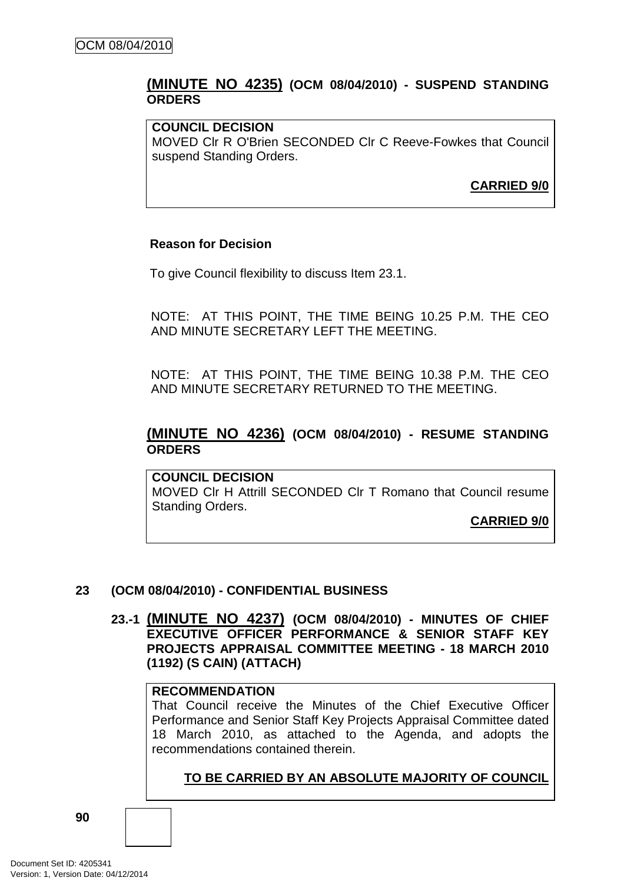## **(MINUTE NO 4235)** (OCM 08/04/2010) - SUSPEND STANDING ORDERS

**COUNCIL DECISION**
MOVED Clr R O'Brien SECONDED Clr C Reeve-Fowkes that Council suspend Standing Orders.

**CARRIED 9/0**

**Reason for Decision**

To give Council flexibility to discuss Item 23.1.

NOTE: AT THIS POINT, THE TIME BEING 10.25 P.M. THE CEO AND MINUTE SECRETARY LEFT THE MEETING.

NOTE: AT THIS POINT, THE TIME BEING 10.38 P.M. THE CEO AND MINUTE SECRETARY RETURNED TO THE MEETING.

## **(MINUTE NO 4236)** (OCM 08/04/2010) - RESUME STANDING ORDERS

**COUNCIL DECISION**
MOVED Clr H Attrill SECONDED Clr T Romano that Council resume Standing Orders.

**CARRIED 9/0**

# 23 (OCM 08/04/2010) - CONFIDENTIAL BUSINESS

### 23.-1 **(MINUTE NO 4237)** (OCM 08/04/2010) - MINUTES OF CHIEF EXECUTIVE OFFICER PERFORMANCE & SENIOR STAFF KEY PROJECTS APPRAISAL COMMITTEE MEETING - 18 MARCH 2010 (1192) (S CAIN) (ATTACH)

**RECOMMENDATION**
That Council receive the Minutes of the Chief Executive Officer Performance and Senior Staff Key Projects Appraisal Committee dated 18 March 2010, as attached to the Agenda, and adopts the recommendations contained therein.

**TO BE CARRIED BY AN ABSOLUTE MAJORITY OF COUNCIL**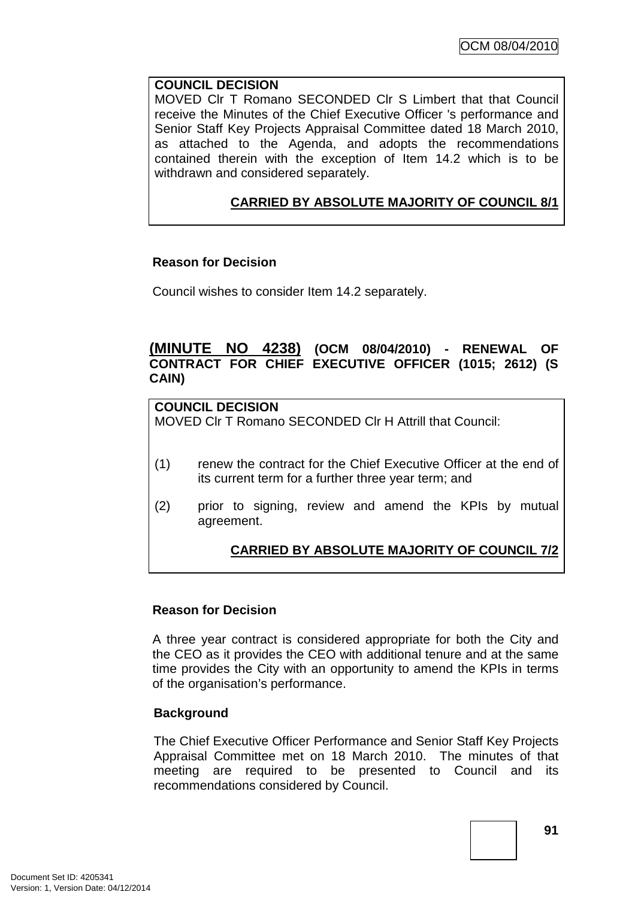**COUNCIL DECISION**
MOVED Clr T Romano SECONDED Clr S Limbert that that Council receive the Minutes of the Chief Executive Officer 's performance and Senior Staff Key Projects Appraisal Committee dated 18 March 2010, as attached to the Agenda, and adopts the recommendations contained therein with the exception of Item 14.2 which is to be withdrawn and considered separately.

**CARRIED BY ABSOLUTE MAJORITY OF COUNCIL 8/1**

**Reason for Decision**

Council wishes to consider Item 14.2 separately.

## (MINUTE NO 4238) (OCM 08/04/2010) - RENEWAL OF CONTRACT FOR CHIEF EXECUTIVE OFFICER (1015; 2612) (S CAIN)

**COUNCIL DECISION**
MOVED Clr T Romano SECONDED Clr H Attrill that Council:

(1) renew the contract for the Chief Executive Officer at the end of its current term for a further three year term; and

(2) prior to signing, review and amend the KPIs by mutual agreement.

**CARRIED BY ABSOLUTE MAJORITY OF COUNCIL 7/2**

**Reason for Decision**

A three year contract is considered appropriate for both the City and the CEO as it provides the CEO with additional tenure and at the same time provides the City with an opportunity to amend the KPIs in terms of the organisation's performance.

**Background**

The Chief Executive Officer Performance and Senior Staff Key Projects Appraisal Committee met on 18 March 2010. The minutes of that meeting are required to be presented to Council and its recommendations considered by Council.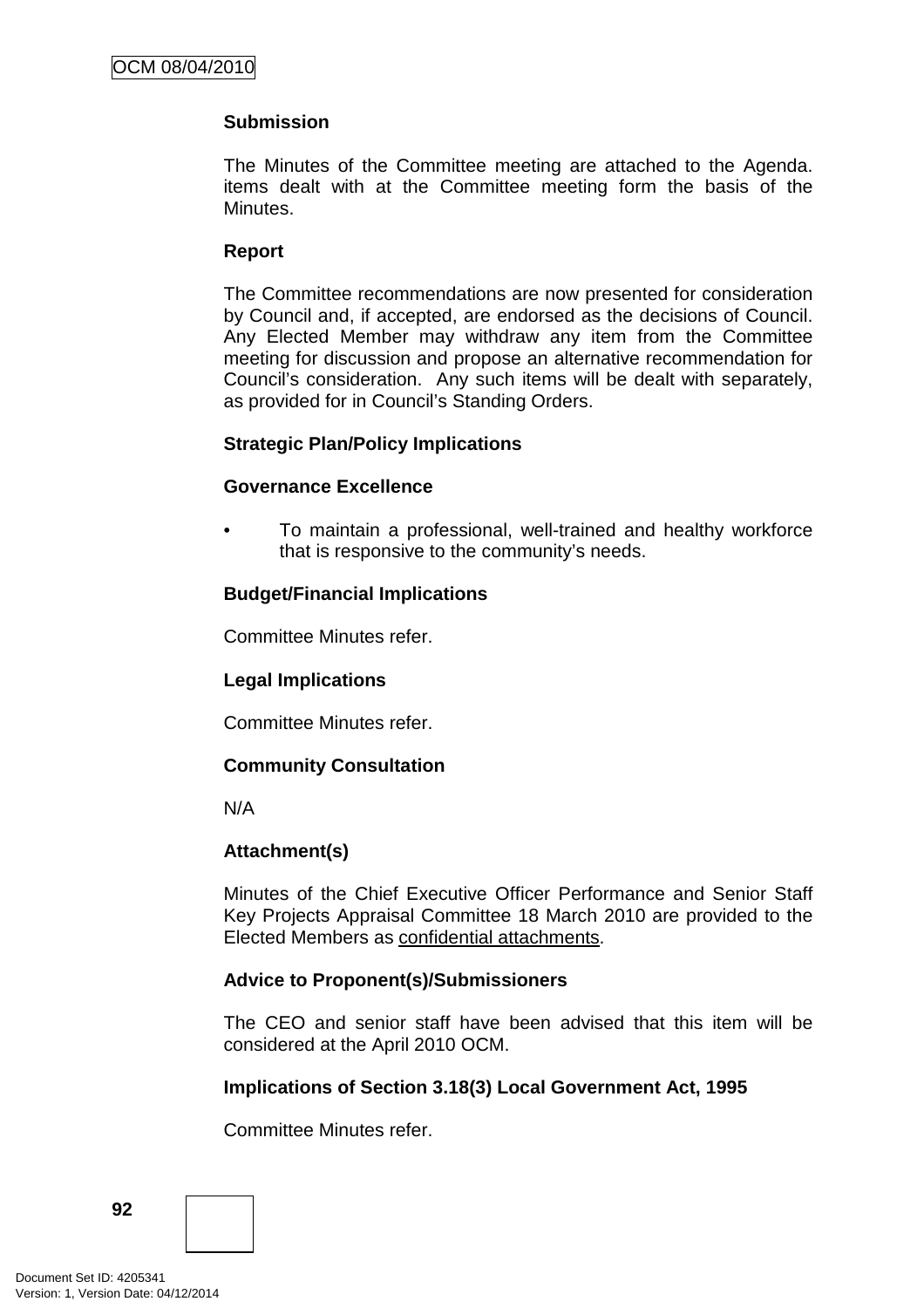**Submission**

The Minutes of the Committee meeting are attached to the Agenda. items dealt with at the Committee meeting form the basis of the Minutes.

**Report**

The Committee recommendations are now presented for consideration by Council and, if accepted, are endorsed as the decisions of Council. Any Elected Member may withdraw any item from the Committee meeting for discussion and propose an alternative recommendation for Council's consideration. Any such items will be dealt with separately, as provided for in Council's Standing Orders.

**Strategic Plan/Policy Implications**

**Governance Excellence**

- To maintain a professional, well-trained and healthy workforce that is responsive to the community's needs.

**Budget/Financial Implications**

Committee Minutes refer.

**Legal Implications**

Committee Minutes refer.

**Community Consultation**

N/A

**Attachment(s)**

Minutes of the Chief Executive Officer Performance and Senior Staff Key Projects Appraisal Committee 18 March 2010 are provided to the Elected Members as confidential attachments.

**Advice to Proponent(s)/Submissioners**

The CEO and senior staff have been advised that this item will be considered at the April 2010 OCM.

**Implications of Section 3.18(3) Local Government Act, 1995**

Committee Minutes refer.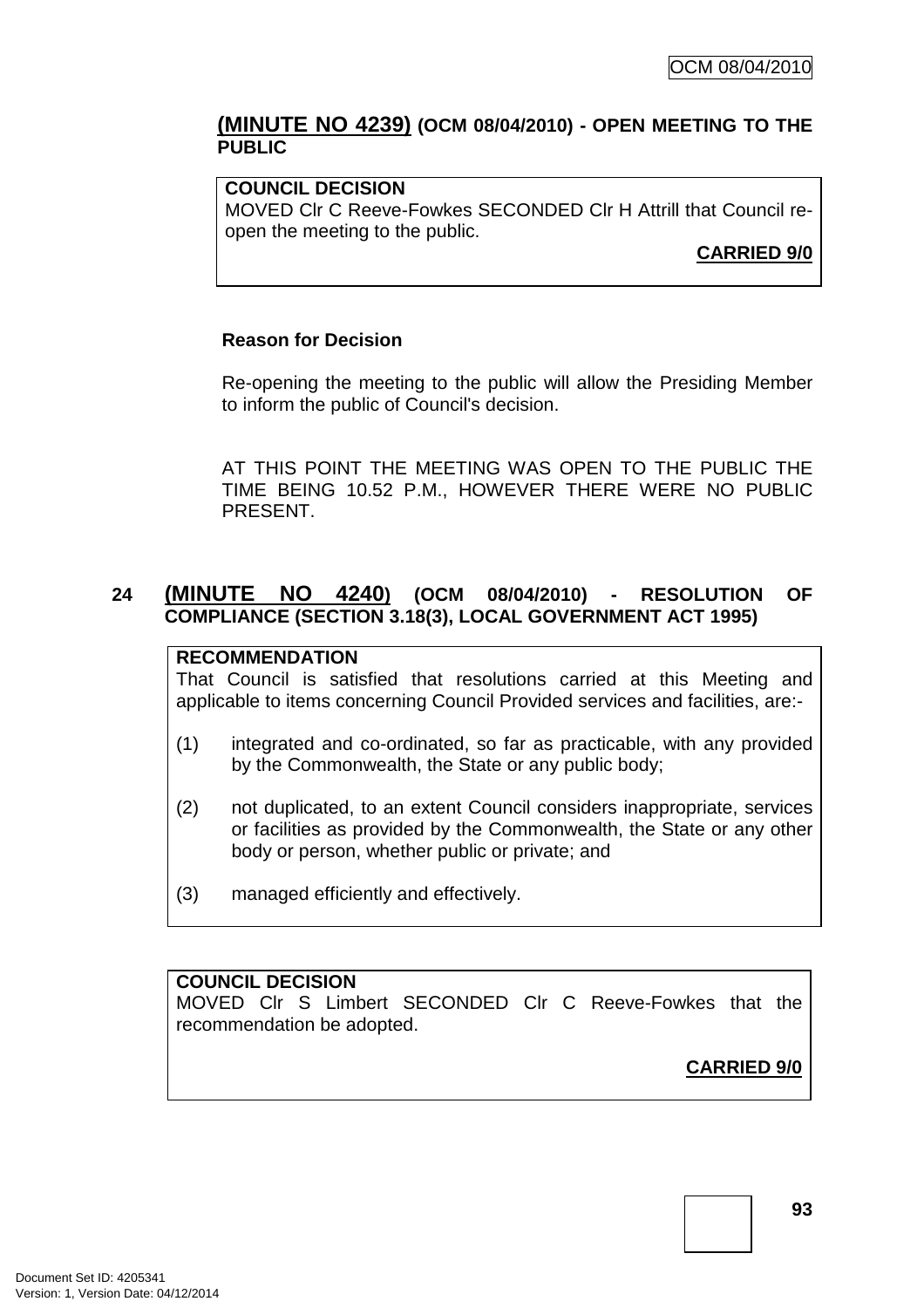## (MINUTE NO 4239) (OCM 08/04/2010) - OPEN MEETING TO THE PUBLIC

**COUNCIL DECISION**
MOVED Clr C Reeve-Fowkes SECONDED Clr H Attrill that Council re-open the meeting to the public.

**CARRIED 9/0**

**Reason for Decision**

Re-opening the meeting to the public will allow the Presiding Member to inform the public of Council's decision.

AT THIS POINT THE MEETING WAS OPEN TO THE PUBLIC THE TIME BEING 10.52 P.M., HOWEVER THERE WERE NO PUBLIC PRESENT.

## 24 (MINUTE NO 4240) (OCM 08/04/2010) - RESOLUTION OF COMPLIANCE (SECTION 3.18(3), LOCAL GOVERNMENT ACT 1995)

**RECOMMENDATION**
That Council is satisfied that resolutions carried at this Meeting and applicable to items concerning Council Provided services and facilities, are:-

(1) integrated and co-ordinated, so far as practicable, with any provided by the Commonwealth, the State or any public body;

(2) not duplicated, to an extent Council considers inappropriate, services or facilities as provided by the Commonwealth, the State or any other body or person, whether public or private; and

(3) managed efficiently and effectively.

**COUNCIL DECISION**
MOVED Clr S Limbert SECONDED Clr C Reeve-Fowkes that the recommendation be adopted.

**CARRIED 9/0**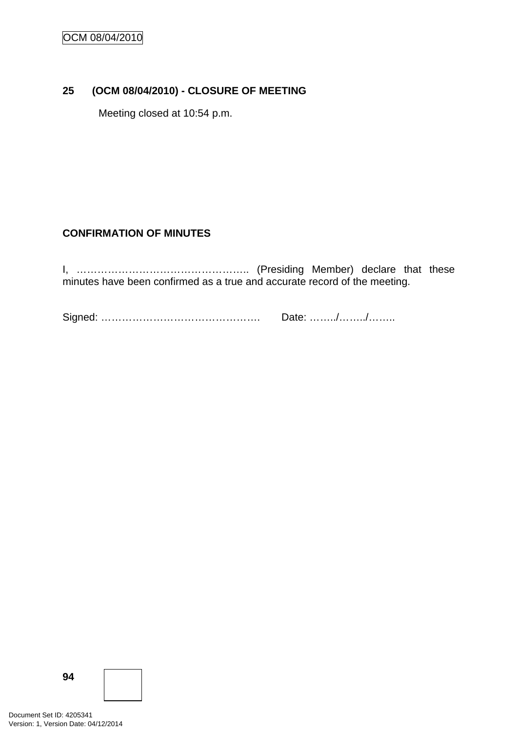## 25 (OCM 08/04/2010) - CLOSURE OF MEETING

Meeting closed at 10:54 p.m.

**CONFIRMATION OF MINUTES**

I, ………………………………………….. (Presiding Member) declare that these minutes have been confirmed as a true and accurate record of the meeting.

Signed: ……………………………………….   Date: ……../……../……..